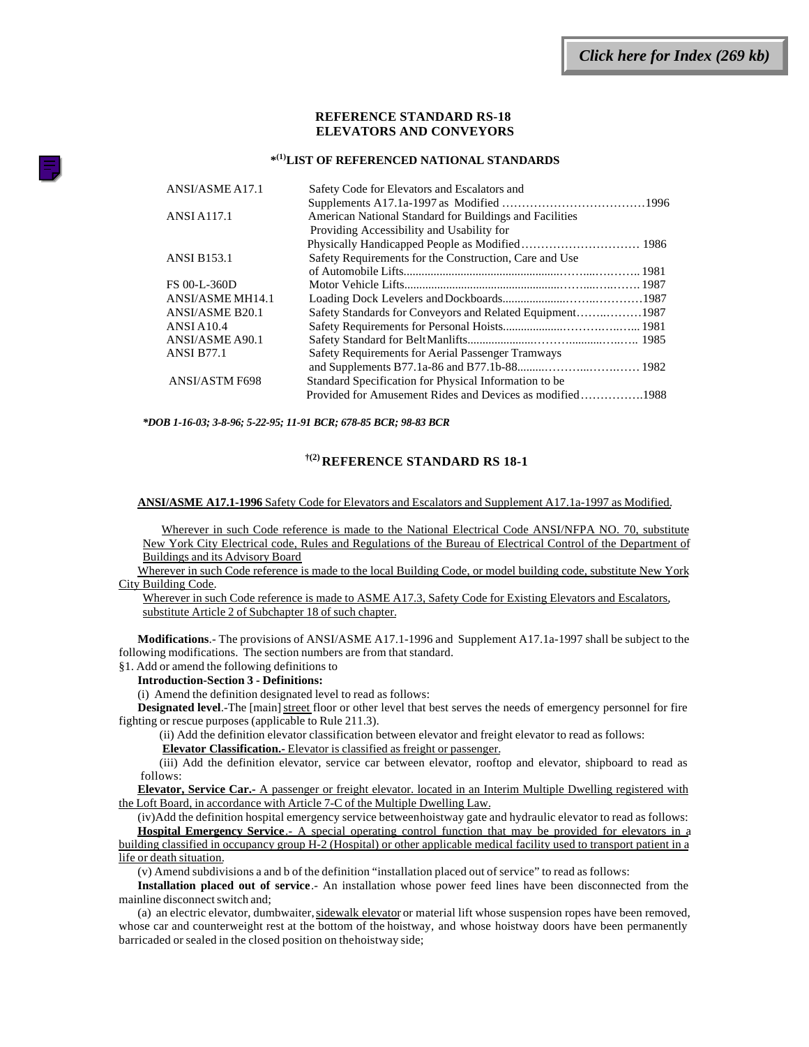Click here for Index (269 kb)

# REFERENCE STANDARD RS-18
# ELEVATORS AND CONVEYORS

## *(1) LIST OF REFERENCED NATIONAL STANDARDS

| | | |
|---|---|---|
| ANSI/ASME A17.1 | Safety Code for Elevators and Escalators and Supplements A17.1a-1997 as Modified | 1996 |
| ANSI A117.1 | American National Standard for Buildings and Facilities Providing Accessibility and Usability for Physically Handicapped People as Modified | 1986 |
| ANSI B153.1 | Safety Requirements for the Construction, Care and Use of Automobile Lifts | 1981 |
| FS 00-L-360D | Motor Vehicle Lifts | 1987 |
| ANSI/ASME MH14.1 | Loading Dock Levelers and Dockboards | 1987 |
| ANSI/ASME B20.1 | Safety Standards for Conveyors and Related Equipment | 1987 |
| ANSI A10.4 | Safety Requirements for Personal Hoists | 1981 |
| ANSI/ASME A90.1 | Safety Standard for Belt Manlifts | 1985 |
| ANSI B77.1 | Safety Requirements for Aerial Passenger Tramways and Supplements B77.1a-86 and B77.1b-88 | 1982 |
| ANSI/ASTM F698 | Standard Specification for Physical Information to be Provided for Amusement Rides and Devices as modified | 1988 |

*\*DOB 1-16-03; 3-8-96; 5-22-95; 11-91 BCR; 678-85 BCR; 98-83 BCR*

## †(2) REFERENCE STANDARD RS 18-1

**ANSI/ASME A17.1-1996** Safety Code for Elevators and Escalators and Supplement A17.1a-1997 as Modified.

Wherever in such Code reference is made to the National Electrical Code ANSI/NFPA NO. 70, substitute New York City Electrical code, Rules and Regulations of the Bureau of Electrical Control of the Department of Buildings and its Advisory Board

Wherever in such Code reference is made to the local Building Code, or model building code, substitute New York City Building Code.

Wherever in such Code reference is made to ASME A17.3, Safety Code for Existing Elevators and Escalators, substitute Article 2 of Subchapter 18 of such chapter.

**Modifications**.- The provisions of ANSI/ASME A17.1-1996 and Supplement A17.1a-1997 shall be subject to the following modifications. The section numbers are from that standard.

§1. Add or amend the following definitions to

**Introduction-Section 3 - Definitions:**

(i) Amend the definition designated level to read as follows:

**Designated level**.-The [main] street floor or other level that best serves the needs of emergency personnel for fire fighting or rescue purposes (applicable to Rule 211.3).

(ii) Add the definition elevator classification between elevator and freight elevator to read as follows:

**Elevator Classification.-** Elevator is classified as freight or passenger.

(iii) Add the definition elevator, service car between elevator, rooftop and elevator, shipboard to read as follows:

**Elevator, Service Car.-** A passenger or freight elevator. located in an Interim Multiple Dwelling registered with the Loft Board, in accordance with Article 7-C of the Multiple Dwelling Law.

(iv)Add the definition hospital emergency service between hoistway gate and hydraulic elevator to read as follows:

**Hospital Emergency Service**.- A special operating control function that may be provided for elevators in a building classified in occupancy group H-2 (Hospital) or other applicable medical facility used to transport patient in a life or death situation.

(v) Amend subdivisions a and b of the definition "installation placed out of service" to read as follows:

**Installation placed out of service**.- An installation whose power feed lines have been disconnected from the mainline disconnect switch and;

(a) an electric elevator, dumbwaiter, sidewalk elevator or material lift whose suspension ropes have been removed, whose car and counterweight rest at the bottom of the hoistway, and whose hoistway doors have been permanently barricaded or sealed in the closed position on the hoistway side;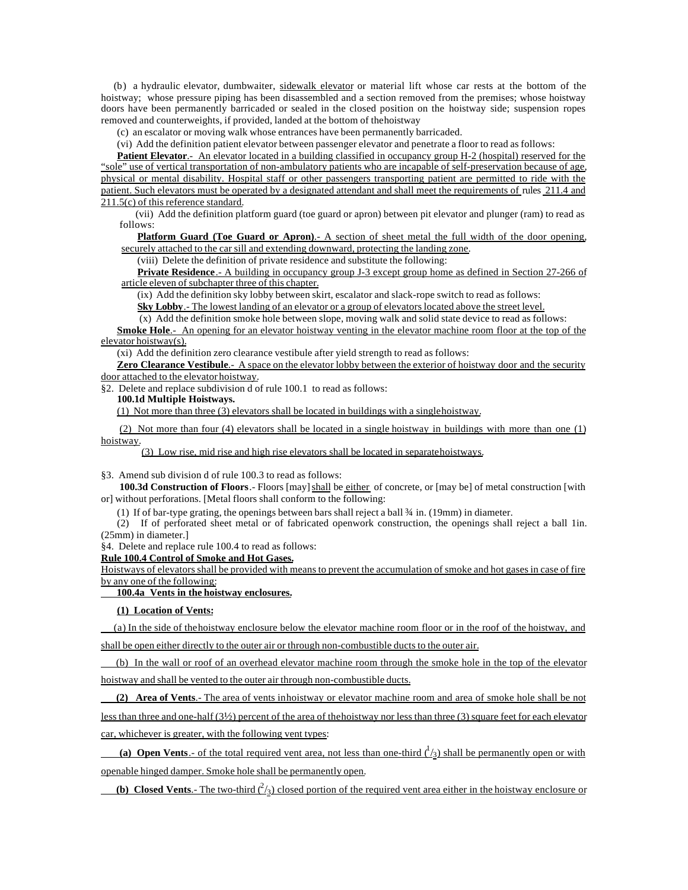(b) a hydraulic elevator, dumbwaiter, sidewalk elevator or material lift whose car rests at the bottom of the hoistway; whose pressure piping has been disassembled and a section removed from the premises; whose hoistway doors have been permanently barricaded or sealed in the closed position on the hoistway side; suspension ropes removed and counterweights, if provided, landed at the bottom of the hoistway

(c) an escalator or moving walk whose entrances have been permanently barricaded.

(vi) Add the definition patient elevator between passenger elevator and penetrate a floor to read as follows:

**Patient Elevator**.- An elevator located in a building classified in occupancy group H-2 (hospital) reserved for the "sole" use of vertical transportation of non-ambulatory patients who are incapable of self-preservation because of age, physical or mental disability. Hospital staff or other passengers transporting patient are permitted to ride with the patient. Such elevators must be operated by a designated attendant and shall meet the requirements of rules 211.4 and 211.5(c) of this reference standard.

(vii) Add the definition platform guard (toe guard or apron) between pit elevator and plunger (ram) to read as follows:

**Platform Guard (Toe Guard or Apron)**.- A section of sheet metal the full width of the door opening, securely attached to the car sill and extending downward, protecting the landing zone.

(viii) Delete the definition of private residence and substitute the following:

**Private Residence**.- A building in occupancy group J-3 except group home as defined in Section 27-266 of article eleven of subchapter three of this chapter.

(ix) Add the definition sky lobby between skirt, escalator and slack-rope switch to read as follows:

**Sky Lobby**.- The lowest landing of an elevator or a group of elevators located above the street level.

(x) Add the definition smoke hole between slope, moving walk and solid state device to read as follows:

**Smoke Hole**.- An opening for an elevator hoistway venting in the elevator machine room floor at the top of the elevator hoistway(s).

(xi) Add the definition zero clearance vestibule after yield strength to read as follows:

**Zero Clearance Vestibule**.- A space on the elevator lobby between the exterior of hoistway door and the security door attached to the elevator hoistway.

§2. Delete and replace subdivision d of rule 100.1 to read as follows:

**100.1d Multiple Hoistways.**

(1) Not more than three (3) elevators shall be located in buildings with a single hoistway.

(2) Not more than four (4) elevators shall be located in a single hoistway in buildings with more than one (1) hoistway.

(3) Low rise, mid rise and high rise elevators shall be located in separate hoistways.

§3. Amend sub division d of rule 100.3 to read as follows:

**100.3d Construction of Floors**.- Floors [may] shall be either of concrete, or [may be] of metal construction [with or] without perforations. [Metal floors shall conform to the following:

(1) If of bar-type grating, the openings between bars shall reject a ball ¾ in. (19mm) in diameter.

(2) If of perforated sheet metal or of fabricated openwork construction, the openings shall reject a ball 1in. (25mm) in diameter.]

§4. Delete and replace rule 100.4 to read as follows:

**Rule 100.4 Control of Smoke and Hot Gases.**

Hoistways of elevators shall be provided with means to prevent the accumulation of smoke and hot gases in case of fire by any one of the following:

**100.4a Vents in the hoistway enclosures.**

**(1) Location of Vents:**

(a) In the side of the hoistway enclosure below the elevator machine room floor or in the roof of the hoistway, and shall be open either directly to the outer air or through non-combustible ducts to the outer air.

(b) In the wall or roof of an overhead elevator machine room through the smoke hole in the top of the elevator hoistway and shall be vented to the outer air through non-combustible ducts.

**(2) Area of Vents**.- The area of vents in hoistway or elevator machine room and area of smoke hole shall be not less than three and one-half (3½) percent of the area of the hoistway nor less than three (3) square feet for each elevator car, whichever is greater, with the following vent types:

**(a) Open Vents**.- of the total required vent area, not less than one-third ($^1/_3$) shall be permanently open or with openable hinged damper. Smoke hole shall be permanently open.

**(b) Closed Vents**.- The two-third ($^2/_3$) closed portion of the required vent area either in the hoistway enclosure or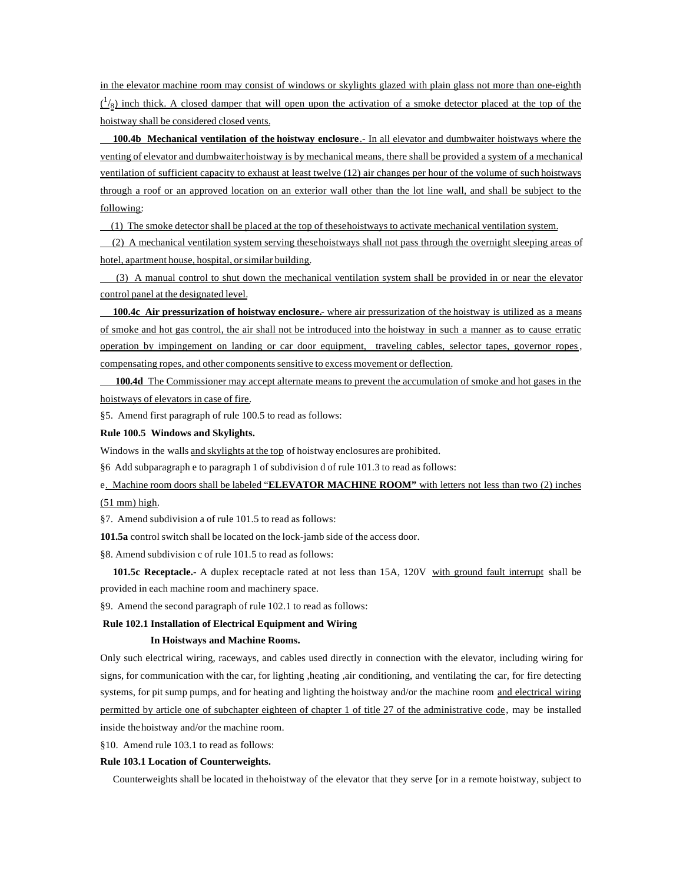in the elevator machine room may consist of windows or skylights glazed with plain glass not more than one-eighth ($^1/_8$) inch thick. A closed damper that will open upon the activation of a smoke detector placed at the top of the hoistway shall be considered closed vents.

**100.4b Mechanical ventilation of the hoistway enclosure**.- In all elevator and dumbwaiter hoistways where the venting of elevator and dumbwaiter hoistway is by mechanical means, there shall be provided a system of a mechanical ventilation of sufficient capacity to exhaust at least twelve (12) air changes per hour of the volume of such hoistways through a roof or an approved location on an exterior wall other than the lot line wall, and shall be subject to the following:

(1) The smoke detector shall be placed at the top of these hoistways to activate mechanical ventilation system.

(2) A mechanical ventilation system serving these hoistways shall not pass through the overnight sleeping areas of hotel, apartment house, hospital, or similar building.

(3) A manual control to shut down the mechanical ventilation system shall be provided in or near the elevator control panel at the designated level.

**100.4c Air pressurization of hoistway enclosure.-** where air pressurization of the hoistway is utilized as a means of smoke and hot gas control, the air shall not be introduced into the hoistway in such a manner as to cause erratic operation by impingement on landing or car door equipment, traveling cables, selector tapes, governor ropes, compensating ropes, and other components sensitive to excess movement or deflection.

**100.4d** The Commissioner may accept alternate means to prevent the accumulation of smoke and hot gases in the hoistways of elevators in case of fire.

§5. Amend first paragraph of rule 100.5 to read as follows:

**Rule 100.5 Windows and Skylights.**

Windows in the walls and skylights at the top of hoistway enclosures are prohibited.

§6 Add subparagraph e to paragraph 1 of subdivision d of rule 101.3 to read as follows:

e. Machine room doors shall be labeled "**ELEVATOR MACHINE ROOM"** with letters not less than two (2) inches (51 mm) high.

§7. Amend subdivision a of rule 101.5 to read as follows:

**101.5a** control switch shall be located on the lock-jamb side of the access door.

§8. Amend subdivision c of rule 101.5 to read as follows:

**101.5c Receptacle.-** A duplex receptacle rated at not less than 15A, 120V with ground fault interrupt shall be provided in each machine room and machinery space.

§9. Amend the second paragraph of rule 102.1 to read as follows:

**Rule 102.1 Installation of Electrical Equipment and Wiring In Hoistways and Machine Rooms.**

Only such electrical wiring, raceways, and cables used directly in connection with the elevator, including wiring for signs, for communication with the car, for lighting ,heating ,air conditioning, and ventilating the car, for fire detecting systems, for pit sump pumps, and for heating and lighting the hoistway and/or the machine room and electrical wiring permitted by article one of subchapter eighteen of chapter 1 of title 27 of the administrative code, may be installed inside the hoistway and/or the machine room.

§10. Amend rule 103.1 to read as follows:

**Rule 103.1 Location of Counterweights.**

Counterweights shall be located in the hoistway of the elevator that they serve [or in a remote hoistway, subject to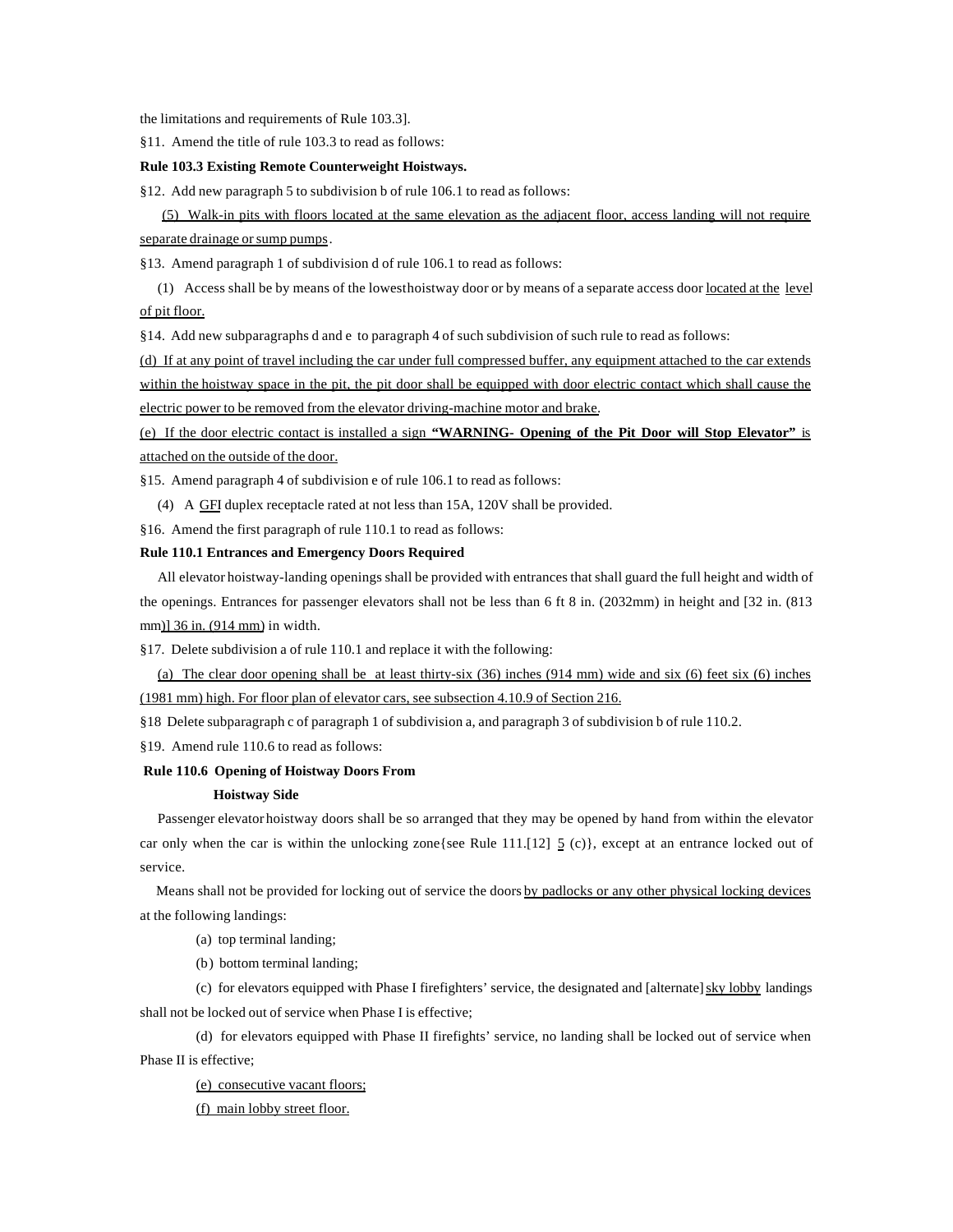the limitations and requirements of Rule 103.3].

§11. Amend the title of rule 103.3 to read as follows:

**Rule 103.3 Existing Remote Counterweight Hoistways.**

§12. Add new paragraph 5 to subdivision b of rule 106.1 to read as follows:

<u>(5) Walk-in pits with floors located at the same elevation as the adjacent floor, access landing will not require separate drainage or sump pumps</u>.

§13. Amend paragraph 1 of subdivision d of rule 106.1 to read as follows:

(1) Access shall be by means of the lowest hoistway door or by means of a separate access door <u>located at the level of pit floor.</u>

§14. Add new subparagraphs d and e to paragraph 4 of such subdivision of such rule to read as follows:

<u>(d) If at any point of travel including the car under full compressed buffer, any equipment attached to the car extends within the hoistway space in the pit, the pit door shall be equipped with door electric contact which shall cause the electric power to be removed from the elevator driving-machine motor and brake.</u>

<u>(e) If the door electric contact is installed a sign **"WARNING- Opening of the Pit Door will Stop Elevator"** is attached on the outside of the door.</u>

§15. Amend paragraph 4 of subdivision e of rule 106.1 to read as follows:

(4) A <u>GFI</u> duplex receptacle rated at not less than 15A, 120V shall be provided.

§16. Amend the first paragraph of rule 110.1 to read as follows:

**Rule 110.1 Entrances and Emergency Doors Required**

All elevator hoistway-landing openings shall be provided with entrances that shall guard the full height and width of the openings. Entrances for passenger elevators shall not be less than 6 ft 8 in. (2032mm) in height and [32 in. (813 mm)] <u>36 in. (914 mm)</u> in width.

§17. Delete subdivision a of rule 110.1 and replace it with the following:

<u>(a) The clear door opening shall be at least thirty-six (36) inches (914 mm) wide and six (6) feet six (6) inches (1981 mm) high. For floor plan of elevator cars, see subsection 4.10.9 of Section 216.</u>

§18 Delete subparagraph c of paragraph 1 of subdivision a, and paragraph 3 of subdivision b of rule 110.2.

§19. Amend rule 110.6 to read as follows:

**Rule 110.6 Opening of Hoistway Doors From Hoistway Side**

Passenger elevator hoistway doors shall be so arranged that they may be opened by hand from within the elevator car only when the car is within the unlocking zone{see Rule 111.[12] <u>5</u> (c)}, except at an entrance locked out of service.

Means shall not be provided for locking out of service the doors <u>by padlocks or any other physical locking devices</u> at the following landings:

(a) top terminal landing;

(b) bottom terminal landing;

(c) for elevators equipped with Phase I firefighters' service, the designated and [alternate] <u>sky lobby</u> landings shall not be locked out of service when Phase I is effective;

(d) for elevators equipped with Phase II firefights' service, no landing shall be locked out of service when Phase II is effective;

<u>(e) consecutive vacant floors;</u>

<u>(f) main lobby street floor.</u>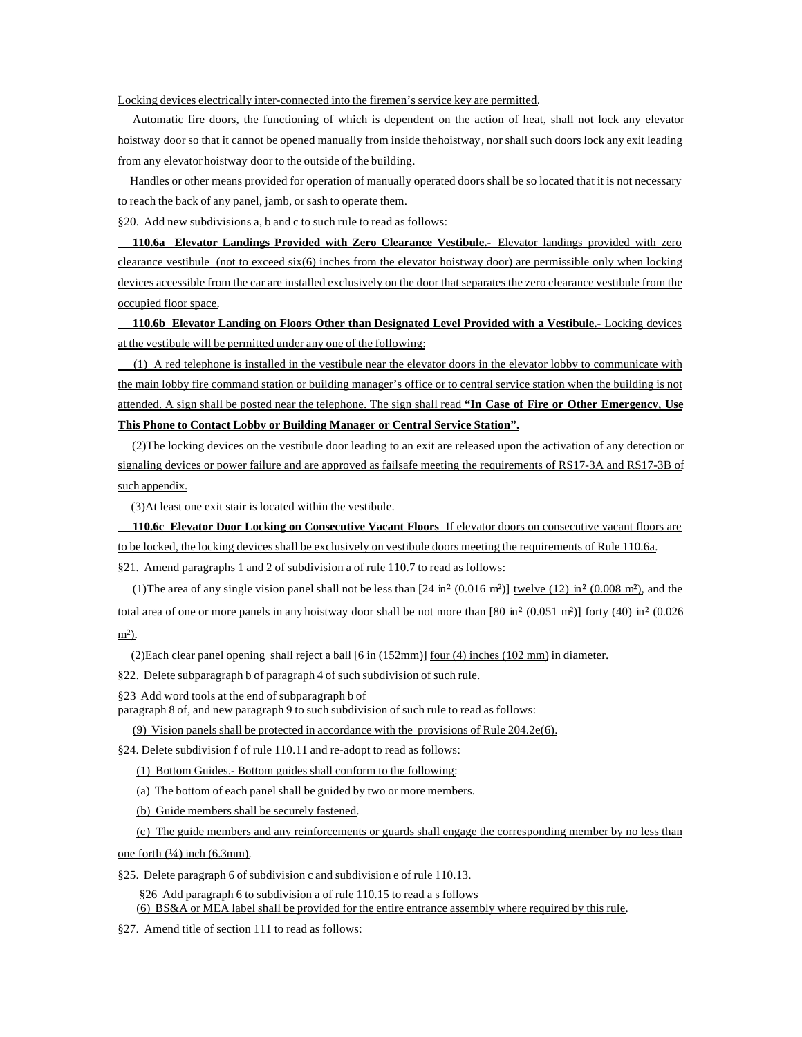Locking devices electrically inter-connected into the firemen's service key are permitted.

Automatic fire doors, the functioning of which is dependent on the action of heat, shall not lock any elevator hoistway door so that it cannot be opened manually from inside the hoistway, nor shall such doors lock any exit leading from any elevator hoistway door to the outside of the building.

Handles or other means provided for operation of manually operated doors shall be so located that it is not necessary to reach the back of any panel, jamb, or sash to operate them.

§20. Add new subdivisions a, b and c to such rule to read as follows:

**110.6a Elevator Landings Provided with Zero Clearance Vestibule.-** Elevator landings provided with zero clearance vestibule (not to exceed six(6) inches from the elevator hoistway door) are permissible only when locking devices accessible from the car are installed exclusively on the door that separates the zero clearance vestibule from the occupied floor space.

**110.6b Elevator Landing on Floors Other than Designated Level Provided with a Vestibule.-** Locking devices at the vestibule will be permitted under any one of the following:

(1) A red telephone is installed in the vestibule near the elevator doors in the elevator lobby to communicate with the main lobby fire command station or building manager's office or to central service station when the building is not attended. A sign shall be posted near the telephone. The sign shall read **"In Case of Fire or Other Emergency, Use This Phone to Contact Lobby or Building Manager or Central Service Station".**

(2)The locking devices on the vestibule door leading to an exit are released upon the activation of any detection or signaling devices or power failure and are approved as failsafe meeting the requirements of RS17-3A and RS17-3B of such appendix.

(3)At least one exit stair is located within the vestibule.

**110.6c Elevator Door Locking on Consecutive Vacant Floors** If elevator doors on consecutive vacant floors are to be locked, the locking devices shall be exclusively on vestibule doors meeting the requirements of Rule 110.6a.

§21. Amend paragraphs 1 and 2 of subdivision a of rule 110.7 to read as follows:

(1)The area of any single vision panel shall not be less than [24 in² (0.016 m²)] twelve (12) in² (0.008 m²), and the total area of one or more panels in any hoistway door shall be not more than [80 in² (0.051 m²)] forty (40) in² (0.026 m²).

(2)Each clear panel opening shall reject a ball [6 in (152mm)] four (4) inches (102 mm) in diameter.

§22. Delete subparagraph b of paragraph 4 of such subdivision of such rule.

§23 Add word tools at the end of subparagraph b of paragraph 8 of, and new paragraph 9 to such subdivision of such rule to read as follows:

(9) Vision panels shall be protected in accordance with the provisions of Rule 204.2e(6).

§24. Delete subdivision f of rule 110.11 and re-adopt to read as follows:

(1) Bottom Guides.- Bottom guides shall conform to the following:

(a) The bottom of each panel shall be guided by two or more members.

(b) Guide members shall be securely fastened.

(c) The guide members and any reinforcements or guards shall engage the corresponding member by no less than one forth (¼) inch (6.3mm).

§25. Delete paragraph 6 of subdivision c and subdivision e of rule 110.13.

§26 Add paragraph 6 to subdivision a of rule 110.15 to read a s follows

(6) BS&A or MEA label shall be provided for the entire entrance assembly where required by this rule.

§27. Amend title of section 111 to read as follows: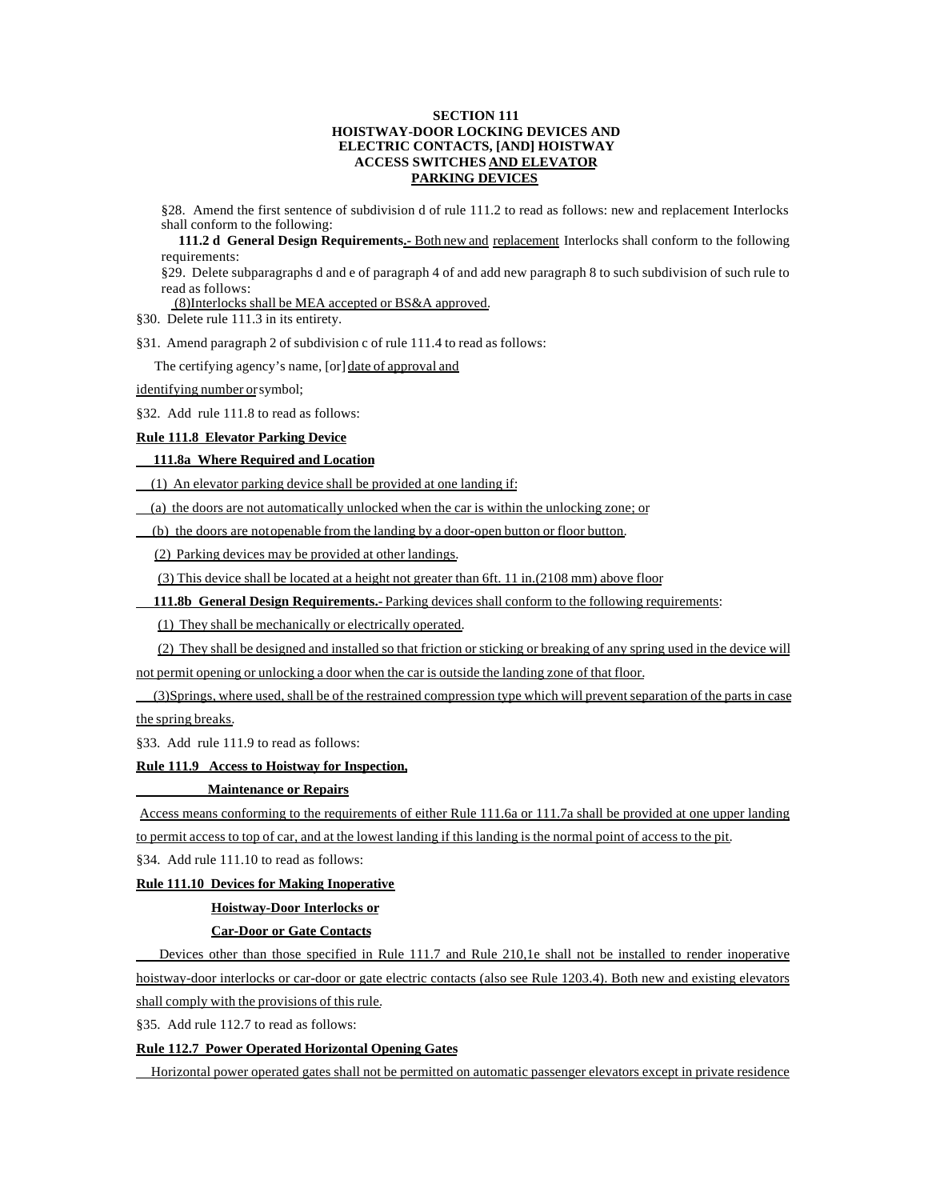**SECTION 111**
**HOISTWAY-DOOR LOCKING DEVICES AND ELECTRIC CONTACTS, [AND] HOISTWAY ACCESS SWITCHES AND ELEVATOR PARKING DEVICES**

§28. Amend the first sentence of subdivision d of rule 111.2 to read as follows: new and replacement Interlocks shall conform to the following:

**111.2 d General Design Requirements.**- Both new and replacement Interlocks shall conform to the following requirements:

§29. Delete subparagraphs d and e of paragraph 4 of and add new paragraph 8 to such subdivision of such rule to read as follows:

(8)Interlocks shall be MEA accepted or BS&A approved.

§30. Delete rule 111.3 in its entirety.

§31. Amend paragraph 2 of subdivision c of rule 111.4 to read as follows:

The certifying agency's name, [or] date of approval and identifying number or symbol;

§32. Add rule 111.8 to read as follows:

**Rule 111.8 Elevator Parking Device**

**111.8a Where Required and Location**

(1) An elevator parking device shall be provided at one landing if:

(a) the doors are not automatically unlocked when the car is within the unlocking zone; or

(b) the doors are not openable from the landing by a door-open button or floor button.

(2) Parking devices may be provided at other landings.

(3) This device shall be located at a height not greater than 6ft. 11 in.(2108 mm) above floor

**111.8b General Design Requirements.**- Parking devices shall conform to the following requirements:

(1) They shall be mechanically or electrically operated.

(2) They shall be designed and installed so that friction or sticking or breaking of any spring used in the device will not permit opening or unlocking a door when the car is outside the landing zone of that floor.

(3)Springs, where used, shall be of the restrained compression type which will prevent separation of the parts in case the spring breaks.

§33. Add rule 111.9 to read as follows:

**Rule 111.9 Access to Hoistway for Inspection, Maintenance or Repairs**

Access means conforming to the requirements of either Rule 111.6a or 111.7a shall be provided at one upper landing to permit access to top of car, and at the lowest landing if this landing is the normal point of access to the pit.

§34. Add rule 111.10 to read as follows:

**Rule 111.10 Devices for Making Inoperative Hoistway-Door Interlocks or Car-Door or Gate Contacts**

Devices other than those specified in Rule 111.7 and Rule 210,1e shall not be installed to render inoperative hoistway-door interlocks or car-door or gate electric contacts (also see Rule 1203.4). Both new and existing elevators shall comply with the provisions of this rule.

§35. Add rule 112.7 to read as follows:

**Rule 112.7 Power Operated Horizontal Opening Gates**

Horizontal power operated gates shall not be permitted on automatic passenger elevators except in private residence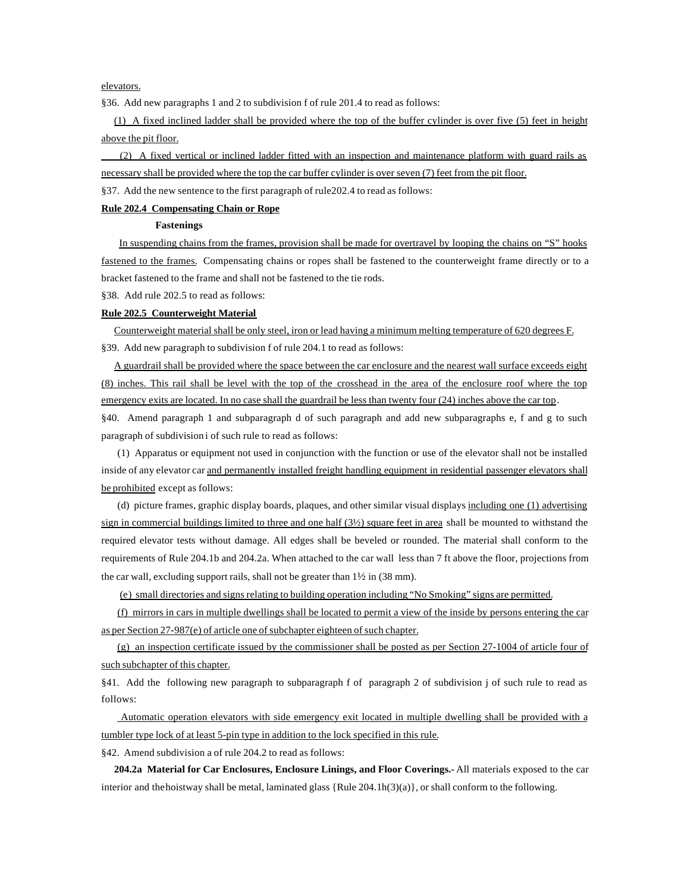elevators.

§36. Add new paragraphs 1 and 2 to subdivision f of rule 201.4 to read as follows:

(1) A fixed inclined ladder shall be provided where the top of the buffer cylinder is over five (5) feet in height above the pit floor.

(2) A fixed vertical or inclined ladder fitted with an inspection and maintenance platform with guard rails as necessary shall be provided where the top the car buffer cylinder is over seven (7) feet from the pit floor.

§37. Add the new sentence to the first paragraph of rule202.4 to read as follows:

**Rule 202.4 Compensating Chain or Rope Fastenings**

In suspending chains from the frames, provision shall be made for overtravel by looping the chains on "S" hooks fastened to the frames. Compensating chains or ropes shall be fastened to the counterweight frame directly or to a bracket fastened to the frame and shall not be fastened to the tie rods.

§38. Add rule 202.5 to read as follows:

**Rule 202.5 Counterweight Material**

Counterweight material shall be only steel, iron or lead having a minimum melting temperature of 620 degrees F.

§39. Add new paragraph to subdivision f of rule 204.1 to read as follows:

A guardrail shall be provided where the space between the car enclosure and the nearest wall surface exceeds eight (8) inches. This rail shall be level with the top of the crosshead in the area of the enclosure roof where the top emergency exits are located. In no case shall the guardrail be less than twenty four (24) inches above the car top.

§40. Amend paragraph 1 and subparagraph d of such paragraph and add new subparagraphs e, f and g to such paragraph of subdivision i of such rule to read as follows:

(1) Apparatus or equipment not used in conjunction with the function or use of the elevator shall not be installed inside of any elevator car and permanently installed freight handling equipment in residential passenger elevators shall be prohibited except as follows:

(d) picture frames, graphic display boards, plaques, and other similar visual displays including one (1) advertising sign in commercial buildings limited to three and one half (3½) square feet in area shall be mounted to withstand the required elevator tests without damage. All edges shall be beveled or rounded. The material shall conform to the requirements of Rule 204.1b and 204.2a. When attached to the car wall less than 7 ft above the floor, projections from the car wall, excluding support rails, shall not be greater than 1½ in (38 mm).

(e) small directories and signs relating to building operation including "No Smoking" signs are permitted.

(f) mirrors in cars in multiple dwellings shall be located to permit a view of the inside by persons entering the car as per Section 27-987(e) of article one of subchapter eighteen of such chapter.

(g) an inspection certificate issued by the commissioner shall be posted as per Section 27-1004 of article four of such subchapter of this chapter.

§41. Add the following new paragraph to subparagraph f of paragraph 2 of subdivision j of such rule to read as follows:

Automatic operation elevators with side emergency exit located in multiple dwelling shall be provided with a tumbler type lock of at least 5-pin type in addition to the lock specified in this rule.

§42. Amend subdivision a of rule 204.2 to read as follows:

**204.2a Material for Car Enclosures, Enclosure Linings, and Floor Coverings.-** All materials exposed to the car interior and the hoistway shall be metal, laminated glass {Rule 204.1h(3)(a)}, or shall conform to the following.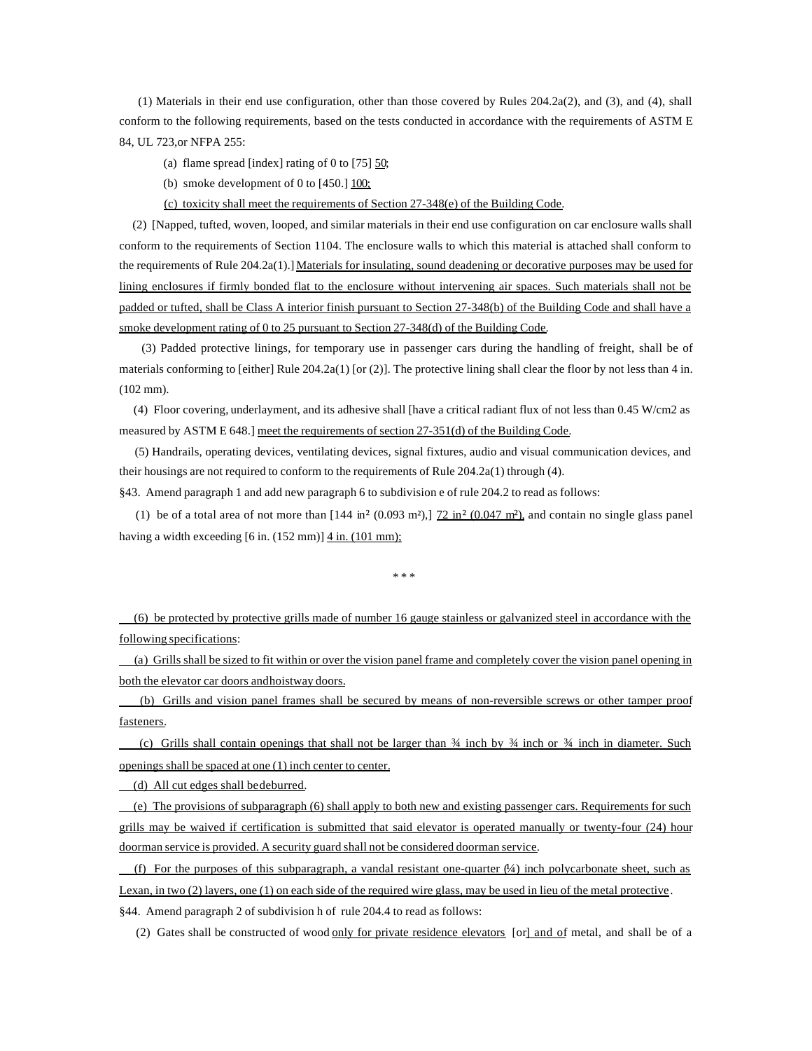(1) Materials in their end use configuration, other than those covered by Rules 204.2a(2), and (3), and (4), shall conform to the following requirements, based on the tests conducted in accordance with the requirements of ASTM E 84, UL 723,or NFPA 255:

(a) flame spread [index] rating of 0 to [75] 50;

(b) smoke development of 0 to [450.] 100;

(c) toxicity shall meet the requirements of Section 27-348(e) of the Building Code.

(2) [Napped, tufted, woven, looped, and similar materials in their end use configuration on car enclosure walls shall conform to the requirements of Section 1104. The enclosure walls to which this material is attached shall conform to the requirements of Rule 204.2a(1).] Materials for insulating, sound deadening or decorative purposes may be used for lining enclosures if firmly bonded flat to the enclosure without intervening air spaces. Such materials shall not be padded or tufted, shall be Class A interior finish pursuant to Section 27-348(b) of the Building Code and shall have a smoke development rating of 0 to 25 pursuant to Section 27-348(d) of the Building Code.

(3) Padded protective linings, for temporary use in passenger cars during the handling of freight, shall be of materials conforming to [either] Rule 204.2a(1) [or (2)]. The protective lining shall clear the floor by not less than 4 in. (102 mm).

(4) Floor covering, underlayment, and its adhesive shall [have a critical radiant flux of not less than 0.45 W/cm2 as measured by ASTM E 648.] meet the requirements of section 27-351(d) of the Building Code.

(5) Handrails, operating devices, ventilating devices, signal fixtures, audio and visual communication devices, and their housings are not required to conform to the requirements of Rule 204.2a(1) through (4).

§43. Amend paragraph 1 and add new paragraph 6 to subdivision e of rule 204.2 to read as follows:

(1) be of a total area of not more than [144 in² (0.093 m²),] 72 in² (0.047 m²), and contain no single glass panel having a width exceeding [6 in. (152 mm)] 4 in. (101 mm);

\* \* \*

(6) be protected by protective grills made of number 16 gauge stainless or galvanized steel in accordance with the following specifications:

(a) Grills shall be sized to fit within or over the vision panel frame and completely cover the vision panel opening in both the elevator car doors andhoistway doors.

(b) Grills and vision panel frames shall be secured by means of non-reversible screws or other tamper proof fasteners.

(c) Grills shall contain openings that shall not be larger than ¾ inch by ¾ inch or ¾ inch in diameter. Such openings shall be spaced at one (1) inch center to center.

(d) All cut edges shall bedeburred.

(e) The provisions of subparagraph (6) shall apply to both new and existing passenger cars. Requirements for such grills may be waived if certification is submitted that said elevator is operated manually or twenty-four (24) hour doorman service is provided. A security guard shall not be considered doorman service.

(f) For the purposes of this subparagraph, a vandal resistant one-quarter (¼) inch polycarbonate sheet, such as Lexan, in two (2) layers, one (1) on each side of the required wire glass, may be used in lieu of the metal protective.

§44. Amend paragraph 2 of subdivision h of rule 204.4 to read as follows:

(2) Gates shall be constructed of wood only for private residence elevators [or] and of metal, and shall be of a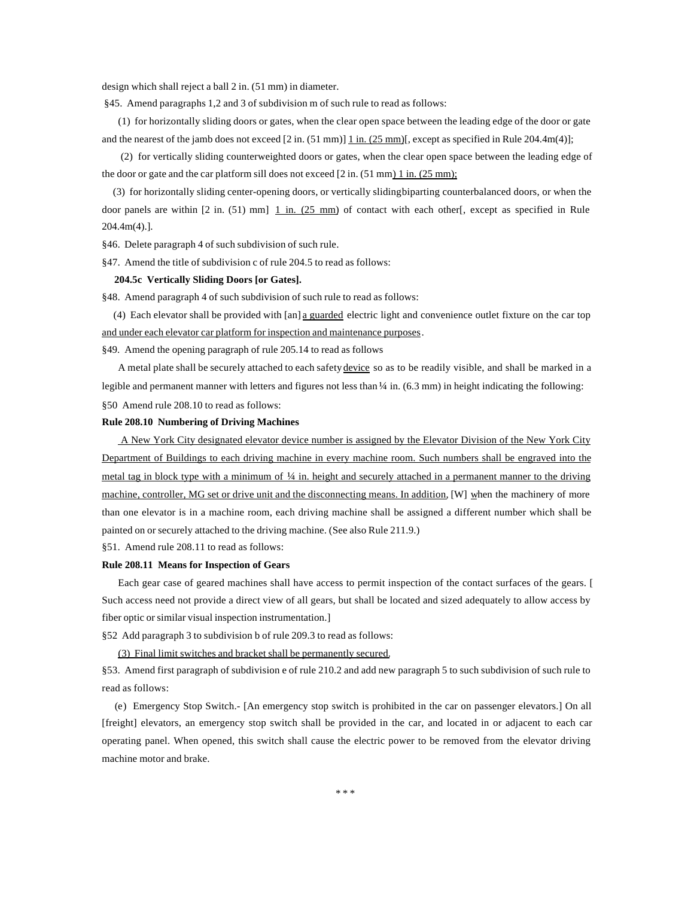design which shall reject a ball 2 in. (51 mm) in diameter.

§45. Amend paragraphs 1,2 and 3 of subdivision m of such rule to read as follows:

(1) for horizontally sliding doors or gates, when the clear open space between the leading edge of the door or gate and the nearest of the jamb does not exceed [2 in. (51 mm)] <u>1 in. (25 mm)</u>[, except as specified in Rule 204.4m(4)];

(2) for vertically sliding counterweighted doors or gates, when the clear open space between the leading edge of the door or gate and the car platform sill does not exceed [2 in. (51 mm<u>) 1 in. (25 mm);</u>

(3) for horizontally sliding center-opening doors, or vertically slidingbiparting counterbalanced doors, or when the door panels are within [2 in. (51) mm] <u>1 in. (25 mm</u>) of contact with each other[, except as specified in Rule 204.4m(4).].

§46. Delete paragraph 4 of such subdivision of such rule.

§47. Amend the title of subdivision c of rule 204.5 to read as follows:

**204.5c Vertically Sliding Doors [or Gates].**

§48. Amend paragraph 4 of such subdivision of such rule to read as follows:

(4) Each elevator shall be provided with [an] <u>a guarded</u> electric light and convenience outlet fixture on the car top <u>and under each elevator car platform for inspection and maintenance purposes</u>.

§49. Amend the opening paragraph of rule 205.14 to read as follows

A metal plate shall be securely attached to each safety <u>device</u> so as to be readily visible, and shall be marked in a legible and permanent manner with letters and figures not less than ¼ in. (6.3 mm) in height indicating the following:

§50 Amend rule 208.10 to read as follows:

**Rule 208.10 Numbering of Driving Machines**

<u>A New York City designated elevator device number is assigned by the Elevator Division of the New York City Department of Buildings to each driving machine in every machine room. Such numbers shall be engraved into the metal tag in block type with a minimum of ¼ in. height and securely attached in a permanent manner to the driving machine, controller, MG set or drive unit and the disconnecting means. In addition</u>, [W] <u>w</u>hen the machinery of more than one elevator is in a machine room, each driving machine shall be assigned a different number which shall be painted on or securely attached to the driving machine. (See also Rule 211.9.)

§51. Amend rule 208.11 to read as follows:

**Rule 208.11 Means for Inspection of Gears**

Each gear case of geared machines shall have access to permit inspection of the contact surfaces of the gears. [ Such access need not provide a direct view of all gears, but shall be located and sized adequately to allow access by fiber optic or similar visual inspection instrumentation.]

§52 Add paragraph 3 to subdivision b of rule 209.3 to read as follows:

<u>(3) Final limit switches and bracket shall be permanently secured.</u>

§53. Amend first paragraph of subdivision e of rule 210.2 and add new paragraph 5 to such subdivision of such rule to read as follows:

(e) Emergency Stop Switch.- [An emergency stop switch is prohibited in the car on passenger elevators.] On all [freight] elevators, an emergency stop switch shall be provided in the car, and located in or adjacent to each car operating panel. When opened, this switch shall cause the electric power to be removed from the elevator driving machine motor and brake.

\* \* \*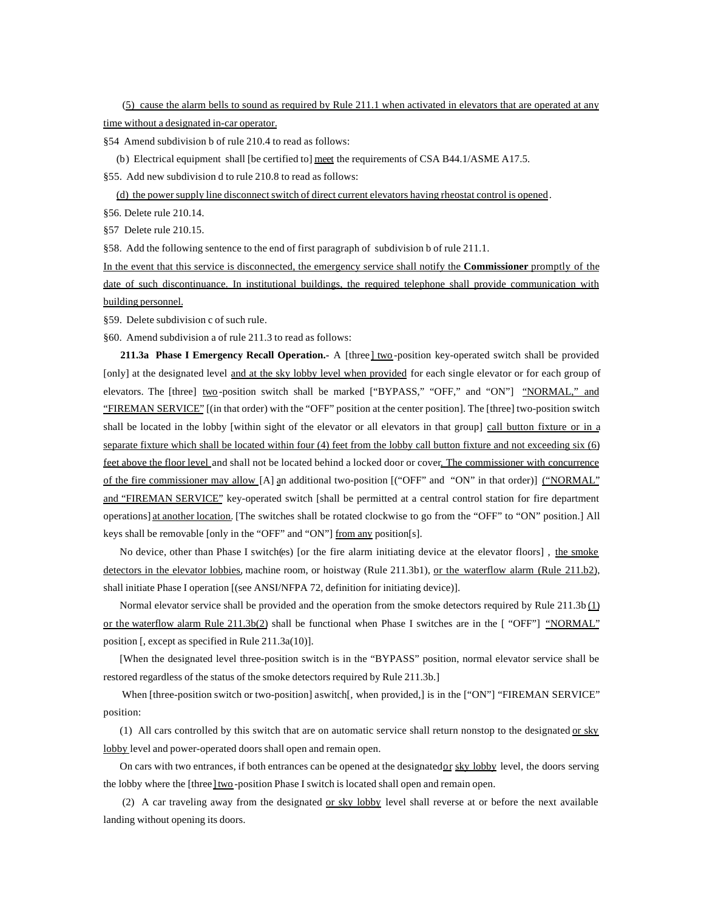(5) cause the alarm bells to sound as required by Rule 211.1 when activated in elevators that are operated at any time without a designated in-car operator.

§54 Amend subdivision b of rule 210.4 to read as follows:

(b) Electrical equipment shall [be certified to] meet the requirements of CSA B44.1/ASME A17.5.

§55. Add new subdivision d to rule 210.8 to read as follows:

(d) the power supply line disconnect switch of direct current elevators having rheostat control is opened.

§56. Delete rule 210.14.

§57 Delete rule 210.15.

§58. Add the following sentence to the end of first paragraph of subdivision b of rule 211.1.

In the event that this service is disconnected, the emergency service shall notify the **Commissioner** promptly of the date of such discontinuance. In institutional buildings, the required telephone shall provide communication with building personnel.

§59. Delete subdivision c of such rule.

§60. Amend subdivision a of rule 211.3 to read as follows:

**211.3a Phase I Emergency Recall Operation.-** A [three] two-position key-operated switch shall be provided [only] at the designated level and at the sky lobby level when provided for each single elevator or for each group of elevators. The [three] two-position switch shall be marked ["BYPASS," "OFF," and "ON"] "NORMAL," and "FIREMAN SERVICE" [(in that order) with the "OFF" position at the center position]. The [three] two-position switch shall be located in the lobby [within sight of the elevator or all elevators in that group] call button fixture or in a separate fixture which shall be located within four (4) feet from the lobby call button fixture and not exceeding six (6) feet above the floor level and shall not be located behind a locked door or cover. The commissioner with concurrence of the fire commissioner may allow [A] an additional two-position [("OFF" and "ON" in that order)] ("NORMAL" and "FIREMAN SERVICE" key-operated switch [shall be permitted at a central control station for fire department operations] at another location. [The switches shall be rotated clockwise to go from the "OFF" to "ON" position.] All keys shall be removable [only in the "OFF" and "ON"] from any position[s].

No device, other than Phase I switch(es) [or the fire alarm initiating device at the elevator floors] , the smoke detectors in the elevator lobbies, machine room, or hoistway (Rule 211.3b1), or the waterflow alarm (Rule 211.b2), shall initiate Phase I operation [(see ANSI/NFPA 72, definition for initiating device)].

Normal elevator service shall be provided and the operation from the smoke detectors required by Rule 211.3b (1) or the waterflow alarm Rule 211.3b(2) shall be functional when Phase I switches are in the [ "OFF"] "NORMAL" position [, except as specified in Rule 211.3a(10)].

[When the designated level three-position switch is in the "BYPASS" position, normal elevator service shall be restored regardless of the status of the smoke detectors required by Rule 211.3b.]

When [three-position switch or two-position] a switch[, when provided,] is in the ["ON"] "FIREMAN SERVICE" position:

(1) All cars controlled by this switch that are on automatic service shall return nonstop to the designated or sky lobby level and power-operated doors shall open and remain open.

On cars with two entrances, if both entrances can be opened at the designated or sky lobby level, the doors serving the lobby where the [three] two-position Phase I switch is located shall open and remain open.

(2) A car traveling away from the designated or sky lobby level shall reverse at or before the next available landing without opening its doors.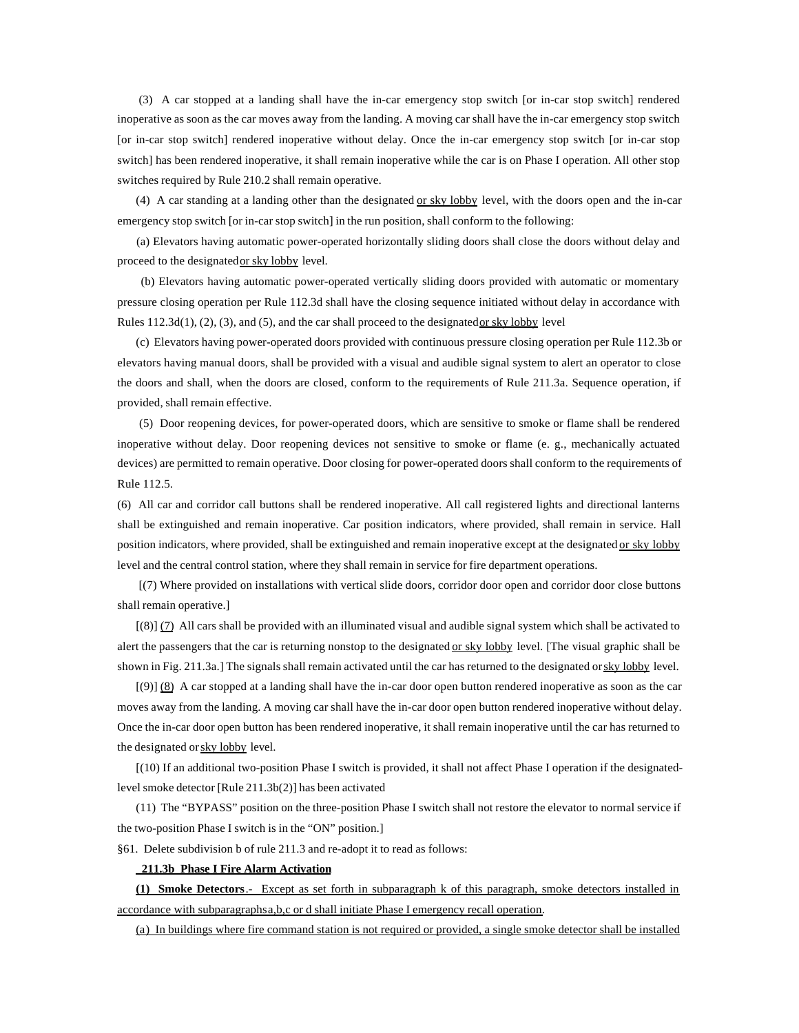(3) A car stopped at a landing shall have the in-car emergency stop switch [or in-car stop switch] rendered inoperative as soon as the car moves away from the landing. A moving car shall have the in-car emergency stop switch [or in-car stop switch] rendered inoperative without delay. Once the in-car emergency stop switch [or in-car stop switch] has been rendered inoperative, it shall remain inoperative while the car is on Phase I operation. All other stop switches required by Rule 210.2 shall remain operative.

(4) A car standing at a landing other than the designated <u>or sky lobby</u> level, with the doors open and the in-car emergency stop switch [or in-car stop switch] in the run position, shall conform to the following:

(a) Elevators having automatic power-operated horizontally sliding doors shall close the doors without delay and proceed to the designated <u>or sky lobby</u> level.

(b) Elevators having automatic power-operated vertically sliding doors provided with automatic or momentary pressure closing operation per Rule 112.3d shall have the closing sequence initiated without delay in accordance with Rules 112.3d(1), (2), (3), and (5), and the car shall proceed to the designated <u>or sky lobby</u> level

(c) Elevators having power-operated doors provided with continuous pressure closing operation per Rule 112.3b or elevators having manual doors, shall be provided with a visual and audible signal system to alert an operator to close the doors and shall, when the doors are closed, conform to the requirements of Rule 211.3a. Sequence operation, if provided, shall remain effective.

(5) Door reopening devices, for power-operated doors, which are sensitive to smoke or flame shall be rendered inoperative without delay. Door reopening devices not sensitive to smoke or flame (e. g., mechanically actuated devices) are permitted to remain operative. Door closing for power-operated doors shall conform to the requirements of Rule 112.5.

(6) All car and corridor call buttons shall be rendered inoperative. All call registered lights and directional lanterns shall be extinguished and remain inoperative. Car position indicators, where provided, shall remain in service. Hall position indicators, where provided, shall be extinguished and remain inoperative except at the designated <u>or sky lobby</u> level and the central control station, where they shall remain in service for fire department operations.

[(7) Where provided on installations with vertical slide doors, corridor door open and corridor door close buttons shall remain operative.]

[(8)] <u>(7)</u> All cars shall be provided with an illuminated visual and audible signal system which shall be activated to alert the passengers that the car is returning nonstop to the designated <u>or sky lobby</u> level. [The visual graphic shall be shown in Fig. 211.3a.] The signals shall remain activated until the car has returned to the designated or <u>sky lobby</u> level.

[(9)] <u>(8)</u> A car stopped at a landing shall have the in-car door open button rendered inoperative as soon as the car moves away from the landing. A moving car shall have the in-car door open button rendered inoperative without delay. Once the in-car door open button has been rendered inoperative, it shall remain inoperative until the car has returned to the designated or <u>sky lobby</u> level.

[(10) If an additional two-position Phase I switch is provided, it shall not affect Phase I operation if the designated-level smoke detector [Rule 211.3b(2)] has been activated

(11) The "BYPASS" position on the three-position Phase I switch shall not restore the elevator to normal service if the two-position Phase I switch is in the "ON" position.]

§61. Delete subdivision b of rule 211.3 and re-adopt it to read as follows:

<u>**211.3b Phase I Fire Alarm Activation**</u>

<u>**(1) Smoke Detectors**.- Except as set forth in subparagraph k of this paragraph, smoke detectors installed in accordance with subparagraphs a,b,c or d shall initiate Phase I emergency recall operation.</u>

<u>(a) In buildings where fire command station is not required or provided, a single smoke detector shall be installed</u>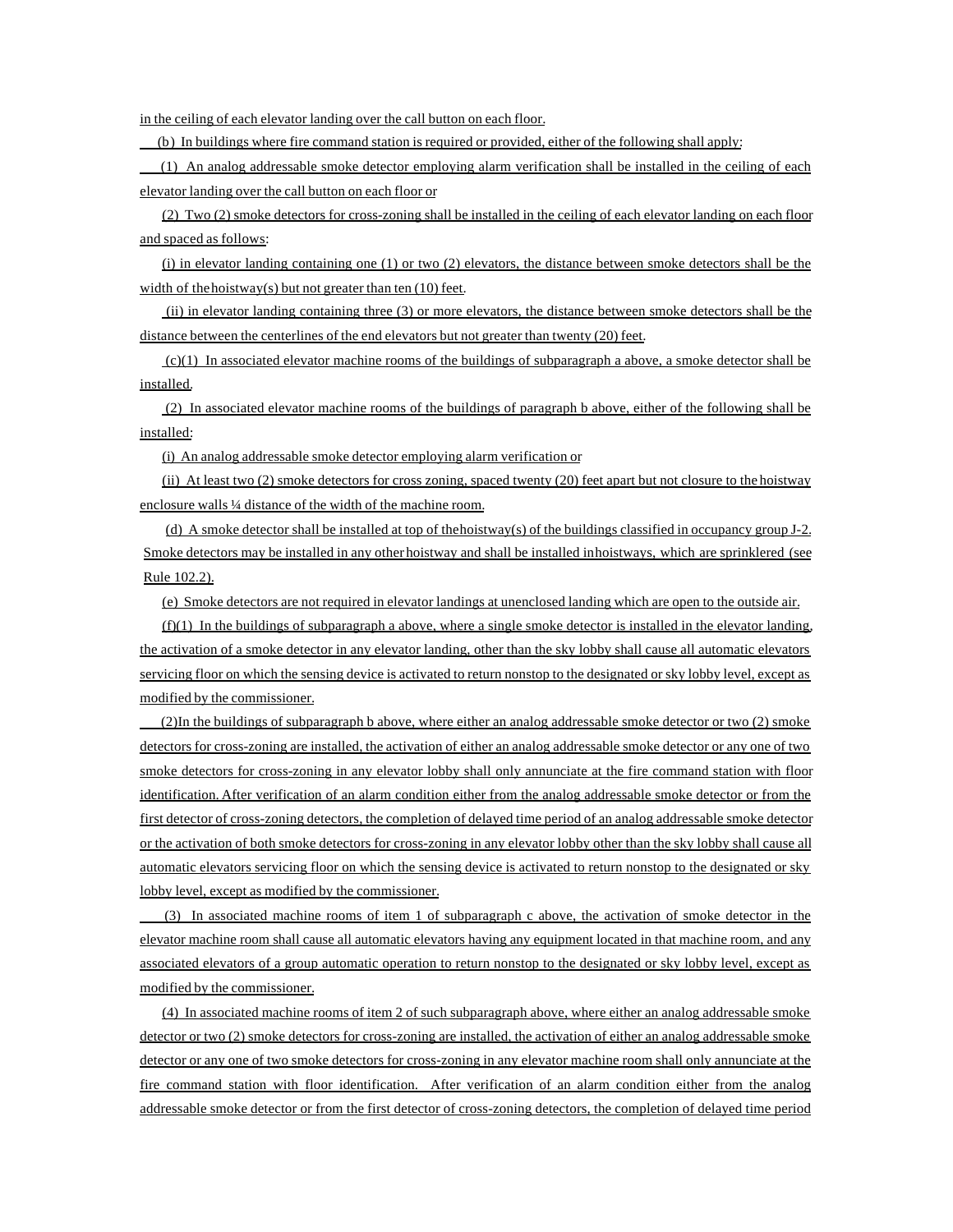in the ceiling of each elevator landing over the call button on each floor.

(b) In buildings where fire command station is required or provided, either of the following shall apply:

(1) An analog addressable smoke detector employing alarm verification shall be installed in the ceiling of each elevator landing over the call button on each floor or

(2) Two (2) smoke detectors for cross-zoning shall be installed in the ceiling of each elevator landing on each floor and spaced as follows:

(i) in elevator landing containing one (1) or two (2) elevators, the distance between smoke detectors shall be the width of the hoistway(s) but not greater than ten (10) feet.

(ii) in elevator landing containing three (3) or more elevators, the distance between smoke detectors shall be the distance between the centerlines of the end elevators but not greater than twenty (20) feet.

(c)(1) In associated elevator machine rooms of the buildings of subparagraph a above, a smoke detector shall be installed.

(2) In associated elevator machine rooms of the buildings of paragraph b above, either of the following shall be installed:

(i) An analog addressable smoke detector employing alarm verification or

(ii) At least two (2) smoke detectors for cross zoning, spaced twenty (20) feet apart but not closure to the hoistway enclosure walls ¼ distance of the width of the machine room.

(d) A smoke detector shall be installed at top of the hoistway(s) of the buildings classified in occupancy group J-2. Smoke detectors may be installed in any other hoistway and shall be installed in hoistways, which are sprinklered (see Rule 102.2).

(e) Smoke detectors are not required in elevator landings at unenclosed landing which are open to the outside air.

(f)(1) In the buildings of subparagraph a above, where a single smoke detector is installed in the elevator landing, the activation of a smoke detector in any elevator landing, other than the sky lobby shall cause all automatic elevators servicing floor on which the sensing device is activated to return nonstop to the designated or sky lobby level, except as modified by the commissioner.

(2) In the buildings of subparagraph b above, where either an analog addressable smoke detector or two (2) smoke detectors for cross-zoning are installed, the activation of either an analog addressable smoke detector or any one of two smoke detectors for cross-zoning in any elevator lobby shall only annunciate at the fire command station with floor identification. After verification of an alarm condition either from the analog addressable smoke detector or from the first detector of cross-zoning detectors, the completion of delayed time period of an analog addressable smoke detector or the activation of both smoke detectors for cross-zoning in any elevator lobby other than the sky lobby shall cause all automatic elevators servicing floor on which the sensing device is activated to return nonstop to the designated or sky lobby level, except as modified by the commissioner.

(3) In associated machine rooms of item 1 of subparagraph c above, the activation of smoke detector in the elevator machine room shall cause all automatic elevators having any equipment located in that machine room, and any associated elevators of a group automatic operation to return nonstop to the designated or sky lobby level, except as modified by the commissioner.

(4) In associated machine rooms of item 2 of such subparagraph above, where either an analog addressable smoke detector or two (2) smoke detectors for cross-zoning are installed, the activation of either an analog addressable smoke detector or any one of two smoke detectors for cross-zoning in any elevator machine room shall only annunciate at the fire command station with floor identification. After verification of an alarm condition either from the analog addressable smoke detector or from the first detector of cross-zoning detectors, the completion of delayed time period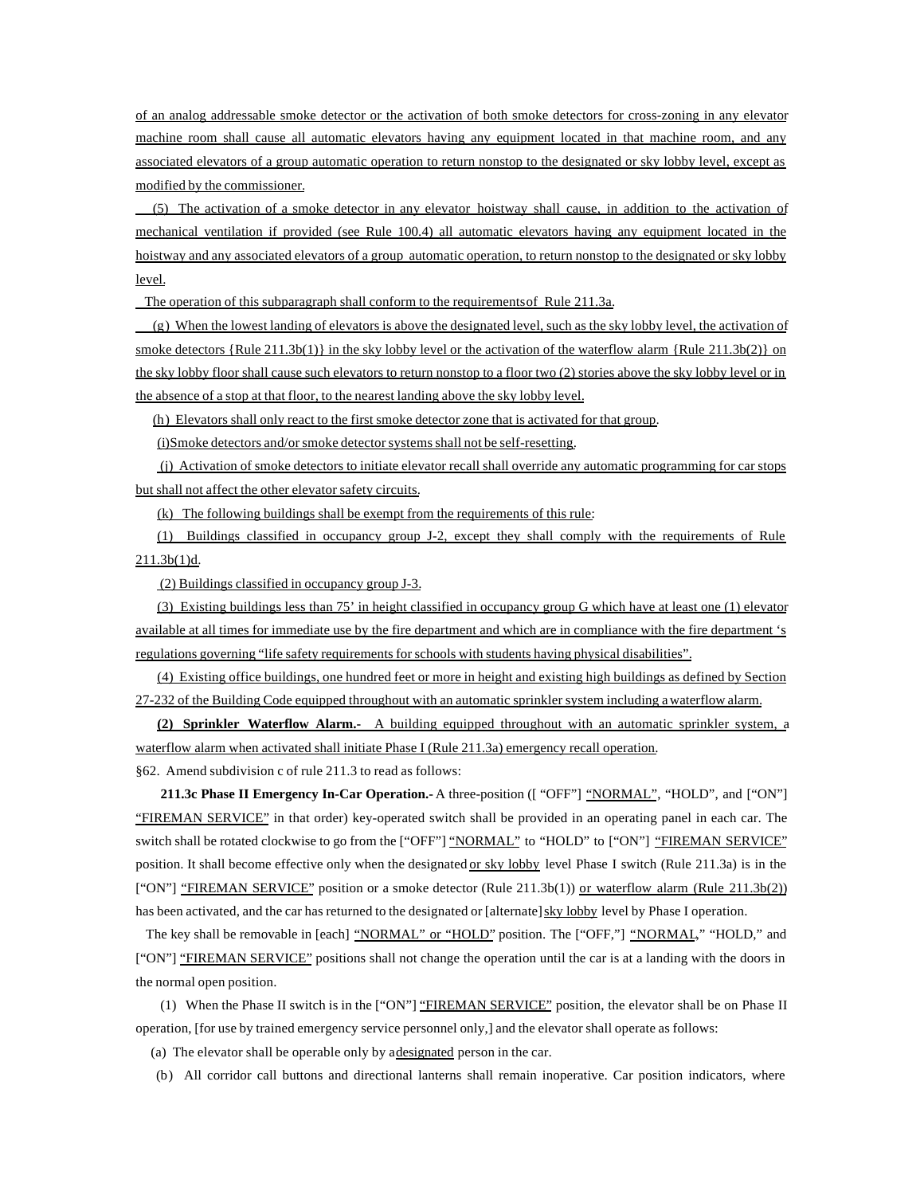of an analog addressable smoke detector or the activation of both smoke detectors for cross-zoning in any elevator machine room shall cause all automatic elevators having any equipment located in that machine room, and any associated elevators of a group automatic operation to return nonstop to the designated or sky lobby level, except as modified by the commissioner.

(5) The activation of a smoke detector in any elevator hoistway shall cause, in addition to the activation of mechanical ventilation if provided (see Rule 100.4) all automatic elevators having any equipment located in the hoistway and any associated elevators of a group automatic operation, to return nonstop to the designated or sky lobby level.

The operation of this subparagraph shall conform to the requirements of Rule 211.3a.

(g) When the lowest landing of elevators is above the designated level, such as the sky lobby level, the activation of smoke detectors {Rule 211.3b(1)} in the sky lobby level or the activation of the waterflow alarm {Rule 211.3b(2)} on the sky lobby floor shall cause such elevators to return nonstop to a floor two (2) stories above the sky lobby level or in the absence of a stop at that floor, to the nearest landing above the sky lobby level.

(h) Elevators shall only react to the first smoke detector zone that is activated for that group.

(i) Smoke detectors and/or smoke detector systems shall not be self-resetting.

(j) Activation of smoke detectors to initiate elevator recall shall override any automatic programming for car stops but shall not affect the other elevator safety circuits.

(k) The following buildings shall be exempt from the requirements of this rule:

(1) Buildings classified in occupancy group J-2, except they shall comply with the requirements of Rule 211.3b(1)d.

(2) Buildings classified in occupancy group J-3.

(3) Existing buildings less than 75' in height classified in occupancy group G which have at least one (1) elevator available at all times for immediate use by the fire department and which are in compliance with the fire department 's regulations governing "life safety requirements for schools with students having physical disabilities".

(4) Existing office buildings, one hundred feet or more in height and existing high buildings as defined by Section 27-232 of the Building Code equipped throughout with an automatic sprinkler system including a waterflow alarm.

**(2) Sprinkler Waterflow Alarm.-** A building equipped throughout with an automatic sprinkler system, a waterflow alarm when activated shall initiate Phase I (Rule 211.3a) emergency recall operation.

§62. Amend subdivision c of rule 211.3 to read as follows:

**211.3c Phase II Emergency In-Car Operation.-** A three-position ([ "OFF"] "NORMAL", "HOLD", and ["ON"] "FIREMAN SERVICE" in that order) key-operated switch shall be provided in an operating panel in each car. The switch shall be rotated clockwise to go from the ["OFF"] "NORMAL" to "HOLD" to ["ON"] "FIREMAN SERVICE" position. It shall become effective only when the designated or sky lobby level Phase I switch (Rule 211.3a) is in the ["ON"] "FIREMAN SERVICE" position or a smoke detector (Rule 211.3b(1)) or waterflow alarm (Rule 211.3b(2)) has been activated, and the car has returned to the designated or [alternate] sky lobby level by Phase I operation.

The key shall be removable in [each] "NORMAL" or "HOLD" position. The ["OFF,"] "NORMAL," "HOLD," and ["ON"] "FIREMAN SERVICE" positions shall not change the operation until the car is at a landing with the doors in the normal open position.

(1) When the Phase II switch is in the ["ON"] "FIREMAN SERVICE" position, the elevator shall be on Phase II operation, [for use by trained emergency service personnel only,] and the elevator shall operate as follows:

(a) The elevator shall be operable only by a designated person in the car.

(b) All corridor call buttons and directional lanterns shall remain inoperative. Car position indicators, where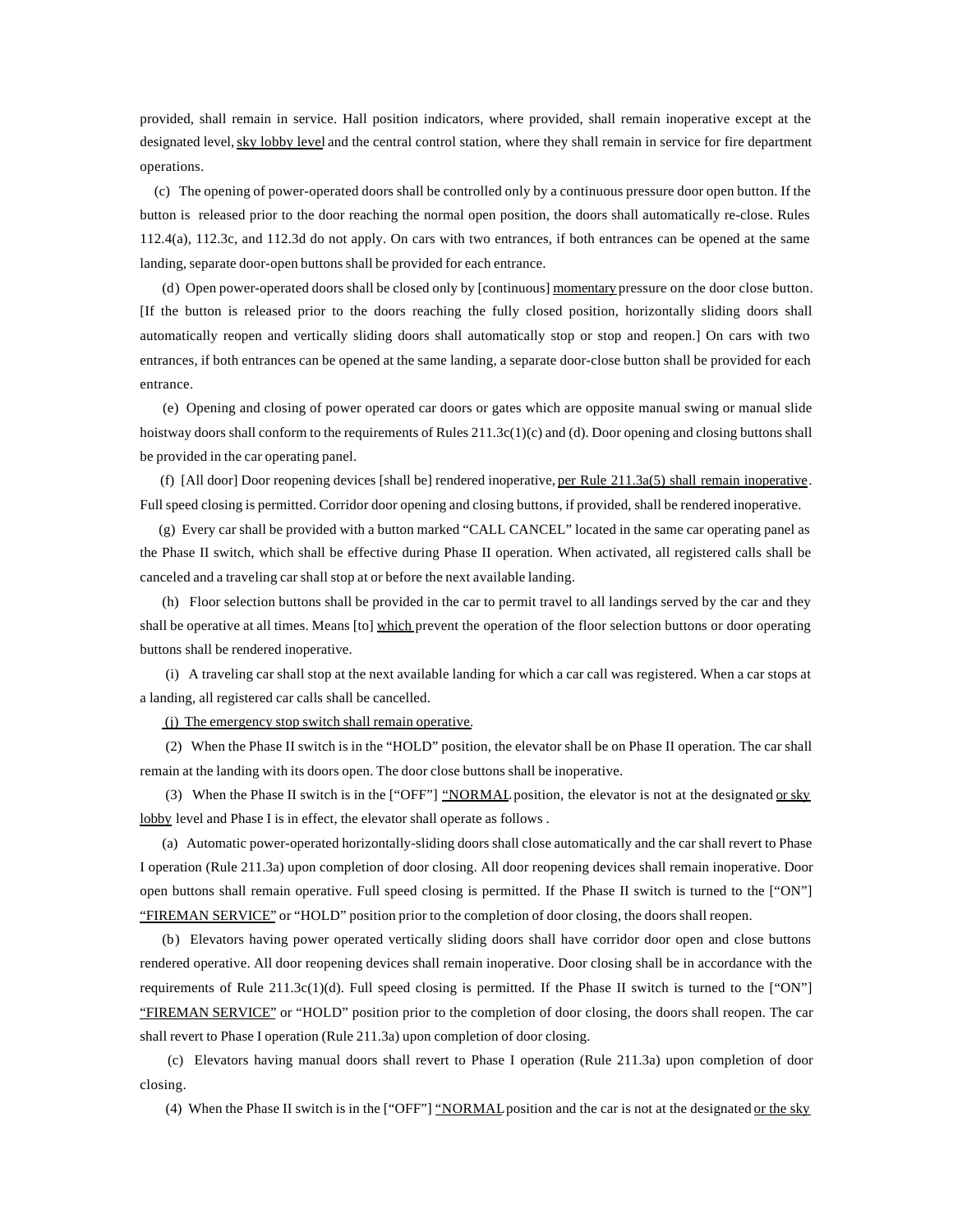provided, shall remain in service. Hall position indicators, where provided, shall remain inoperative except at the designated level, <u>sky lobby level</u> and the central control station, where they shall remain in service for fire department operations.

(c) The opening of power-operated doors shall be controlled only by a continuous pressure door open button. If the button is released prior to the door reaching the normal open position, the doors shall automatically re-close. Rules 112.4(a), 112.3c, and 112.3d do not apply. On cars with two entrances, if both entrances can be opened at the same landing, separate door-open buttons shall be provided for each entrance.

(d) Open power-operated doors shall be closed only by [continuous] <u>momentary</u> pressure on the door close button. [If the button is released prior to the doors reaching the fully closed position, horizontally sliding doors shall automatically reopen and vertically sliding doors shall automatically stop or stop and reopen.] On cars with two entrances, if both entrances can be opened at the same landing, a separate door-close button shall be provided for each entrance.

(e) Opening and closing of power operated car doors or gates which are opposite manual swing or manual slide hoistway doors shall conform to the requirements of Rules 211.3c(1)(c) and (d). Door opening and closing buttons shall be provided in the car operating panel.

(f) [All door] Door reopening devices [shall be] rendered inoperative, <u>per Rule 211.3a(5) shall remain inoperative</u>. Full speed closing is permitted. Corridor door opening and closing buttons, if provided, shall be rendered inoperative.

(g) Every car shall be provided with a button marked “CALL CANCEL” located in the same car operating panel as the Phase II switch, which shall be effective during Phase II operation. When activated, all registered calls shall be canceled and a traveling car shall stop at or before the next available landing.

(h) Floor selection buttons shall be provided in the car to permit travel to all landings served by the car and they shall be operative at all times. Means [to] <u>which</u> prevent the operation of the floor selection buttons or door operating buttons shall be rendered inoperative.

(i) A traveling car shall stop at the next available landing for which a car call was registered. When a car stops at a landing, all registered car calls shall be cancelled.

<u>(j) The emergency stop switch shall remain operative.</u>

(2) When the Phase II switch is in the “HOLD” position, the elevator shall be on Phase II operation. The car shall remain at the landing with its doors open. The door close buttons shall be inoperative.

(3) When the Phase II switch is in the [“OFF”] <u>“NORMAL</u> position, the elevator is not at the designated <u>or sky lobby</u> level and Phase I is in effect, the elevator shall operate as follows .

(a) Automatic power-operated horizontally-sliding doors shall close automatically and the car shall revert to Phase I operation (Rule 211.3a) upon completion of door closing. All door reopening devices shall remain inoperative. Door open buttons shall remain operative. Full speed closing is permitted. If the Phase II switch is turned to the [“ON”] <u>“FIREMAN SERVICE”</u> or “HOLD” position prior to the completion of door closing, the doors shall reopen.

(b) Elevators having power operated vertically sliding doors shall have corridor door open and close buttons rendered operative. All door reopening devices shall remain inoperative. Door closing shall be in accordance with the requirements of Rule 211.3c(1)(d). Full speed closing is permitted. If the Phase II switch is turned to the [“ON”] <u>“FIREMAN SERVICE”</u> or “HOLD” position prior to the completion of door closing, the doors shall reopen. The car shall revert to Phase I operation (Rule 211.3a) upon completion of door closing.

(c) Elevators having manual doors shall revert to Phase I operation (Rule 211.3a) upon completion of door closing.

(4) When the Phase II switch is in the [“OFF”] <u>“NORMAL</u> position and the car is not at the designated <u>or the sky</u>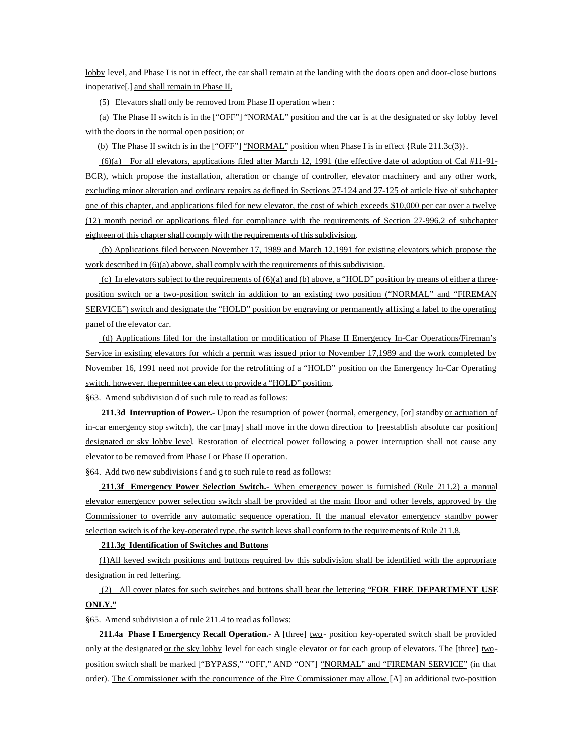lobby level, and Phase I is not in effect, the car shall remain at the landing with the doors open and door-close buttons inoperative[.] and shall remain in Phase II.

(5) Elevators shall only be removed from Phase II operation when :

(a) The Phase II switch is in the ["OFF"] "NORMAL" position and the car is at the designated or sky lobby level with the doors in the normal open position; or

(b) The Phase II switch is in the ["OFF"] "NORMAL" position when Phase I is in effect {Rule 211.3c(3)}.

(6)(a) For all elevators, applications filed after March 12, 1991 (the effective date of adoption of Cal #11-91-BCR), which propose the installation, alteration or change of controller, elevator machinery and any other work, excluding minor alteration and ordinary repairs as defined in Sections 27-124 and 27-125 of article five of subchapter one of this chapter, and applications filed for new elevator, the cost of which exceeds $10,000 per car over a twelve (12) month period or applications filed for compliance with the requirements of Section 27-996.2 of subchapter eighteen of this chapter shall comply with the requirements of this subdivision.

(b) Applications filed between November 17, 1989 and March 12,1991 for existing elevators which propose the work described in (6)(a) above, shall comply with the requirements of this subdivision.

(c) In elevators subject to the requirements of (6)(a) and (b) above, a "HOLD" position by means of either a three-position switch or a two-position switch in addition to an existing two position ("NORMAL" and "FIREMAN SERVICE") switch and designate the "HOLD" position by engraving or permanently affixing a label to the operating panel of the elevator car.

(d) Applications filed for the installation or modification of Phase II Emergency In-Car Operations/Fireman's Service in existing elevators for which a permit was issued prior to November 17,1989 and the work completed by November 16, 1991 need not provide for the retrofitting of a "HOLD" position on the Emergency In-Car Operating switch, however, the permittee can elect to provide a "HOLD" position.

§63. Amend subdivision d of such rule to read as follows:

**211.3d Interruption of Power.-** Upon the resumption of power (normal, emergency, [or] standby or actuation of in-car emergency stop switch), the car [may] shall move in the down direction to [reestablish absolute car position] designated or sky lobby level. Restoration of electrical power following a power interruption shall not cause any elevator to be removed from Phase I or Phase II operation.

§64. Add two new subdivisions f and g to such rule to read as follows:

**211.3f Emergency Power Selection Switch.-** When emergency power is furnished (Rule 211.2) a manual elevator emergency power selection switch shall be provided at the main floor and other levels, approved by the Commissioner to override any automatic sequence operation. If the manual elevator emergency standby power selection switch is of the key-operated type, the switch keys shall conform to the requirements of Rule 211.8.

**211.3g Identification of Switches and Buttons**

(1)All keyed switch positions and buttons required by this subdivision shall be identified with the appropriate designation in red lettering.

(2) All cover plates for such switches and buttons shall bear the lettering "**FOR FIRE DEPARTMENT USE ONLY."**

§65. Amend subdivision a of rule 211.4 to read as follows:

**211.4a Phase I Emergency Recall Operation.-** A [three] two- position key-operated switch shall be provided only at the designated or the sky lobby level for each single elevator or for each group of elevators. The [three] two-position switch shall be marked ["BYPASS," "OFF," AND "ON"] "NORMAL" and "FIREMAN SERVICE" (in that order). The Commissioner with the concurrence of the Fire Commissioner may allow [A] an additional two-position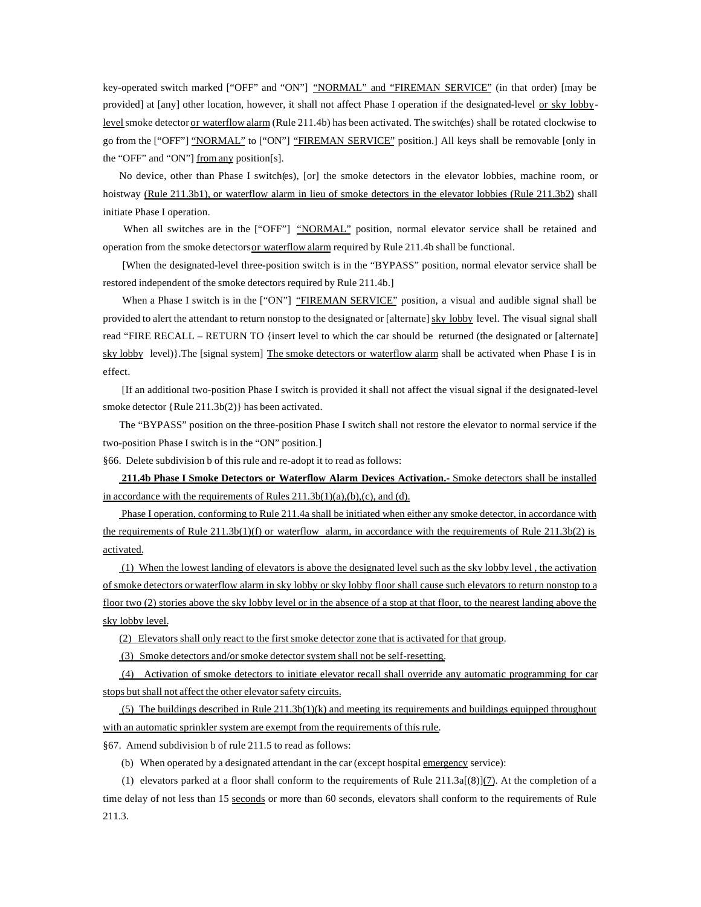key-operated switch marked ["OFF" and "ON"] <u>"NORMAL" and "FIREMAN SERVICE"</u> (in that order) [may be provided] at [any] other location, however, it shall not affect Phase I operation if the designated-level <u>or sky lobby-level</u> smoke detector <u>or waterflow alarm</u> (Rule 211.4b) has been activated. The switch(es) shall be rotated clockwise to go from the ["OFF"] <u>"NORMAL"</u> to ["ON"] <u>"FIREMAN SERVICE"</u> position.] All keys shall be removable [only in the "OFF" and "ON"] <u>from any</u> position[s].

No device, other than Phase I switch(es), [or] the smoke detectors in the elevator lobbies, machine room, or hoistway <u>(Rule 211.3b1), or waterflow alarm in lieu of smoke detectors in the elevator lobbies (Rule 211.3b2)</u> shall initiate Phase I operation.

When all switches are in the ["OFF"] <u>"NORMAL"</u> position, normal elevator service shall be retained and operation from the smoke detectors <u>or waterflow alarm</u> required by Rule 211.4b shall be functional.

[When the designated-level three-position switch is in the "BYPASS" position, normal elevator service shall be restored independent of the smoke detectors required by Rule 211.4b.]

When a Phase I switch is in the ["ON"] <u>"FIREMAN SERVICE"</u> position, a visual and audible signal shall be provided to alert the attendant to return nonstop to the designated or [alternate] <u>sky lobby</u> level. The visual signal shall read "FIRE RECALL – RETURN TO {insert level to which the car should be returned (the designated or [alternate] <u>sky lobby</u> level)}.The [signal system] <u>The smoke detectors or waterflow alarm</u> shall be activated when Phase I is in effect.

[If an additional two-position Phase I switch is provided it shall not affect the visual signal if the designated-level smoke detector {Rule 211.3b(2)} has been activated.

The "BYPASS" position on the three-position Phase I switch shall not restore the elevator to normal service if the two-position Phase I switch is in the "ON" position.]

§66. Delete subdivision b of this rule and re-adopt it to read as follows:

<u>**211.4b Phase I Smoke Detectors or Waterflow Alarm Devices Activation.-** Smoke detectors shall be installed in accordance with the requirements of Rules 211.3b(1)(a),(b),(c), and (d).</u>

<u>Phase I operation, conforming to Rule 211.4a shall be initiated when either any smoke detector, in accordance with the requirements of Rule 211.3b(1)(f) or waterflow alarm, in accordance with the requirements of Rule 211.3b(2) is activated.</u>

<u>(1) When the lowest landing of elevators is above the designated level such as the sky lobby level , the activation of smoke detectors or waterflow alarm in sky lobby or sky lobby floor shall cause such elevators to return nonstop to a floor two (2) stories above the sky lobby level or in the absence of a stop at that floor, to the nearest landing above the sky lobby level.</u>

<u>(2) Elevators shall only react to the first smoke detector zone that is activated for that group.</u>

<u>(3) Smoke detectors and/or smoke detector system shall not be self-resetting.</u>

<u>(4) Activation of smoke detectors to initiate elevator recall shall override any automatic programming for car stops but shall not affect the other elevator safety circuits.</u>

<u>(5) The buildings described in Rule 211.3b(1)(k) and meeting its requirements and buildings equipped throughout with an automatic sprinkler system are exempt from the requirements of this rule.</u>

§67. Amend subdivision b of rule 211.5 to read as follows:

(b) When operated by a designated attendant in the car (except hospital <u>emergency</u> service):

(1) elevators parked at a floor shall conform to the requirements of Rule 211.3a[(8)]<u>(7)</u>. At the completion of a time delay of not less than 15 <u>seconds</u> or more than 60 seconds, elevators shall conform to the requirements of Rule 211.3.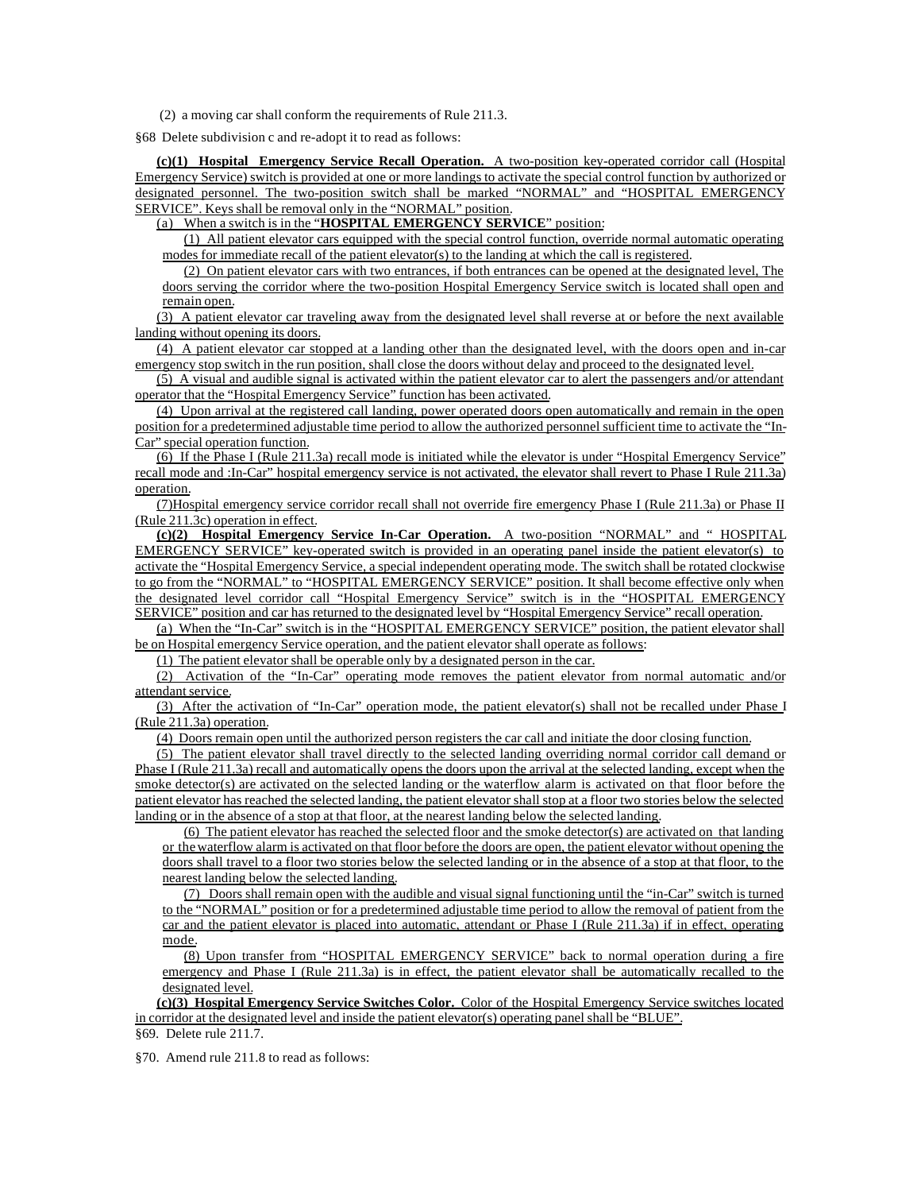(2) a moving car shall conform the requirements of Rule 211.3.

§68 Delete subdivision c and re-adopt it to read as follows:

**(c)(1) Hospital Emergency Service Recall Operation.** A two-position key-operated corridor call (Hospital Emergency Service) switch is provided at one or more landings to activate the special control function by authorized or designated personnel. The two-position switch shall be marked "NORMAL" and "HOSPITAL EMERGENCY SERVICE". Keys shall be removal only in the "NORMAL" position.

(a) When a switch is in the "**HOSPITAL EMERGENCY SERVICE**" position:

(1) All patient elevator cars equipped with the special control function, override normal automatic operating modes for immediate recall of the patient elevator(s) to the landing at which the call is registered.

(2) On patient elevator cars with two entrances, if both entrances can be opened at the designated level, The doors serving the corridor where the two-position Hospital Emergency Service switch is located shall open and remain open.

(3) A patient elevator car traveling away from the designated level shall reverse at or before the next available landing without opening its doors.

(4) A patient elevator car stopped at a landing other than the designated level, with the doors open and in-car emergency stop switch in the run position, shall close the doors without delay and proceed to the designated level.

(5) A visual and audible signal is activated within the patient elevator car to alert the passengers and/or attendant operator that the "Hospital Emergency Service" function has been activated.

(4) Upon arrival at the registered call landing, power operated doors open automatically and remain in the open position for a predetermined adjustable time period to allow the authorized personnel sufficient time to activate the "In-Car" special operation function.

(6) If the Phase I (Rule 211.3a) recall mode is initiated while the elevator is under "Hospital Emergency Service" recall mode and :In-Car" hospital emergency service is not activated, the elevator shall revert to Phase I Rule 211.3a) operation.

(7)Hospital emergency service corridor recall shall not override fire emergency Phase I (Rule 211.3a) or Phase II (Rule 211.3c) operation in effect.

**(c)(2) Hospital Emergency Service In-Car Operation.** A two-position "NORMAL" and " HOSPITAL EMERGENCY SERVICE" key-operated switch is provided in an operating panel inside the patient elevator(s) to activate the "Hospital Emergency Service, a special independent operating mode. The switch shall be rotated clockwise to go from the "NORMAL" to "HOSPITAL EMERGENCY SERVICE" position. It shall become effective only when the designated level corridor call "Hospital Emergency Service" switch is in the "HOSPITAL EMERGENCY SERVICE" position and car has returned to the designated level by "Hospital Emergency Service" recall operation.

(a) When the "In-Car" switch is in the "HOSPITAL EMERGENCY SERVICE" position, the patient elevator shall be on Hospital emergency Service operation, and the patient elevator shall operate as follows:

(1) The patient elevator shall be operable only by a designated person in the car.

(2) Activation of the "In-Car" operating mode removes the patient elevator from normal automatic and/or attendant service.

(3) After the activation of "In-Car" operation mode, the patient elevator(s) shall not be recalled under Phase I (Rule 211.3a) operation.

(4) Doors remain open until the authorized person registers the car call and initiate the door closing function.

(5) The patient elevator shall travel directly to the selected landing overriding normal corridor call demand or Phase I (Rule 211.3a) recall and automatically opens the doors upon the arrival at the selected landing, except when the smoke detector(s) are activated on the selected landing or the waterflow alarm is activated on that floor before the patient elevator has reached the selected landing, the patient elevator shall stop at a floor two stories below the selected landing or in the absence of a stop at that floor, at the nearest landing below the selected landing.

(6) The patient elevator has reached the selected floor and the smoke detector(s) are activated on that landing or the waterflow alarm is activated on that floor before the doors are open, the patient elevator without opening the doors shall travel to a floor two stories below the selected landing or in the absence of a stop at that floor, to the nearest landing below the selected landing.

(7) Doors shall remain open with the audible and visual signal functioning until the "in-Car" switch is turned to the "NORMAL" position or for a predetermined adjustable time period to allow the removal of patient from the car and the patient elevator is placed into automatic, attendant or Phase I (Rule 211.3a) if in effect, operating mode.

(8) Upon transfer from "HOSPITAL EMERGENCY SERVICE" back to normal operation during a fire emergency and Phase I (Rule 211.3a) is in effect, the patient elevator shall be automatically recalled to the designated level.

**(c)(3) Hospital Emergency Service Switches Color.** Color of the Hospital Emergency Service switches located in corridor at the designated level and inside the patient elevator(s) operating panel shall be "BLUE".

§69. Delete rule 211.7.

§70. Amend rule 211.8 to read as follows: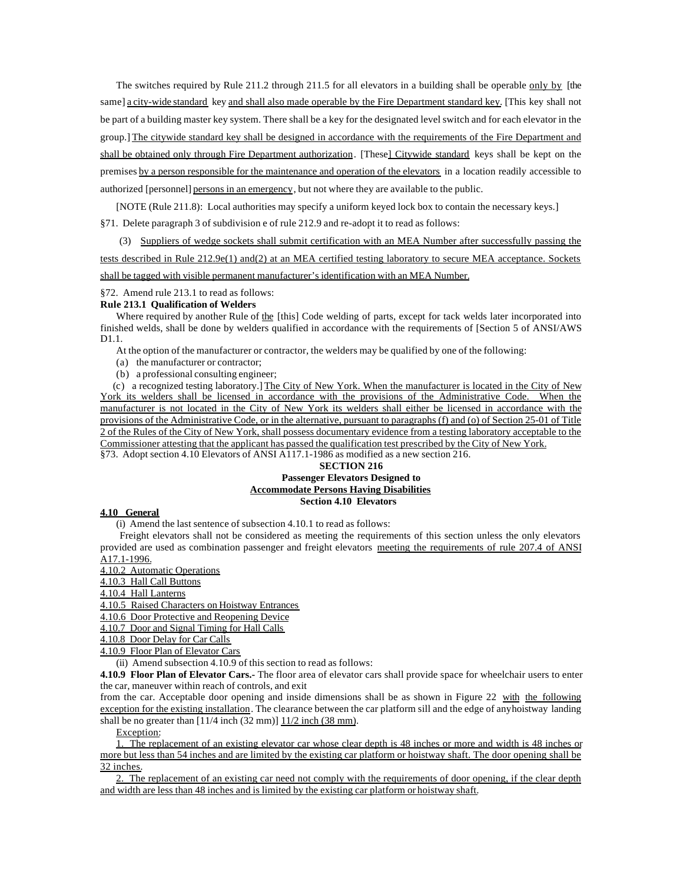The switches required by Rule 211.2 through 211.5 for all elevators in a building shall be operable <u>only by</u> [the same] <u>a city-wide standard</u> key <u>and shall also made operable by the Fire Department standard key.</u> [This key shall not be part of a building master key system. There shall be a key for the designated level switch and for each elevator in the group.] <u>The citywide standard key shall be designed in accordance with the requirements of the Fire Department and shall be obtained only through Fire Department authorization</u>. [These] <u>Citywide standard</u> keys shall be kept on the premises <u>by a person responsible for the maintenance and operation of the elevators</u> in a location readily accessible to authorized [personnel] <u>persons in an emergency</u>, but not where they are available to the public.

[NOTE (Rule 211.8): Local authorities may specify a uniform keyed lock box to contain the necessary keys.]

§71. Delete paragraph 3 of subdivision e of rule 212.9 and re-adopt it to read as follows:

(3) <u>Suppliers of wedge sockets shall submit certification with an MEA Number after successfully passing the tests described in Rule 212.9e(1) and(2) at an MEA certified testing laboratory to secure MEA acceptance. Sockets shall be tagged with visible permanent manufacturer's identification with an MEA Number.</u>

§72. Amend rule 213.1 to read as follows:

**Rule 213.1 Qualification of Welders**

Where required by another Rule of <u>the</u> [this] Code welding of parts, except for tack welds later incorporated into finished welds, shall be done by welders qualified in accordance with the requirements of [Section 5 of ANSI/AWS D1.1.

At the option of the manufacturer or contractor, the welders may be qualified by one of the following:

(a) the manufacturer or contractor;

(b) a professional consulting engineer;

(c) a recognized testing laboratory.] <u>The City of New York. When the manufacturer is located in the City of New York its welders shall be licensed in accordance with the provisions of the Administrative Code. When the manufacturer is not located in the City of New York its welders shall either be licensed in accordance with the provisions of the Administrative Code, or in the alternative, pursuant to paragraphs (f) and (o) of Section 25-01 of Title 2 of the Rules of the City of New York, shall possess documentary evidence from a testing laboratory acceptable to the Commissioner attesting that the applicant has passed the qualification test prescribed by the City of New York.</u>

§73. Adopt section 4.10 Elevators of ANSI A117.1-1986 as modified as a new section 216.

**SECTION 216**

**Passenger Elevators Designed to**

**<u>Accommodate Persons Having Disabilities</u>**

**Section 4.10 Elevators**

**<u>4.10 General</u>**

(i) Amend the last sentence of subsection 4.10.1 to read as follows:

Freight elevators shall not be considered as meeting the requirements of this section unless the only elevators provided are used as combination passenger and freight elevators <u>meeting the requirements of rule 207.4 of ANSI A17.1-1996.</u>

<u>4.10.2 Automatic Operations</u>

<u>4.10.3 Hall Call Buttons</u>

<u>4.10.4 Hall Lanterns</u>

<u>4.10.5 Raised Characters on Hoistway Entrances</u>

<u>4.10.6 Door Protective and Reopening Device</u>

<u>4.10.7 Door and Signal Timing for Hall Calls</u>

<u>4.10.8 Door Delay for Car Calls</u>

<u>4.10.9 Floor Plan of Elevator Cars</u>

(ii) Amend subsection 4.10.9 of this section to read as follows:

**4.10.9 Floor Plan of Elevator Cars.-** The floor area of elevator cars shall provide space for wheelchair users to enter the car, maneuver within reach of controls, and exit from the car. Acceptable door opening and inside dimensions shall be as shown in Figure 22 <u>with the following exception for the existing installation</u>. The clearance between the car platform sill and the edge of anyhoistway landing shall be no greater than [11/4 inch (32 mm)] <u>11/2 inch (38 mm)</u>.

<u>Exception</u>:

<u>1. The replacement of an existing elevator car whose clear depth is 48 inches or more and width is 48 inches or more but less than 54 inches and are limited by the existing car platform or hoistway shaft. The door opening shall be 32 inches.</u>

<u>2. The replacement of an existing car need not comply with the requirements of door opening, if the clear depth and width are less than 48 inches and is limited by the existing car platform or hoistway shaft.</u>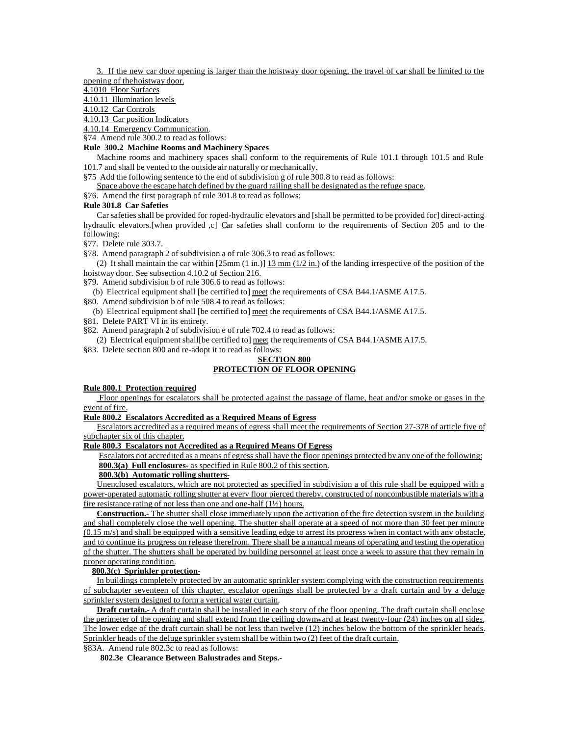3. If the new car door opening is larger than the hoistway door opening, the travel of car shall be limited to the opening of the hoistway door.

4.1010 Floor Surfaces

4.10.11 Illumination levels

4.10.12 Car Controls

4.10.13 Car position Indicators

4.10.14 Emergency Communication.

§74 Amend rule 300.2 to read as follows:

**Rule 300.2 Machine Rooms and Machinery Spaces**

Machine rooms and machinery spaces shall conform to the requirements of Rule 101.1 through 101.5 and Rule 101.7 and shall be vented to the outside air naturally or mechanically.

§75 Add the following sentence to the end of subdivision g of rule 300.8 to read as follows:

Space above the escape hatch defined by the guard railing shall be designated as the refuge space.

§76. Amend the first paragraph of rule 301.8 to read as follows:

**Rule 301.8 Car Safeties**

Car safeties shall be provided for roped-hydraulic elevators and [shall be permitted to be provided for] direct-acting hydraulic elevators.[when provided ,c] Car safeties shall conform to the requirements of Section 205 and to the following:

§77. Delete rule 303.7.

§78. Amend paragraph 2 of subdivision a of rule 306.3 to read as follows:

(2) It shall maintain the car within [25mm (1 in.)] 13 mm (1/2 in.) of the landing irrespective of the position of the hoistway door. See subsection 4.10.2 of Section 216.

§79. Amend subdivision b of rule 306.6 to read as follows:

(b) Electrical equipment shall [be certified to] meet the requirements of CSA B44.1/ASME A17.5.

§80. Amend subdivision b of rule 508.4 to read as follows:

(b) Electrical equipment shall [be certified to] meet the requirements of CSA B44.1/ASME A17.5.

§81. Delete PART VI in its entirety.

§82. Amend paragraph 2 of subdivision e of rule 702.4 to read as follows:

(2) Electrical equipment shall[be certified to] meet the requirements of CSA B44.1/ASME A17.5.

§83. Delete section 800 and re-adopt it to read as follows:

## SECTION 800
## PROTECTION OF FLOOR OPENING

**Rule 800.1 Protection required**

Floor openings for escalators shall be protected against the passage of flame, heat and/or smoke or gases in the event of fire.

**Rule 800.2 Escalators Accredited as a Required Means of Egress**

Escalators accredited as a required means of egress shall meet the requirements of Section 27-378 of article five of subchapter six of this chapter.

**Rule 800.3 Escalators not Accredited as a Required Means Of Egress**

Escalators not accredited as a means of egress shall have the floor openings protected by any one of the following:

**800.3(a) Full enclosures-** as specified in Rule 800.2 of this section.

**800.3(b) Automatic rolling shutters-**

Unenclosed escalators, which are not protected as specified in subdivision a of this rule shall be equipped with a power-operated automatic rolling shutter at every floor pierced thereby, constructed of noncombustible materials with a fire resistance rating of not less than one and one-half (1½) hours.

**Construction.-** The shutter shall close immediately upon the activation of the fire detection system in the building and shall completely close the well opening. The shutter shall operate at a speed of not more than 30 feet per minute (0.15 m/s) and shall be equipped with a sensitive leading edge to arrest its progress when in contact with any obstacle, and to continue its progress on release therefrom. There shall be a manual means of operating and testing the operation of the shutter. The shutters shall be operated by building personnel at least once a week to assure that they remain in proper operating condition.

**800.3(c) Sprinkler protection-**

In buildings completely protected by an automatic sprinkler system complying with the construction requirements of subchapter seventeen of this chapter, escalator openings shall be protected by a draft curtain and by a deluge sprinkler system designed to form a vertical water curtain.

**Draft curtain.-** A draft curtain shall be installed in each story of the floor opening. The draft curtain shall enclose the perimeter of the opening and shall extend from the ceiling downward at least twenty-four (24) inches on all sides. The lower edge of the draft curtain shall be not less than twelve (12) inches below the bottom of the sprinkler heads. Sprinkler heads of the deluge sprinkler system shall be within two (2) feet of the draft curtain.

§83A. Amend rule 802.3c to read as follows:

**802.3e Clearance Between Balustrades and Steps.-**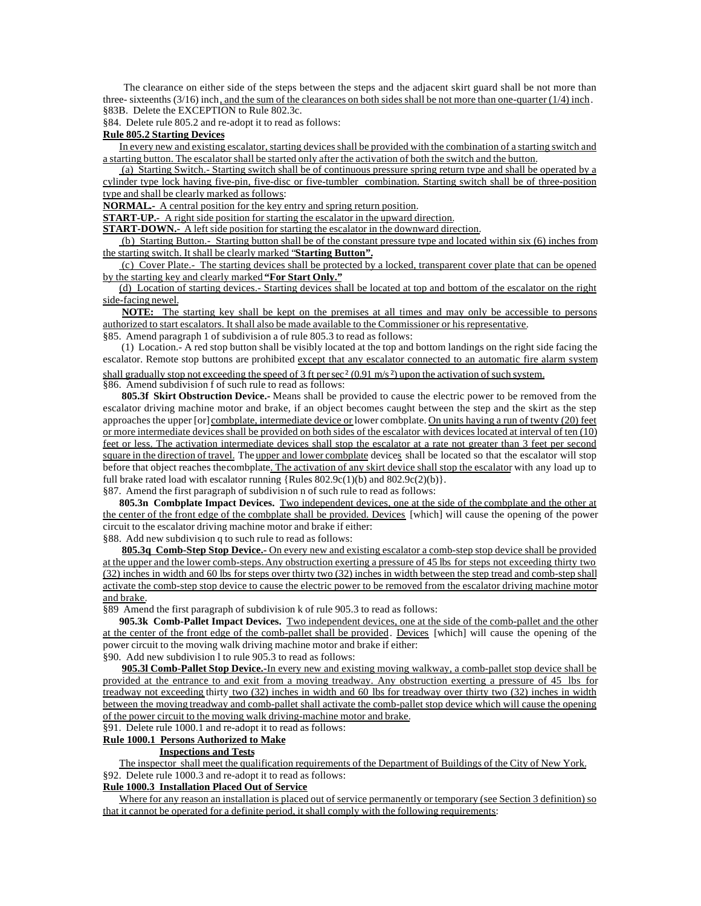The clearance on either side of the steps between the steps and the adjacent skirt guard shall be not more than three- sixteenths (3/16) inch, and the sum of the clearances on both sides shall be not more than one-quarter (1/4) inch.

§83B. Delete the EXCEPTION to Rule 802.3c.

§84. Delete rule 805.2 and re-adopt it to read as follows:

**Rule 805.2 Starting Devices**

In every new and existing escalator, starting devices shall be provided with the combination of a starting switch and a starting button. The escalator shall be started only after the activation of both the switch and the button.

(a) Starting Switch.- Starting switch shall be of continuous pressure spring return type and shall be operated by a cylinder type lock having five-pin, five-disc or five-tumbler combination. Starting switch shall be of three-position type and shall be clearly marked as follows:

**NORMAL.-** A central position for the key entry and spring return position.

**START-UP.-** A right side position for starting the escalator in the upward direction.

**START-DOWN.-** A left side position for starting the escalator in the downward direction.

(b) Starting Button.- Starting button shall be of the constant pressure type and located within six (6) inches from the starting switch. It shall be clearly marked "**Starting Button".**

(c) Cover Plate.- The starting devices shall be protected by a locked, transparent cover plate that can be opened by the starting key and clearly marked **"For Start Only."**

(d) Location of starting devices.- Starting devices shall be located at top and bottom of the escalator on the right side-facing newel.

**NOTE:** The starting key shall be kept on the premises at all times and may only be accessible to persons authorized to start escalators. It shall also be made available to the Commissioner or his representative.

§85. Amend paragraph 1 of subdivision a of rule 805.3 to read as follows:

(1) Location.- A red stop button shall be visibly located at the top and bottom landings on the right side facing the escalator. Remote stop buttons are prohibited except that any escalator connected to an automatic fire alarm system shall gradually stop not exceeding the speed of 3 ft per sec$^2$ (0.91 m/s$^2$) upon the activation of such system.

§86. Amend subdivision f of such rule to read as follows:

**805.3f Skirt Obstruction Device.-** Means shall be provided to cause the electric power to be removed from the escalator driving machine motor and brake, if an object becomes caught between the step and the skirt as the step approaches the upper [or] combplate, intermediate device or lower combplate. On units having a run of twenty (20) feet or more intermediate devices shall be provided on both sides of the escalator with devices located at interval of ten (10) feet or less. The activation intermediate devices shall stop the escalator at a rate not greater than 3 feet per second square in the direction of travel. The upper and lower combplate devices shall be located so that the escalator will stop before that object reaches the combplate. The activation of any skirt device shall stop the escalator with any load up to full brake rated load with escalator running {Rules 802.9c(1)(b) and 802.9c(2)(b)}.

§87. Amend the first paragraph of subdivision n of such rule to read as follows:

**805.3n Combplate Impact Devices.** Two independent devices, one at the side of the combplate and the other at the center of the front edge of the combplate shall be provided. Devices [which] will cause the opening of the power circuit to the escalator driving machine motor and brake if either:

§88. Add new subdivision q to such rule to read as follows:

**805.3q Comb-Step Stop Device.-** On every new and existing escalator a comb-step stop device shall be provided at the upper and the lower comb-steps. Any obstruction exerting a pressure of 45 lbs for steps not exceeding thirty two (32) inches in width and 60 lbs for steps over thirty two (32) inches in width between the step tread and comb-step shall activate the comb-step stop device to cause the electric power to be removed from the escalator driving machine motor and brake.

§89 Amend the first paragraph of subdivision k of rule 905.3 to read as follows:

**905.3k Comb-Pallet Impact Devices.** Two independent devices, one at the side of the comb-pallet and the other at the center of the front edge of the comb-pallet shall be provided. Devices [which] will cause the opening of the power circuit to the moving walk driving machine motor and brake if either:

§90. Add new subdivision l to rule 905.3 to read as follows:

**905.3l Comb-Pallet Stop Device.-**In every new and existing moving walkway, a comb-pallet stop device shall be provided at the entrance to and exit from a moving treadway. Any obstruction exerting a pressure of 45 lbs for treadway not exceeding thirty two (32) inches in width and 60 lbs for treadway over thirty two (32) inches in width between the moving treadway and comb-pallet shall activate the comb-pallet stop device which will cause the opening of the power circuit to the moving walk driving-machine motor and brake.

§91. Delete rule 1000.1 and re-adopt it to read as follows:

**Rule 1000.1 Persons Authorized to Make Inspections and Tests**

The inspector shall meet the qualification requirements of the Department of Buildings of the City of New York.

§92. Delete rule 1000.3 and re-adopt it to read as follows:

**Rule 1000.3 Installation Placed Out of Service**

Where for any reason an installation is placed out of service permanently or temporary (see Section 3 definition) so that it cannot be operated for a definite period, it shall comply with the following requirements: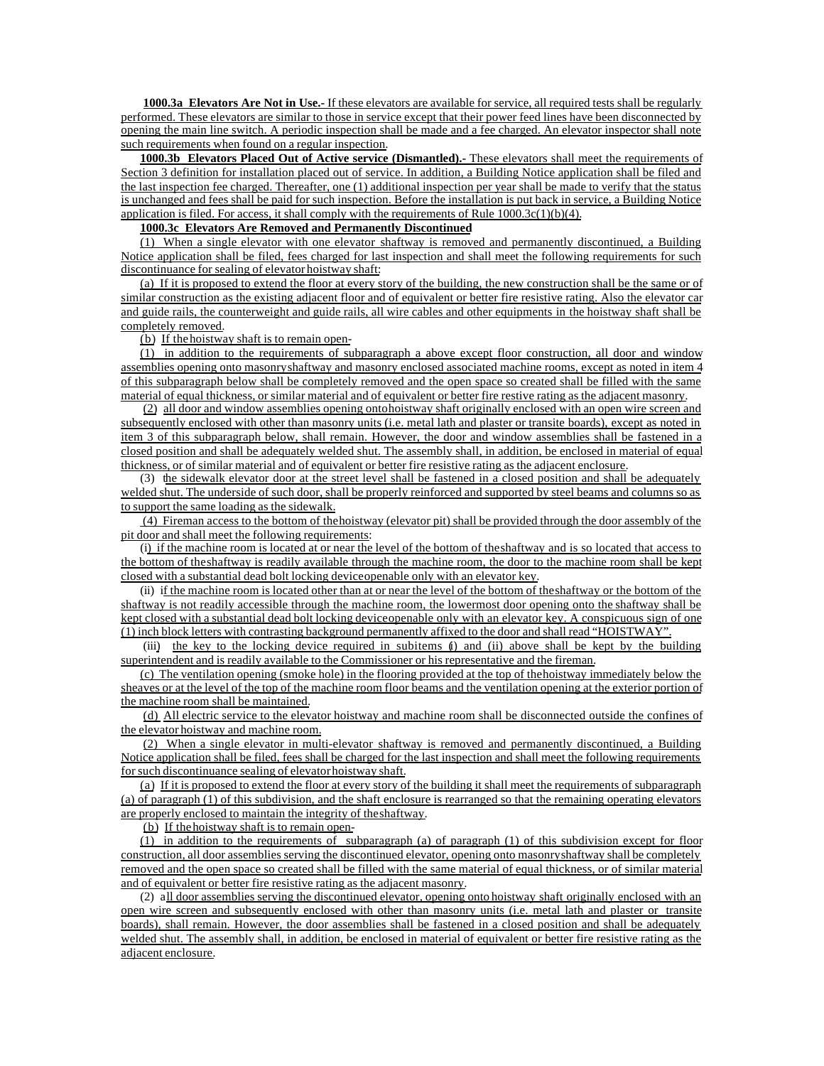**1000.3a Elevators Are Not in Use.-** If these elevators are available for service, all required tests shall be regularly performed. These elevators are similar to those in service except that their power feed lines have been disconnected by opening the main line switch. A periodic inspection shall be made and a fee charged. An elevator inspector shall note such requirements when found on a regular inspection.

**1000.3b Elevators Placed Out of Active service (Dismantled).-** These elevators shall meet the requirements of Section 3 definition for installation placed out of service. In addition, a Building Notice application shall be filed and the last inspection fee charged. Thereafter, one (1) additional inspection per year shall be made to verify that the status is unchanged and fees shall be paid for such inspection. Before the installation is put back in service, a Building Notice application is filed. For access, it shall comply with the requirements of Rule 1000.3c(1)(b)(4).

**1000.3c Elevators Are Removed and Permanently Discontinued**

(1) When a single elevator with one elevator shaftway is removed and permanently discontinued, a Building Notice application shall be filed, fees charged for last inspection and shall meet the following requirements for such discontinuance for sealing of elevator hoistway shaft:

(a) If it is proposed to extend the floor at every story of the building, the new construction shall be the same or of similar construction as the existing adjacent floor and of equivalent or better fire resistive rating. Also the elevator car and guide rails, the counterweight and guide rails, all wire cables and other equipments in the hoistway shaft shall be completely removed.

(b) If the hoistway shaft is to remain open-

(1) in addition to the requirements of subparagraph a above except floor construction, all door and window assemblies opening onto masonry shaftway and masonry enclosed associated machine rooms, except as noted in item 4 of this subparagraph below shall be completely removed and the open space so created shall be filled with the same material of equal thickness, or similar material and of equivalent or better fire restive rating as the adjacent masonry.

(2) all door and window assemblies opening onto hoistway shaft originally enclosed with an open wire screen and subsequently enclosed with other than masonry units (i.e. metal lath and plaster or transite boards), except as noted in item 3 of this subparagraph below, shall remain. However, the door and window assemblies shall be fastened in a closed position and shall be adequately welded shut. The assembly shall, in addition, be enclosed in material of equal thickness, or of similar material and of equivalent or better fire resistive rating as the adjacent enclosure.

(3) the sidewalk elevator door at the street level shall be fastened in a closed position and shall be adequately welded shut. The underside of such door, shall be properly reinforced and supported by steel beams and columns so as to support the same loading as the sidewalk.

(4) Fireman access to the bottom of the hoistway (elevator pit) shall be provided through the door assembly of the pit door and shall meet the following requirements:

(i) if the machine room is located at or near the level of the bottom of the shaftway and is so located that access to the bottom of the shaftway is readily available through the machine room, the door to the machine room shall be kept closed with a substantial dead bolt locking device openable only with an elevator key.

(ii) if the machine room is located other than at or near the level of the bottom of the shaftway or the bottom of the shaftway is not readily accessible through the machine room, the lowermost door opening onto the shaftway shall be kept closed with a substantial dead bolt locking device openable only with an elevator key. A conspicuous sign of one (1) inch block letters with contrasting background permanently affixed to the door and shall read "HOISTWAY".

(iii) the key to the locking device required in subitems (i) and (ii) above shall be kept by the building superintendent and is readily available to the Commissioner or his representative and the fireman.

(c) The ventilation opening (smoke hole) in the flooring provided at the top of the hoistway immediately below the sheaves or at the level of the top of the machine room floor beams and the ventilation opening at the exterior portion of the machine room shall be maintained.

(d) All electric service to the elevator hoistway and machine room shall be disconnected outside the confines of the elevator hoistway and machine room.

(2) When a single elevator in multi-elevator shaftway is removed and permanently discontinued, a Building Notice application shall be filed, fees shall be charged for the last inspection and shall meet the following requirements for such discontinuance sealing of elevator hoistway shaft.

(a) If it is proposed to extend the floor at every story of the building it shall meet the requirements of subparagraph (a) of paragraph (1) of this subdivision, and the shaft enclosure is rearranged so that the remaining operating elevators are properly enclosed to maintain the integrity of the shaftway.

(b) If the hoistway shaft is to remain open-

(1) in addition to the requirements of subparagraph (a) of paragraph (1) of this subdivision except for floor construction, all door assemblies serving the discontinued elevator, opening onto masonry shaftway shall be completely removed and the open space so created shall be filled with the same material of equal thickness, or of similar material and of equivalent or better fire resistive rating as the adjacent masonry.

(2) all door assemblies serving the discontinued elevator, opening onto hoistway shaft originally enclosed with an open wire screen and subsequently enclosed with other than masonry units (i.e. metal lath and plaster or transite boards), shall remain. However, the door assemblies shall be fastened in a closed position and shall be adequately welded shut. The assembly shall, in addition, be enclosed in material of equivalent or better fire resistive rating as the adjacent enclosure.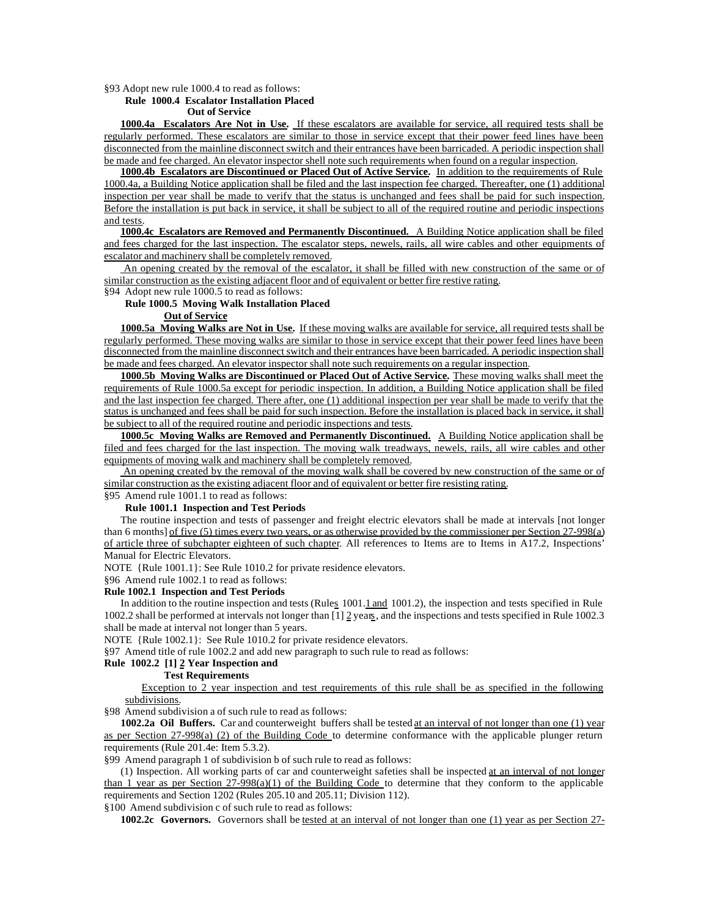§93 Adopt new rule 1000.4 to read as follows:

**Rule 1000.4 Escalator Installation Placed Out of Service**

**1000.4a Escalators Are Not in Use.** If these escalators are available for service, all required tests shall be regularly performed. These escalators are similar to those in service except that their power feed lines have been disconnected from the mainline disconnect switch and their entrances have been barricaded. A periodic inspection shall be made and fee charged. An elevator inspector shell note such requirements when found on a regular inspection.

**1000.4b Escalators are Discontinued or Placed Out of Active Service.** In addition to the requirements of Rule 1000.4a, a Building Notice application shall be filed and the last inspection fee charged. Thereafter, one (1) additional inspection per year shall be made to verify that the status is unchanged and fees shall be paid for such inspection. Before the installation is put back in service, it shall be subject to all of the required routine and periodic inspections and tests.

**1000.4c Escalators are Removed and Permanently Discontinued.** A Building Notice application shall be filed and fees charged for the last inspection. The escalator steps, newels, rails, all wire cables and other equipments of escalator and machinery shall be completely removed.

An opening created by the removal of the escalator, it shall be filled with new construction of the same or of similar construction as the existing adjacent floor and of equivalent or better fire restive rating.

§94 Adopt new rule 1000.5 to read as follows:

**Rule 1000.5 Moving Walk Installation Placed Out of Service**

**1000.5a Moving Walks are Not in Use.** If these moving walks are available for service, all required tests shall be regularly performed. These moving walks are similar to those in service except that their power feed lines have been disconnected from the mainline disconnect switch and their entrances have been barricaded. A periodic inspection shall be made and fees charged. An elevator inspector shall note such requirements on a regular inspection.

**1000.5b Moving Walks are Discontinued or Placed Out of Active Service.** These moving walks shall meet the requirements of Rule 1000.5a except for periodic inspection. In addition, a Building Notice application shall be filed and the last inspection fee charged. There after, one (1) additional inspection per year shall be made to verify that the status is unchanged and fees shall be paid for such inspection. Before the installation is placed back in service, it shall be subject to all of the required routine and periodic inspections and tests.

**1000.5c Moving Walks are Removed and Permanently Discontinued.** A Building Notice application shall be filed and fees charged for the last inspection. The moving walk treadways, newels, rails, all wire cables and other equipments of moving walk and machinery shall be completely removed.

An opening created by the removal of the moving walk shall be covered by new construction of the same or of similar construction as the existing adjacent floor and of equivalent or better fire resisting rating.

§95 Amend rule 1001.1 to read as follows:

**Rule 1001.1 Inspection and Test Periods**

The routine inspection and tests of passenger and freight electric elevators shall be made at intervals [not longer than 6 months] of five (5) times every two years, or as otherwise provided by the commissioner per Section 27-998(a) of article three of subchapter eighteen of such chapter. All references to Items are to Items in A17.2, Inspections' Manual for Electric Elevators.

NOTE {Rule 1001.1}: See Rule 1010.2 for private residence elevators.

§96 Amend rule 1002.1 to read as follows:

**Rule 1002.1 Inspection and Test Periods**

In addition to the routine inspection and tests (Rules 1001.1 and 1001.2), the inspection and tests specified in Rule 1002.2 shall be performed at intervals not longer than [1] 2 years, and the inspections and tests specified in Rule 1002.3 shall be made at interval not longer than 5 years.

NOTE {Rule 1002.1}: See Rule 1010.2 for private residence elevators.

§97 Amend title of rule 1002.2 and add new paragraph to such rule to read as follows:

**Rule 1002.2 [1] 2 Year Inspection and Test Requirements**

Exception to 2 year inspection and test requirements of this rule shall be as specified in the following subdivisions.

§98 Amend subdivision a of such rule to read as follows:

**1002.2a Oil Buffers.** Car and counterweight buffers shall be tested at an interval of not longer than one (1) year as per Section 27-998(a) (2) of the Building Code to determine conformance with the applicable plunger return requirements (Rule 201.4e: Item 5.3.2).

§99 Amend paragraph 1 of subdivision b of such rule to read as follows:

(1) Inspection. All working parts of car and counterweight safeties shall be inspected at an interval of not longer than 1 year as per Section 27-998(a)(1) of the Building Code to determine that they conform to the applicable requirements and Section 1202 (Rules 205.10 and 205.11; Division 112).

§100 Amend subdivision c of such rule to read as follows:

**1002.2c Governors.** Governors shall be tested at an interval of not longer than one (1) year as per Section 27-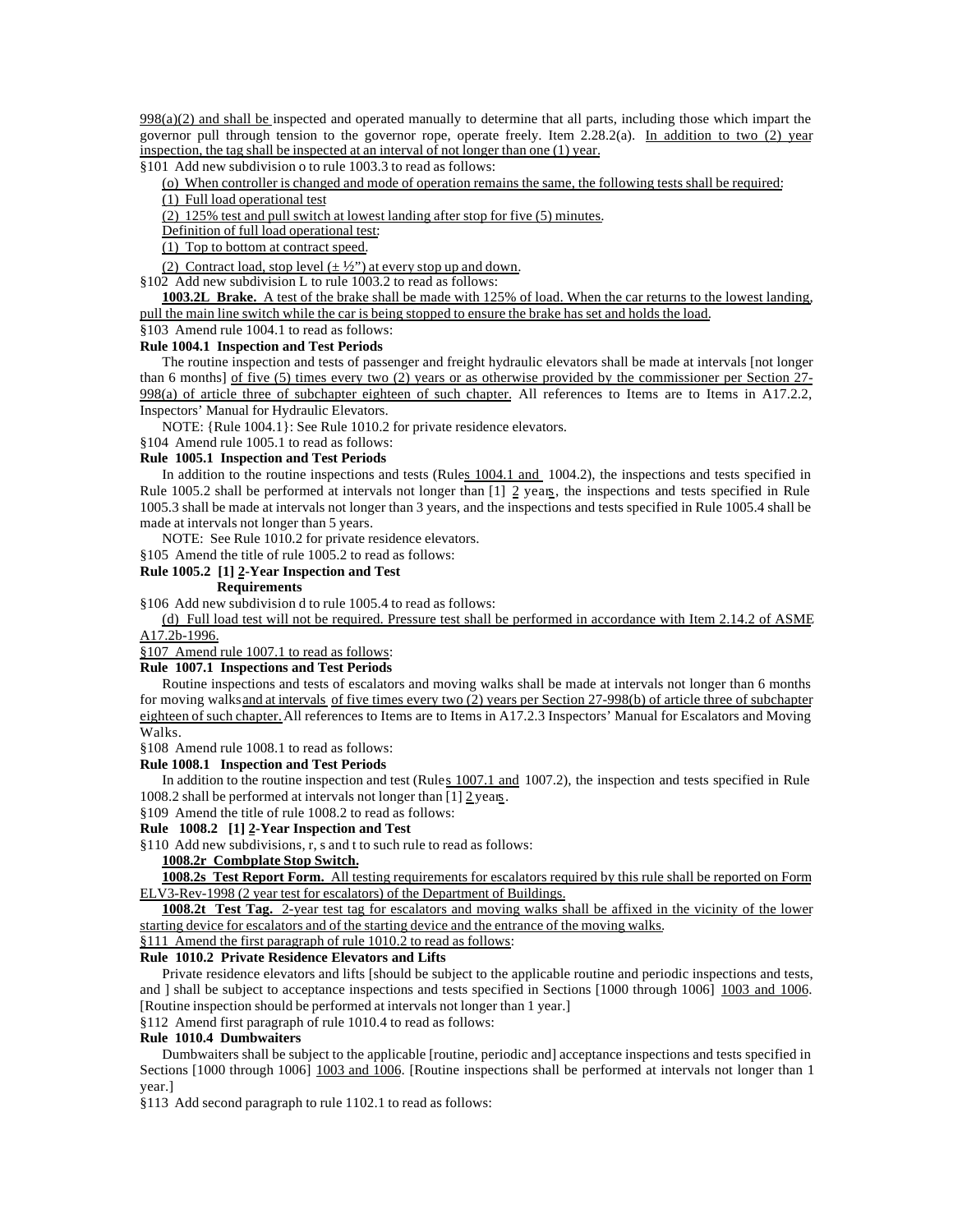998(a)(2) and shall be inspected and operated manually to determine that all parts, including those which impart the governor pull through tension to the governor rope, operate freely. Item 2.28.2(a). In addition to two (2) year inspection, the tag shall be inspected at an interval of not longer than one (1) year.

§101 Add new subdivision o to rule 1003.3 to read as follows:

(o) When controller is changed and mode of operation remains the same, the following tests shall be required:

(1) Full load operational test

(2) 125% test and pull switch at lowest landing after stop for five (5) minutes.

Definition of full load operational test:

(1) Top to bottom at contract speed.

(2) Contract load, stop level (± ½") at every stop up and down.

§102 Add new subdivision L to rule 1003.2 to read as follows:

**1003.2L Brake.** A test of the brake shall be made with 125% of load. When the car returns to the lowest landing, pull the main line switch while the car is being stopped to ensure the brake has set and holds the load.

§103 Amend rule 1004.1 to read as follows:

**Rule 1004.1 Inspection and Test Periods**

The routine inspection and tests of passenger and freight hydraulic elevators shall be made at intervals [not longer than 6 months] of five (5) times every two (2) years or as otherwise provided by the commissioner per Section 27-998(a) of article three of subchapter eighteen of such chapter. All references to Items are to Items in A17.2.2, Inspectors' Manual for Hydraulic Elevators.

NOTE: {Rule 1004.1}: See Rule 1010.2 for private residence elevators.

§104 Amend rule 1005.1 to read as follows:

**Rule 1005.1 Inspection and Test Periods**

In addition to the routine inspections and tests (Rules 1004.1 and 1004.2), the inspections and tests specified in Rule 1005.2 shall be performed at intervals not longer than [1] 2 years, the inspections and tests specified in Rule 1005.3 shall be made at intervals not longer than 3 years, and the inspections and tests specified in Rule 1005.4 shall be made at intervals not longer than 5 years.

NOTE: See Rule 1010.2 for private residence elevators.

§105 Amend the title of rule 1005.2 to read as follows:

**Rule 1005.2 [1] 2-Year Inspection and Test Requirements**

§106 Add new subdivision d to rule 1005.4 to read as follows:

(d) Full load test will not be required. Pressure test shall be performed in accordance with Item 2.14.2 of ASME A17.2b-1996.

§107 Amend rule 1007.1 to read as follows:

**Rule 1007.1 Inspections and Test Periods**

Routine inspections and tests of escalators and moving walks shall be made at intervals not longer than 6 months for moving walks and at intervals of five times every two (2) years per Section 27-998(b) of article three of subchapter eighteen of such chapter. All references to Items are to Items in A17.2.3 Inspectors' Manual for Escalators and Moving Walks.

§108 Amend rule 1008.1 to read as follows:

**Rule 1008.1 Inspection and Test Periods**

In addition to the routine inspection and test (Rules 1007.1 and 1007.2), the inspection and tests specified in Rule 1008.2 shall be performed at intervals not longer than [1] 2 years.

§109 Amend the title of rule 1008.2 to read as follows:

**Rule 1008.2 [1] 2-Year Inspection and Test**

§110 Add new subdivisions, r, s and t to such rule to read as follows:

**1008.2r Combplate Stop Switch.**

**1008.2s Test Report Form.** All testing requirements for escalators required by this rule shall be reported on Form ELV3-Rev-1998 (2 year test for escalators) of the Department of Buildings.

**1008.2t Test Tag.** 2-year test tag for escalators and moving walks shall be affixed in the vicinity of the lower starting device for escalators and of the starting device and the entrance of the moving walks.

§111 Amend the first paragraph of rule 1010.2 to read as follows:

**Rule 1010.2 Private Residence Elevators and Lifts**

Private residence elevators and lifts [should be subject to the applicable routine and periodic inspections and tests, and ] shall be subject to acceptance inspections and tests specified in Sections [1000 through 1006] 1003 and 1006. [Routine inspection should be performed at intervals not longer than 1 year.]

§112 Amend first paragraph of rule 1010.4 to read as follows:

**Rule 1010.4 Dumbwaiters**

Dumbwaiters shall be subject to the applicable [routine, periodic and] acceptance inspections and tests specified in Sections [1000 through 1006] 1003 and 1006. [Routine inspections shall be performed at intervals not longer than 1 year.]

§113 Add second paragraph to rule 1102.1 to read as follows: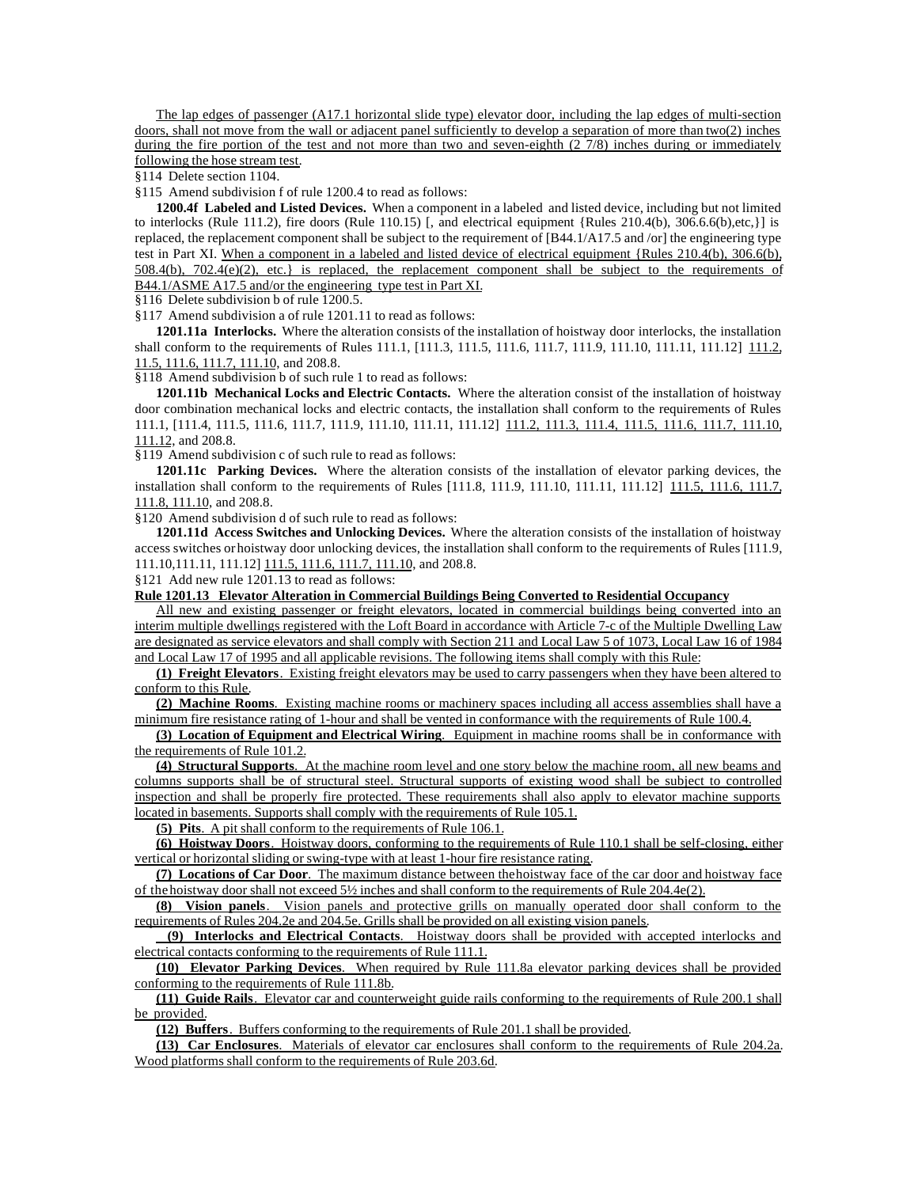The lap edges of passenger (A17.1 horizontal slide type) elevator door, including the lap edges of multi-section doors, shall not move from the wall or adjacent panel sufficiently to develop a separation of more than two(2) inches during the fire portion of the test and not more than two and seven-eighth (2 7/8) inches during or immediately following the hose stream test.

§114 Delete section 1104.

§115 Amend subdivision f of rule 1200.4 to read as follows:

**1200.4f Labeled and Listed Devices.** When a component in a labeled and listed device, including but not limited to interlocks (Rule 111.2), fire doors (Rule 110.15) [, and electrical equipment {Rules 210.4(b), 306.6.6(b),etc,}] is replaced, the replacement component shall be subject to the requirement of [B44.1/A17.5 and /or] the engineering type test in Part XI. When a component in a labeled and listed device of electrical equipment {Rules 210.4(b), 306.6(b), 508.4(b), 702.4(e)(2), etc.} is replaced, the replacement component shall be subject to the requirements of B44.1/ASME A17.5 and/or the engineering type test in Part XI.

§116 Delete subdivision b of rule 1200.5.

§117 Amend subdivision a of rule 1201.11 to read as follows:

**1201.11a Interlocks.** Where the alteration consists of the installation of hoistway door interlocks, the installation shall conform to the requirements of Rules 111.1, [111.3, 111.5, 111.6, 111.7, 111.9, 111.10, 111.11, 111.12] 111.2, 11.5, 111.6, 111.7, 111.10, and 208.8.

§118 Amend subdivision b of such rule 1 to read as follows:

**1201.11b Mechanical Locks and Electric Contacts.** Where the alteration consist of the installation of hoistway door combination mechanical locks and electric contacts, the installation shall conform to the requirements of Rules 111.1, [111.4, 111.5, 111.6, 111.7, 111.9, 111.10, 111.11, 111.12] 111.2, 111.3, 111.4, 111.5, 111.6, 111.7, 111.10, 111.12, and 208.8.

§119 Amend subdivision c of such rule to read as follows:

**1201.11c Parking Devices.** Where the alteration consists of the installation of elevator parking devices, the installation shall conform to the requirements of Rules [111.8, 111.9, 111.10, 111.11, 111.12] 111.5, 111.6, 111.7, 111.8, 111.10, and 208.8.

§120 Amend subdivision d of such rule to read as follows:

**1201.11d Access Switches and Unlocking Devices.** Where the alteration consists of the installation of hoistway access switches or hoistway door unlocking devices, the installation shall conform to the requirements of Rules [111.9, 111.10,111.11, 111.12] 111.5, 111.6, 111.7, 111.10, and 208.8.

§121 Add new rule 1201.13 to read as follows:

**Rule 1201.13 Elevator Alteration in Commercial Buildings Being Converted to Residential Occupancy**

All new and existing passenger or freight elevators, located in commercial buildings being converted into an interim multiple dwellings registered with the Loft Board in accordance with Article 7-c of the Multiple Dwelling Law are designated as service elevators and shall comply with Section 211 and Local Law 5 of 1073, Local Law 16 of 1984 and Local Law 17 of 1995 and all applicable revisions. The following items shall comply with this Rule:

**(1) Freight Elevators**. Existing freight elevators may be used to carry passengers when they have been altered to conform to this Rule.

**(2) Machine Rooms**. Existing machine rooms or machinery spaces including all access assemblies shall have a minimum fire resistance rating of 1-hour and shall be vented in conformance with the requirements of Rule 100.4.

**(3) Location of Equipment and Electrical Wiring**. Equipment in machine rooms shall be in conformance with the requirements of Rule 101.2.

**(4) Structural Supports**. At the machine room level and one story below the machine room, all new beams and columns supports shall be of structural steel. Structural supports of existing wood shall be subject to controlled inspection and shall be properly fire protected. These requirements shall also apply to elevator machine supports located in basements. Supports shall comply with the requirements of Rule 105.1.

**(5) Pits**. A pit shall conform to the requirements of Rule 106.1.

**(6) Hoistway Doors**. Hoistway doors, conforming to the requirements of Rule 110.1 shall be self-closing, either vertical or horizontal sliding or swing-type with at least 1-hour fire resistance rating.

**(7) Locations of Car Door**. The maximum distance between the hoistway face of the car door and hoistway face of the hoistway door shall not exceed 5½ inches and shall conform to the requirements of Rule 204.4e(2).

**(8) Vision panels**. Vision panels and protective grills on manually operated door shall conform to the requirements of Rules 204.2e and 204.5e. Grills shall be provided on all existing vision panels.

**(9) Interlocks and Electrical Contacts**. Hoistway doors shall be provided with accepted interlocks and electrical contacts conforming to the requirements of Rule 111.1.

**(10) Elevator Parking Devices**. When required by Rule 111.8a elevator parking devices shall be provided conforming to the requirements of Rule 111.8b.

**(11) Guide Rails**. Elevator car and counterweight guide rails conforming to the requirements of Rule 200.1 shall be provided.

**(12) Buffers**. Buffers conforming to the requirements of Rule 201.1 shall be provided.

**(13) Car Enclosures**. Materials of elevator car enclosures shall conform to the requirements of Rule 204.2a. Wood platforms shall conform to the requirements of Rule 203.6d.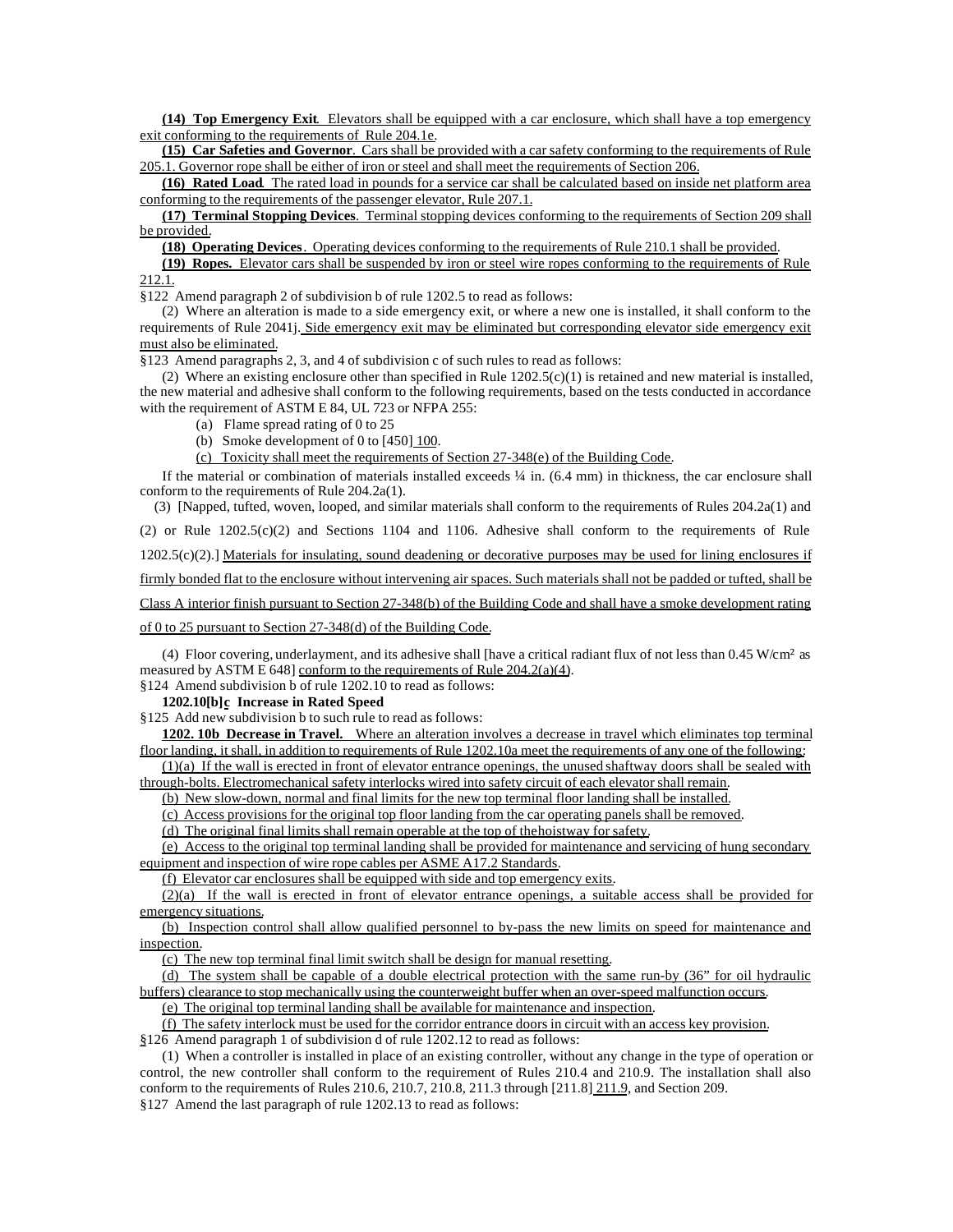**(14) Top Emergency Exit**. Elevators shall be equipped with a car enclosure, which shall have a top emergency exit conforming to the requirements of Rule 204.1e.

**(15) Car Safeties and Governor**. Cars shall be provided with a car safety conforming to the requirements of Rule 205.1. Governor rope shall be either of iron or steel and shall meet the requirements of Section 206.

**(16) Rated Load**. The rated load in pounds for a service car shall be calculated based on inside net platform area conforming to the requirements of the passenger elevator, Rule 207.1.

**(17) Terminal Stopping Devices**. Terminal stopping devices conforming to the requirements of Section 209 shall be provided.

**(18) Operating Devices**. Operating devices conforming to the requirements of Rule 210.1 shall be provided.

**(19) Ropes.** Elevator cars shall be suspended by iron or steel wire ropes conforming to the requirements of Rule 212.1.

§122 Amend paragraph 2 of subdivision b of rule 1202.5 to read as follows:

(2) Where an alteration is made to a side emergency exit, or where a new one is installed, it shall conform to the requirements of Rule 2041j. Side emergency exit may be eliminated but corresponding elevator side emergency exit must also be eliminated.

§123 Amend paragraphs 2, 3, and 4 of subdivision c of such rules to read as follows:

(2) Where an existing enclosure other than specified in Rule 1202.5(c)(1) is retained and new material is installed, the new material and adhesive shall conform to the following requirements, based on the tests conducted in accordance with the requirement of ASTM E 84, UL 723 or NFPA 255:

(a) Flame spread rating of 0 to 25

(b) Smoke development of 0 to [450] 100.

(c) Toxicity shall meet the requirements of Section 27-348(e) of the Building Code.

If the material or combination of materials installed exceeds ¼ in. (6.4 mm) in thickness, the car enclosure shall conform to the requirements of Rule 204.2a(1).

(3) [Napped, tufted, woven, looped, and similar materials shall conform to the requirements of Rules 204.2a(1) and (2) or Rule 1202.5(c)(2) and Sections 1104 and 1106. Adhesive shall conform to the requirements of Rule 1202.5(c)(2).] Materials for insulating, sound deadening or decorative purposes may be used for lining enclosures if firmly bonded flat to the enclosure without intervening air spaces. Such materials shall not be padded or tufted, shall be Class A interior finish pursuant to Section 27-348(b) of the Building Code and shall have a smoke development rating of 0 to 25 pursuant to Section 27-348(d) of the Building Code.

(4) Floor covering, underlayment, and its adhesive shall [have a critical radiant flux of not less than 0.45 W/cm² as measured by ASTM E 648] conform to the requirements of Rule 204.2(a)(4).

§124 Amend subdivision b of rule 1202.10 to read as follows:

**1202.10[b]c Increase in Rated Speed**

§125 Add new subdivision b to such rule to read as follows:

**1202. 10b Decrease in Travel.** Where an alteration involves a decrease in travel which eliminates top terminal floor landing, it shall, in addition to requirements of Rule 1202.10a meet the requirements of any one of the following:

(1)(a) If the wall is erected in front of elevator entrance openings, the unused shaftway doors shall be sealed with through-bolts. Electromechanical safety interlocks wired into safety circuit of each elevator shall remain.

(b) New slow-down, normal and final limits for the new top terminal floor landing shall be installed.

(c) Access provisions for the original top floor landing from the car operating panels shall be removed.

(d) The original final limits shall remain operable at the top of thehoistway for safety.

(e) Access to the original top terminal landing shall be provided for maintenance and servicing of hung secondary equipment and inspection of wire rope cables per ASME A17.2 Standards.

(f) Elevator car enclosures shall be equipped with side and top emergency exits.

(2)(a) If the wall is erected in front of elevator entrance openings, a suitable access shall be provided for emergency situations.

(b) Inspection control shall allow qualified personnel to by-pass the new limits on speed for maintenance and inspection.

(c) The new top terminal final limit switch shall be design for manual resetting.

(d) The system shall be capable of a double electrical protection with the same run-by (36" for oil hydraulic buffers) clearance to stop mechanically using the counterweight buffer when an over-speed malfunction occurs.

(e) The original top terminal landing shall be available for maintenance and inspection.

(f) The safety interlock must be used for the corridor entrance doors in circuit with an access key provision.

§126 Amend paragraph 1 of subdivision d of rule 1202.12 to read as follows:

(1) When a controller is installed in place of an existing controller, without any change in the type of operation or control, the new controller shall conform to the requirement of Rules 210.4 and 210.9. The installation shall also conform to the requirements of Rules 210.6, 210.7, 210.8, 211.3 through [211.8] 211.9, and Section 209.

§127 Amend the last paragraph of rule 1202.13 to read as follows: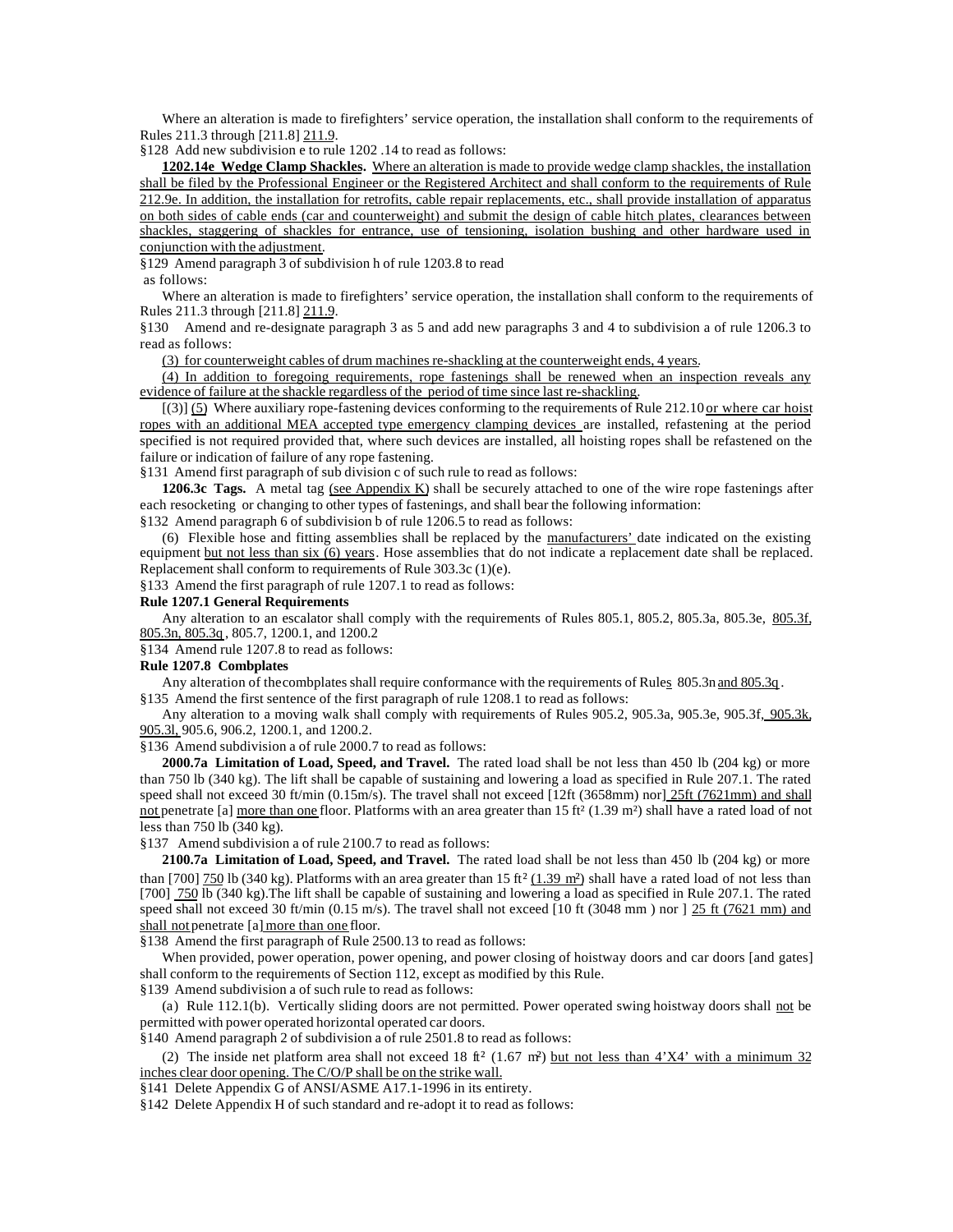Where an alteration is made to firefighters' service operation, the installation shall conform to the requirements of Rules 211.3 through [211.8] 211.9.

§128 Add new subdivision e to rule 1202 .14 to read as follows:

**1202.14e Wedge Clamp Shackles.** Where an alteration is made to provide wedge clamp shackles, the installation shall be filed by the Professional Engineer or the Registered Architect and shall conform to the requirements of Rule 212.9e. In addition, the installation for retrofits, cable repair replacements, etc., shall provide installation of apparatus on both sides of cable ends (car and counterweight) and submit the design of cable hitch plates, clearances between shackles, staggering of shackles for entrance, use of tensioning, isolation bushing and other hardware used in conjunction with the adjustment.

§129 Amend paragraph 3 of subdivision h of rule 1203.8 to read as follows:

Where an alteration is made to firefighters' service operation, the installation shall conform to the requirements of Rules 211.3 through [211.8] 211.9.

§130 Amend and re-designate paragraph 3 as 5 and add new paragraphs 3 and 4 to subdivision a of rule 1206.3 to read as follows:

(3) for counterweight cables of drum machines re-shackling at the counterweight ends, 4 years.

(4) In addition to foregoing requirements, rope fastenings shall be renewed when an inspection reveals any evidence of failure at the shackle regardless of the period of time since last re-shackling.

[(3)] (5) Where auxiliary rope-fastening devices conforming to the requirements of Rule 212.10 or where car hoist ropes with an additional MEA accepted type emergency clamping devices are installed, refastening at the period specified is not required provided that, where such devices are installed, all hoisting ropes shall be refastened on the failure or indication of failure of any rope fastening.

§131 Amend first paragraph of sub division c of such rule to read as follows:

**1206.3c Tags.** A metal tag (see Appendix K) shall be securely attached to one of the wire rope fastenings after each resocketing or changing to other types of fastenings, and shall bear the following information:

§132 Amend paragraph 6 of subdivision b of rule 1206.5 to read as follows:

(6) Flexible hose and fitting assemblies shall be replaced by the manufacturers' date indicated on the existing equipment but not less than six (6) years. Hose assemblies that do not indicate a replacement date shall be replaced. Replacement shall conform to requirements of Rule 303.3c (1)(e).

§133 Amend the first paragraph of rule 1207.1 to read as follows:

**Rule 1207.1 General Requirements**

Any alteration to an escalator shall comply with the requirements of Rules 805.1, 805.2, 805.3a, 805.3e, 805.3f, 805.3n, 805.3q, 805.7, 1200.1, and 1200.2

§134 Amend rule 1207.8 to read as follows:

**Rule 1207.8 Combplates**

Any alteration of the combplates shall require conformance with the requirements of Rules 805.3n and 805.3q.

§135 Amend the first sentence of the first paragraph of rule 1208.1 to read as follows:

Any alteration to a moving walk shall comply with requirements of Rules 905.2, 905.3a, 905.3e, 905.3f, 905.3k, 905.3l, 905.6, 906.2, 1200.1, and 1200.2.

§136 Amend subdivision a of rule 2000.7 to read as follows:

**2000.7a Limitation of Load, Speed, and Travel.** The rated load shall be not less than 450 lb (204 kg) or more than 750 lb (340 kg). The lift shall be capable of sustaining and lowering a load as specified in Rule 207.1. The rated speed shall not exceed 30 ft/min (0.15m/s). The travel shall not exceed [12ft (3658mm) nor] 25ft (7621mm) and shall not penetrate [a] more than one floor. Platforms with an area greater than 15 ft² (1.39 m²) shall have a rated load of not less than 750 lb (340 kg).

§137 Amend subdivision a of rule 2100.7 to read as follows:

**2100.7a Limitation of Load, Speed, and Travel.** The rated load shall be not less than 450 lb (204 kg) or more than [700] 750 lb (340 kg). Platforms with an area greater than 15 ft² (1.39 m²) shall have a rated load of not less than [700] 750 lb (340 kg).The lift shall be capable of sustaining and lowering a load as specified in Rule 207.1. The rated speed shall not exceed 30 ft/min (0.15 m/s). The travel shall not exceed [10 ft (3048 mm ) nor ] 25 ft (7621 mm) and shall not penetrate [a] more than one floor.

§138 Amend the first paragraph of Rule 2500.13 to read as follows:

When provided, power operation, power opening, and power closing of hoistway doors and car doors [and gates] shall conform to the requirements of Section 112, except as modified by this Rule.

§139 Amend subdivision a of such rule to read as follows:

(a) Rule 112.1(b). Vertically sliding doors are not permitted. Power operated swing hoistway doors shall not be permitted with power operated horizontal operated car doors.

§140 Amend paragraph 2 of subdivision a of rule 2501.8 to read as follows:

(2) The inside net platform area shall not exceed 18 ft² (1.67 m²) but not less than 4'X4' with a minimum 32 inches clear door opening. The C/O/P shall be on the strike wall.

§141 Delete Appendix G of ANSI/ASME A17.1-1996 in its entirety.

§142 Delete Appendix H of such standard and re-adopt it to read as follows: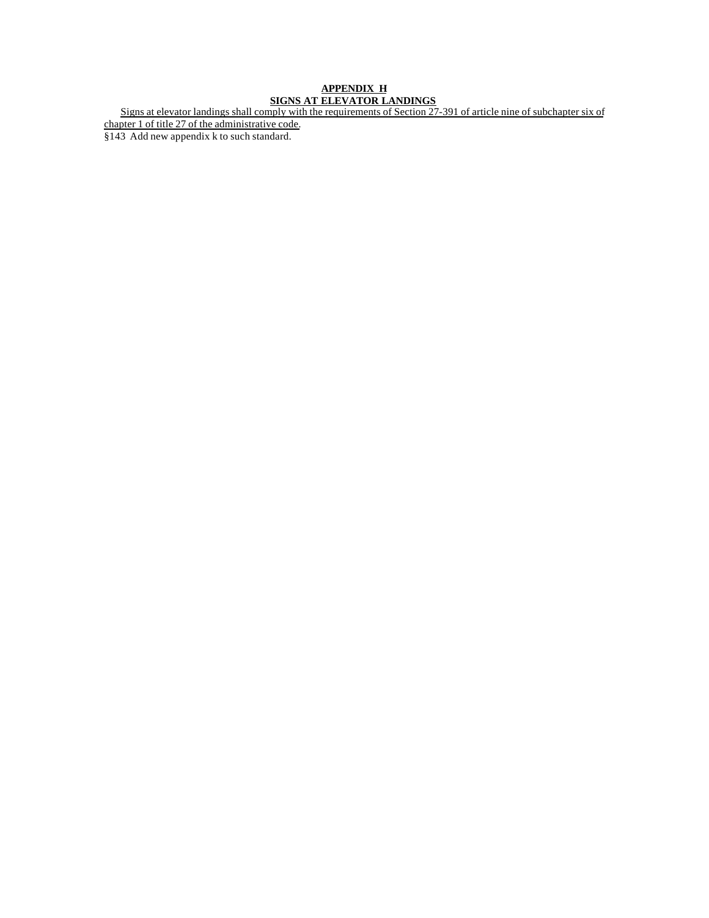**APPENDIX H**

**SIGNS AT ELEVATOR LANDINGS**

Signs at elevator landings shall comply with the requirements of Section 27-391 of article nine of subchapter six of chapter 1 of title 27 of the administrative code.

§143 Add new appendix k to such standard.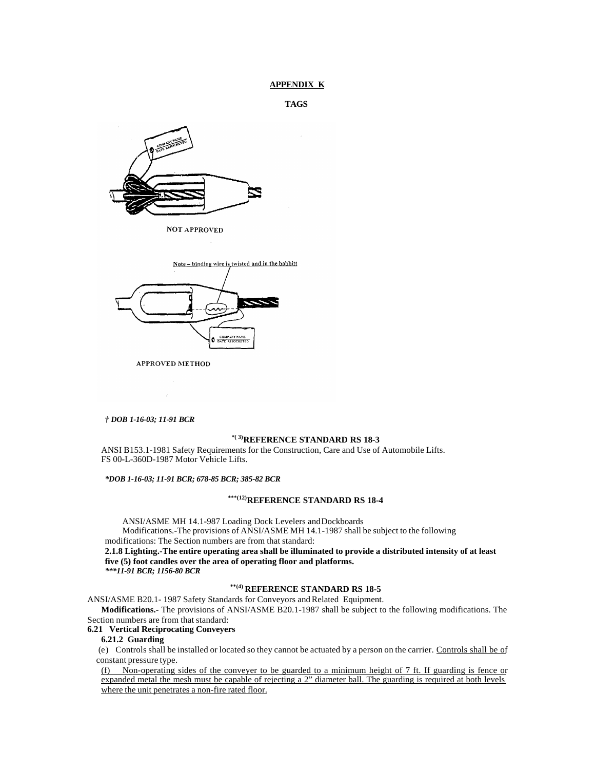**APPENDIX K**

**TAGS**

NOT APPROVED

Note – binding wire is twisted and in the babbitt

APPROVED METHOD

*† DOB 1-16-03; 11-91 BCR*

### *( 3)REFERENCE STANDARD RS 18-3

ANSI B153.1-1981 Safety Requirements for the Construction, Care and Use of Automobile Lifts.
FS 00-L-360D-1987 Motor Vehicle Lifts.

***DOB 1-16-03; 11-91 BCR; 678-85 BCR; 385-82 BCR***

### ***(12)REFERENCE STANDARD RS 18-4

ANSI/ASME MH 14.1-987 Loading Dock Levelers and Dockboards

Modifications.-The provisions of ANSI/ASME MH 14.1-1987 shall be subject to the following modifications: The Section numbers are from that standard:

**2.1.8 Lighting.-The entire operating area shall be illuminated to provide a distributed intensity of at least five (5) foot candles over the area of operating floor and platforms.**

***\*\*\*11-91 BCR; 1156-80 BCR***

### **(4) REFERENCE STANDARD RS 18-5

ANSI/ASME B20.1- 1987 Safety Standards for Conveyors and Related Equipment.

**Modifications.-** The provisions of ANSI/ASME B20.1-1987 shall be subject to the following modifications. The Section numbers are from that standard:

**6.21 Vertical Reciprocating Conveyers**

**6.21.2 Guarding**

(e) Controls shall be installed or located so they cannot be actuated by a person on the carrier. <u>Controls shall be of constant pressure type.</u>

<u>(f) Non-operating sides of the conveyer to be guarded to a minimum height of 7 ft. If guarding is fence or expanded metal the mesh must be capable of rejecting a 2" diameter ball. The guarding is required at both levels where the unit penetrates a non-fire rated floor.</u>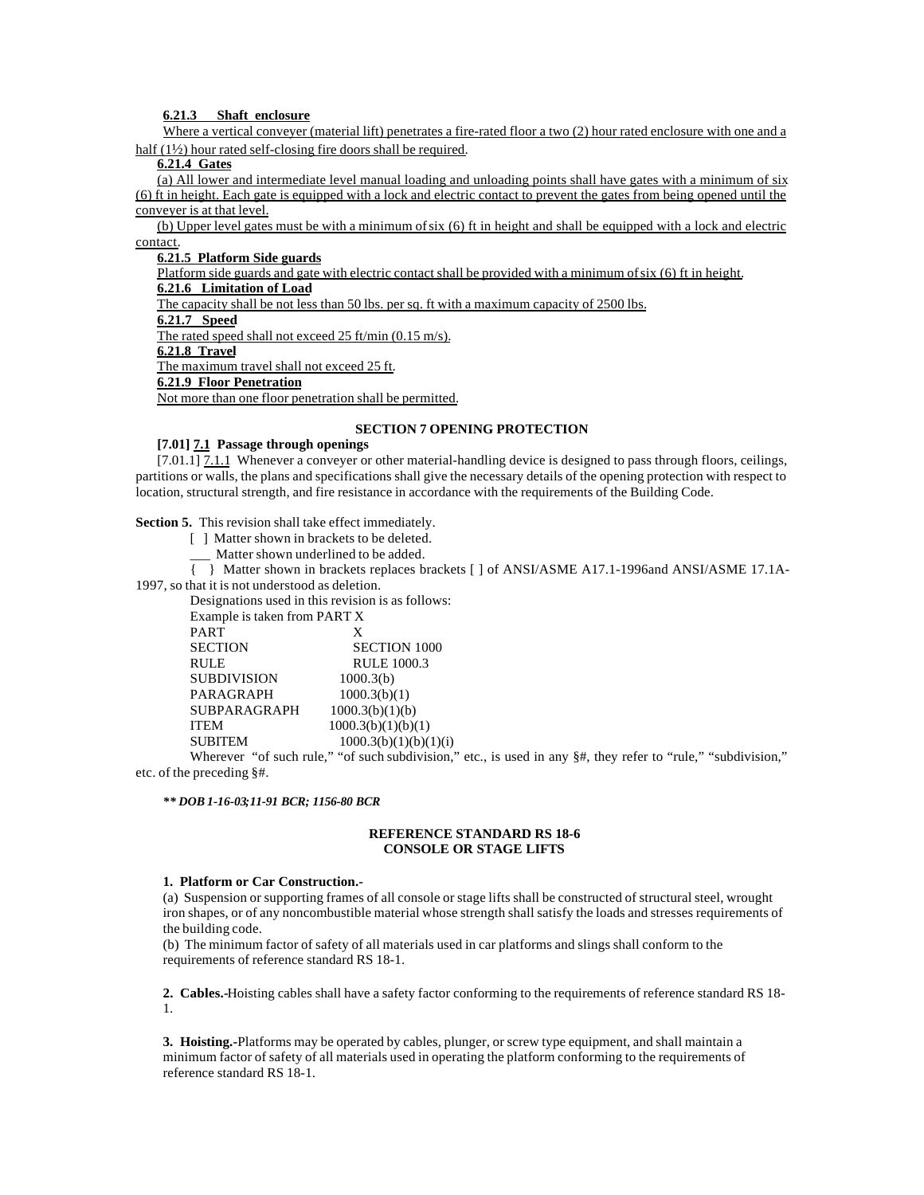**6.21.3 Shaft enclosure**

Where a vertical conveyer (material lift) penetrates a fire-rated floor a two (2) hour rated enclosure with one and a half (1½) hour rated self-closing fire doors shall be required.

**6.21.4 Gates**

(a) All lower and intermediate level manual loading and unloading points shall have gates with a minimum of six (6) ft in height. Each gate is equipped with a lock and electric contact to prevent the gates from being opened until the conveyer is at that level.

(b) Upper level gates must be with a minimum of six (6) ft in height and shall be equipped with a lock and electric contact.

**6.21.5 Platform Side guards**

Platform side guards and gate with electric contact shall be provided with a minimum of six (6) ft in height.

**6.21.6 Limitation of Load**

The capacity shall be not less than 50 lbs. per sq. ft with a maximum capacity of 2500 lbs.

**6.21.7 Speed**

The rated speed shall not exceed 25 ft/min (0.15 m/s).

**6.21.8 Travel**

The maximum travel shall not exceed 25 ft.

**6.21.9 Floor Penetration**

Not more than one floor penetration shall be permitted.

**SECTION 7 OPENING PROTECTION**

**[7.01] 7.1 Passage through openings**

[7.01.1] 7.1.1 Whenever a conveyer or other material-handling device is designed to pass through floors, ceilings, partitions or walls, the plans and specifications shall give the necessary details of the opening protection with respect to location, structural strength, and fire resistance in accordance with the requirements of the Building Code.

**Section 5.** This revision shall take effect immediately.

[ ] Matter shown in brackets to be deleted.

___ Matter shown underlined to be added.

{ } Matter shown in brackets replaces brackets [ ] of ANSI/ASME A17.1-1996and ANSI/ASME 17.1A-1997, so that it is not understood as deletion.

Designations used in this revision is as follows:

Example is taken from PART X

| | |
|---|---|
| PART | X |
| SECTION | SECTION 1000 |
| RULE | RULE 1000.3 |
| SUBDIVISION | 1000.3(b) |
| PARAGRAPH | 1000.3(b)(1) |
| SUBPARAGRAPH | 1000.3(b)(1)(b) |
| ITEM | 1000.3(b)(1)(b)(1) |
| SUBITEM | 1000.3(b)(1)(b)(1)(i) |

Wherever "of such rule," "of such subdivision," etc., is used in any §#, they refer to "rule," "subdivision," etc. of the preceding §#.

***\*\* DOB 1-16-03;11-91 BCR; 1156-80 BCR***

**REFERENCE STANDARD RS 18-6**
**CONSOLE OR STAGE LIFTS**

**1. Platform or Car Construction.-**

(a) Suspension or supporting frames of all console or stage lifts shall be constructed of structural steel, wrought iron shapes, or of any noncombustible material whose strength shall satisfy the loads and stresses requirements of the building code.

(b) The minimum factor of safety of all materials used in car platforms and slings shall conform to the requirements of reference standard RS 18-1.

**2. Cables.-**Hoisting cables shall have a safety factor conforming to the requirements of reference standard RS 18-1.

**3. Hoisting.-**Platforms may be operated by cables, plunger, or screw type equipment, and shall maintain a minimum factor of safety of all materials used in operating the platform conforming to the requirements of reference standard RS 18-1.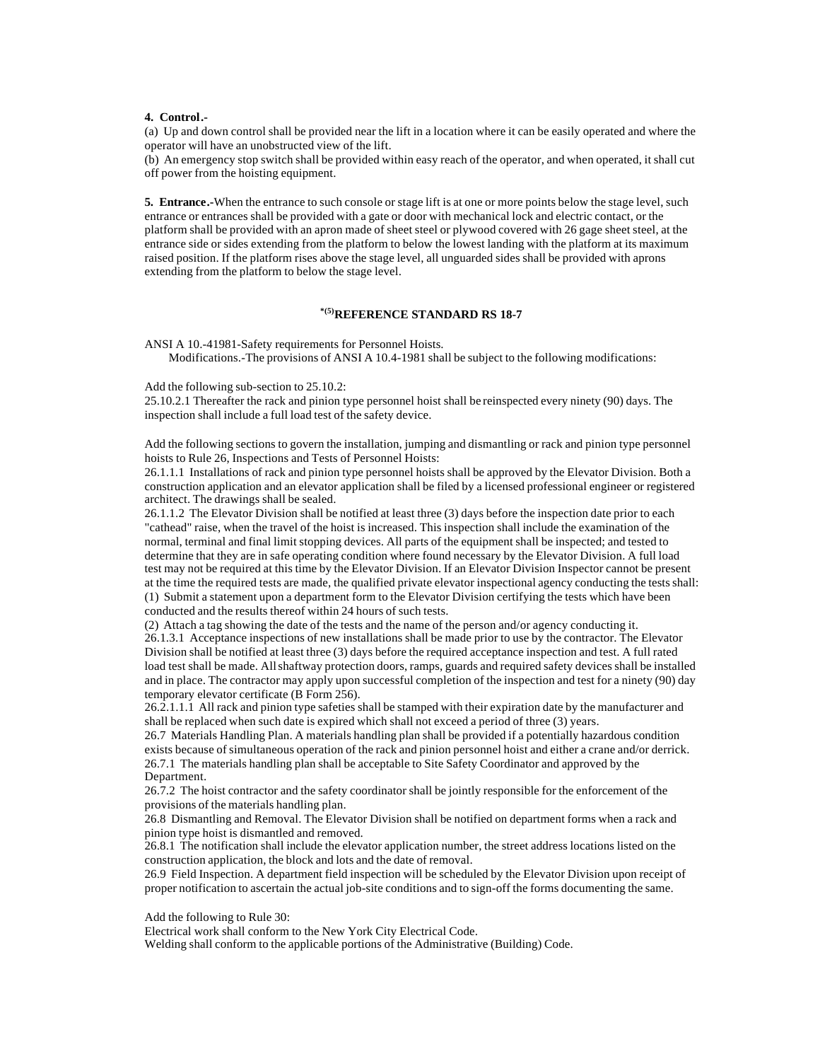**4. Control.-**

(a) Up and down control shall be provided near the lift in a location where it can be easily operated and where the operator will have an unobstructed view of the lift.

(b) An emergency stop switch shall be provided within easy reach of the operator, and when operated, it shall cut off power from the hoisting equipment.

**5. Entrance.-**When the entrance to such console or stage lift is at one or more points below the stage level, such entrance or entrances shall be provided with a gate or door with mechanical lock and electric contact, or the platform shall be provided with an apron made of sheet steel or plywood covered with 26 gage sheet steel, at the entrance side or sides extending from the platform to below the lowest landing with the platform at its maximum raised position. If the platform rises above the stage level, all unguarded sides shall be provided with aprons extending from the platform to below the stage level.

## *(5)REFERENCE STANDARD RS 18-7

ANSI A 10.-41981-Safety requirements for Personnel Hoists.

Modifications.-The provisions of ANSI A 10.4-1981 shall be subject to the following modifications:

Add the following sub-section to 25.10.2:

25.10.2.1 Thereafter the rack and pinion type personnel hoist shall be reinspected every ninety (90) days. The inspection shall include a full load test of the safety device.

Add the following sections to govern the installation, jumping and dismantling or rack and pinion type personnel hoists to Rule 26, Inspections and Tests of Personnel Hoists:

26.1.1.1 Installations of rack and pinion type personnel hoists shall be approved by the Elevator Division. Both a construction application and an elevator application shall be filed by a licensed professional engineer or registered architect. The drawings shall be sealed.

26.1.1.2 The Elevator Division shall be notified at least three (3) days before the inspection date prior to each "cathead" raise, when the travel of the hoist is increased. This inspection shall include the examination of the normal, terminal and final limit stopping devices. All parts of the equipment shall be inspected; and tested to determine that they are in safe operating condition where found necessary by the Elevator Division. A full load test may not be required at this time by the Elevator Division. If an Elevator Division Inspector cannot be present at the time the required tests are made, the qualified private elevator inspectional agency conducting the tests shall:

(1) Submit a statement upon a department form to the Elevator Division certifying the tests which have been conducted and the results thereof within 24 hours of such tests.

(2) Attach a tag showing the date of the tests and the name of the person and/or agency conducting it.

26.1.3.1 Acceptance inspections of new installations shall be made prior to use by the contractor. The Elevator Division shall be notified at least three (3) days before the required acceptance inspection and test. A full rated load test shall be made. All shaftway protection doors, ramps, guards and required safety devices shall be installed and in place. The contractor may apply upon successful completion of the inspection and test for a ninety (90) day temporary elevator certificate (B Form 256).

26.2.1.1.1 All rack and pinion type safeties shall be stamped with their expiration date by the manufacturer and shall be replaced when such date is expired which shall not exceed a period of three (3) years.

26.7 Materials Handling Plan. A materials handling plan shall be provided if a potentially hazardous condition exists because of simultaneous operation of the rack and pinion personnel hoist and either a crane and/or derrick.

26.7.1 The materials handling plan shall be acceptable to Site Safety Coordinator and approved by the Department.

26.7.2 The hoist contractor and the safety coordinator shall be jointly responsible for the enforcement of the provisions of the materials handling plan.

26.8 Dismantling and Removal. The Elevator Division shall be notified on department forms when a rack and pinion type hoist is dismantled and removed.

26.8.1 The notification shall include the elevator application number, the street address locations listed on the construction application, the block and lots and the date of removal.

26.9 Field Inspection. A department field inspection will be scheduled by the Elevator Division upon receipt of proper notification to ascertain the actual job-site conditions and to sign-off the forms documenting the same.

Add the following to Rule 30:

Electrical work shall conform to the New York City Electrical Code.

Welding shall conform to the applicable portions of the Administrative (Building) Code.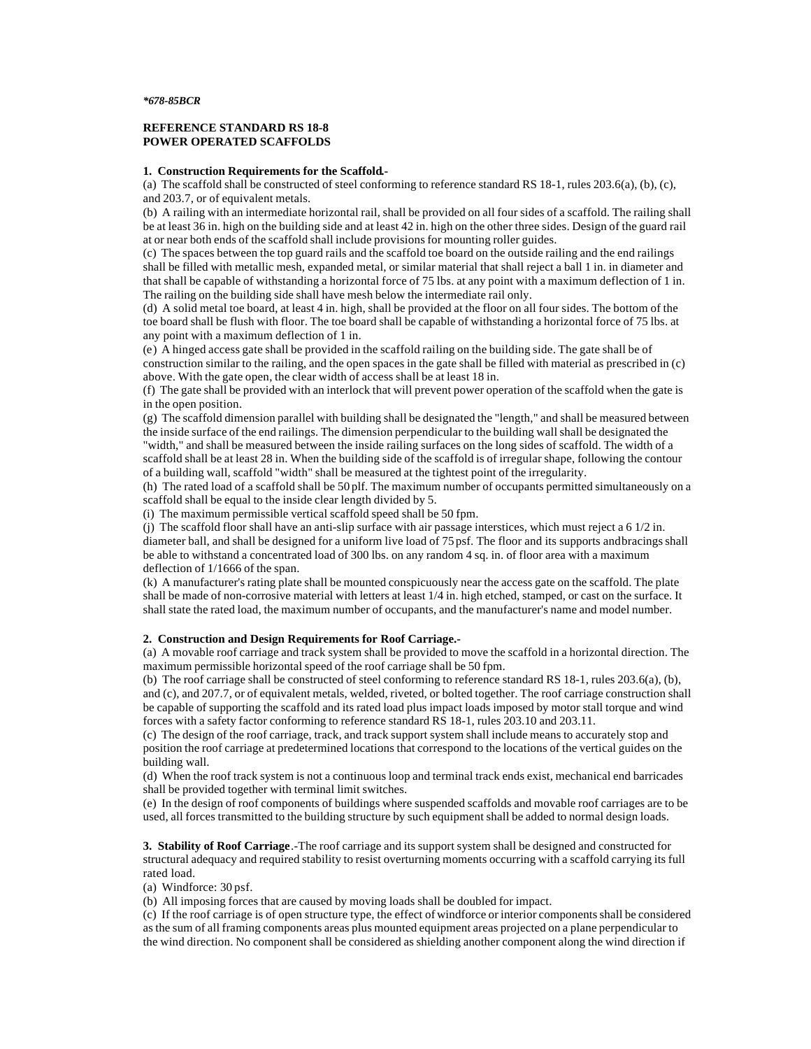*\*678-85BCR*

**REFERENCE STANDARD RS 18-8**
**POWER OPERATED SCAFFOLDS**

**1. Construction Requirements for the Scaffold.-**

(a) The scaffold shall be constructed of steel conforming to reference standard RS 18-1, rules 203.6(a), (b), (c), and 203.7, or of equivalent metals.

(b) A railing with an intermediate horizontal rail, shall be provided on all four sides of a scaffold. The railing shall be at least 36 in. high on the building side and at least 42 in. high on the other three sides. Design of the guard rail at or near both ends of the scaffold shall include provisions for mounting roller guides.

(c) The spaces between the top guard rails and the scaffold toe board on the outside railing and the end railings shall be filled with metallic mesh, expanded metal, or similar material that shall reject a ball 1 in. in diameter and that shall be capable of withstanding a horizontal force of 75 lbs. at any point with a maximum deflection of 1 in. The railing on the building side shall have mesh below the intermediate rail only.

(d) A solid metal toe board, at least 4 in. high, shall be provided at the floor on all four sides. The bottom of the toe board shall be flush with floor. The toe board shall be capable of withstanding a horizontal force of 75 lbs. at any point with a maximum deflection of 1 in.

(e) A hinged access gate shall be provided in the scaffold railing on the building side. The gate shall be of construction similar to the railing, and the open spaces in the gate shall be filled with material as prescribed in (c) above. With the gate open, the clear width of access shall be at least 18 in.

(f) The gate shall be provided with an interlock that will prevent power operation of the scaffold when the gate is in the open position.

(g) The scaffold dimension parallel with building shall be designated the "length," and shall be measured between the inside surface of the end railings. The dimension perpendicular to the building wall shall be designated the "width," and shall be measured between the inside railing surfaces on the long sides of scaffold. The width of a scaffold shall be at least 28 in. When the building side of the scaffold is of irregular shape, following the contour of a building wall, scaffold "width" shall be measured at the tightest point of the irregularity.

(h) The rated load of a scaffold shall be 50 plf. The maximum number of occupants permitted simultaneously on a scaffold shall be equal to the inside clear length divided by 5.

(i) The maximum permissible vertical scaffold speed shall be 50 fpm.

(j) The scaffold floor shall have an anti-slip surface with air passage interstices, which must reject a 6 1/2 in. diameter ball, and shall be designed for a uniform live load of 75 psf. The floor and its supports and bracings shall be able to withstand a concentrated load of 300 lbs. on any random 4 sq. in. of floor area with a maximum deflection of 1/1666 of the span.

(k) A manufacturer's rating plate shall be mounted conspicuously near the access gate on the scaffold. The plate shall be made of non-corrosive material with letters at least 1/4 in. high etched, stamped, or cast on the surface. It shall state the rated load, the maximum number of occupants, and the manufacturer's name and model number.

**2. Construction and Design Requirements for Roof Carriage.-**

(a) A movable roof carriage and track system shall be provided to move the scaffold in a horizontal direction. The maximum permissible horizontal speed of the roof carriage shall be 50 fpm.

(b) The roof carriage shall be constructed of steel conforming to reference standard RS 18-1, rules 203.6(a), (b), and (c), and 207.7, or of equivalent metals, welded, riveted, or bolted together. The roof carriage construction shall be capable of supporting the scaffold and its rated load plus impact loads imposed by motor stall torque and wind forces with a safety factor conforming to reference standard RS 18-1, rules 203.10 and 203.11.

(c) The design of the roof carriage, track, and track support system shall include means to accurately stop and position the roof carriage at predetermined locations that correspond to the locations of the vertical guides on the building wall.

(d) When the roof track system is not a continuous loop and terminal track ends exist, mechanical end barricades shall be provided together with terminal limit switches.

(e) In the design of roof components of buildings where suspended scaffolds and movable roof carriages are to be used, all forces transmitted to the building structure by such equipment shall be added to normal design loads.

**3. Stability of Roof Carriage**.-The roof carriage and its support system shall be designed and constructed for structural adequacy and required stability to resist overturning moments occurring with a scaffold carrying its full rated load.

(a) Windforce: 30 psf.

(b) All imposing forces that are caused by moving loads shall be doubled for impact.

(c) If the roof carriage is of open structure type, the effect of windforce or interior components shall be considered as the sum of all framing components areas plus mounted equipment areas projected on a plane perpendicular to the wind direction. No component shall be considered as shielding another component along the wind direction if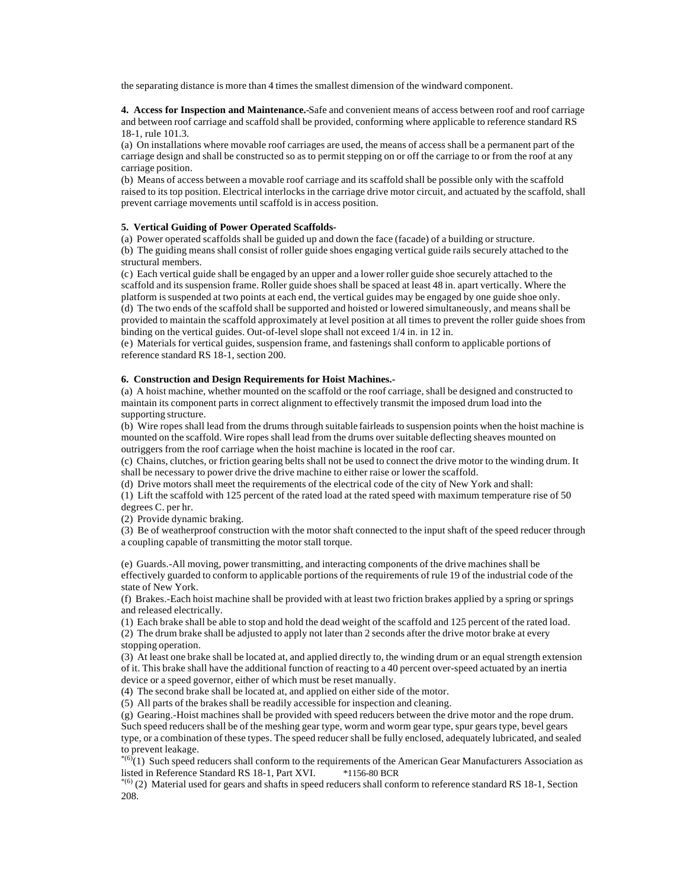the separating distance is more than 4 times the smallest dimension of the windward component.

**4. Access for Inspection and Maintenance.-**Safe and convenient means of access between roof and roof carriage and between roof carriage and scaffold shall be provided, conforming where applicable to reference standard RS 18-1, rule 101.3.

(a) On installations where movable roof carriages are used, the means of access shall be a permanent part of the carriage design and shall be constructed so as to permit stepping on or off the carriage to or from the roof at any carriage position.

(b) Means of access between a movable roof carriage and its scaffold shall be possible only with the scaffold raised to its top position. Electrical interlocks in the carriage drive motor circuit, and actuated by the scaffold, shall prevent carriage movements until scaffold is in access position.

**5. Vertical Guiding of Power Operated Scaffolds-**

(a) Power operated scaffolds shall be guided up and down the face (facade) of a building or structure.

(b) The guiding means shall consist of roller guide shoes engaging vertical guide rails securely attached to the structural members.

(c) Each vertical guide shall be engaged by an upper and a lower roller guide shoe securely attached to the scaffold and its suspension frame. Roller guide shoes shall be spaced at least 48 in. apart vertically. Where the platform is suspended at two points at each end, the vertical guides may be engaged by one guide shoe only.

(d) The two ends of the scaffold shall be supported and hoisted or lowered simultaneously, and means shall be provided to maintain the scaffold approximately at level position at all times to prevent the roller guide shoes from binding on the vertical guides. Out-of-level slope shall not exceed 1/4 in. in 12 in.

(e) Materials for vertical guides, suspension frame, and fastenings shall conform to applicable portions of reference standard RS 18-1, section 200.

**6. Construction and Design Requirements for Hoist Machines.-**

(a) A hoist machine, whether mounted on the scaffold or the roof carriage, shall be designed and constructed to maintain its component parts in correct alignment to effectively transmit the imposed drum load into the supporting structure.

(b) Wire ropes shall lead from the drums through suitable fairleads to suspension points when the hoist machine is mounted on the scaffold. Wire ropes shall lead from the drums over suitable deflecting sheaves mounted on outriggers from the roof carriage when the hoist machine is located in the roof car.

(c) Chains, clutches, or friction gearing belts shall not be used to connect the drive motor to the winding drum. It shall be necessary to power drive the drive machine to either raise or lower the scaffold.

(d) Drive motors shall meet the requirements of the electrical code of the city of New York and shall:

(1) Lift the scaffold with 125 percent of the rated load at the rated speed with maximum temperature rise of 50 degrees C. per hr.

(2) Provide dynamic braking.

(3) Be of weatherproof construction with the motor shaft connected to the input shaft of the speed reducer through a coupling capable of transmitting the motor stall torque.

(e) Guards.-All moving, power transmitting, and interacting components of the drive machines shall be effectively guarded to conform to applicable portions of the requirements of rule 19 of the industrial code of the state of New York.

(f) Brakes.-Each hoist machine shall be provided with at least two friction brakes applied by a spring or springs and released electrically.

(1) Each brake shall be able to stop and hold the dead weight of the scaffold and 125 percent of the rated load.

(2) The drum brake shall be adjusted to apply not later than 2 seconds after the drive motor brake at every stopping operation.

(3) At least one brake shall be located at, and applied directly to, the winding drum or an equal strength extension of it. This brake shall have the additional function of reacting to a 40 percent over-speed actuated by an inertia device or a speed governor, either of which must be reset manually.

(4) The second brake shall be located at, and applied on either side of the motor.

(5) All parts of the brakes shall be readily accessible for inspection and cleaning.

(g) Gearing.-Hoist machines shall be provided with speed reducers between the drive motor and the rope drum. Such speed reducers shall be of the meshing gear type, worm and worm gear type, spur gears type, bevel gears type, or a combination of these types. The speed reducer shall be fully enclosed, adequately lubricated, and sealed to prevent leakage.

*(6)(1) Such speed reducers shall conform to the requirements of the American Gear Manufacturers Association as listed in Reference Standard RS 18-1, Part XVI. *1156-80 BCR

*(6) (2) Material used for gears and shafts in speed reducers shall conform to reference standard RS 18-1, Section 208.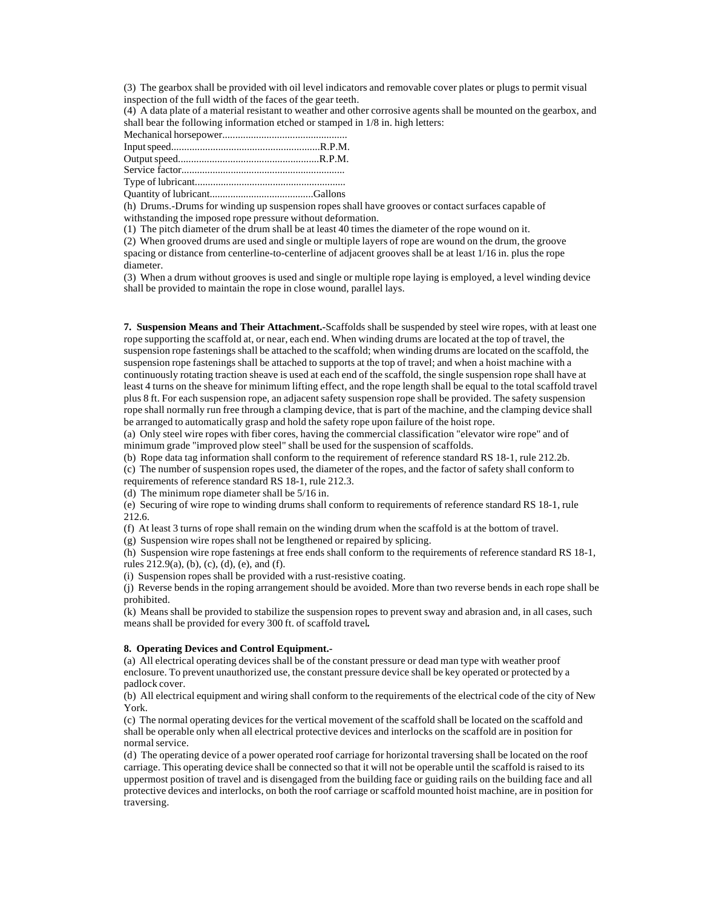(3) The gearbox shall be provided with oil level indicators and removable cover plates or plugs to permit visual inspection of the full width of the faces of the gear teeth.

(4) A data plate of a material resistant to weather and other corrosive agents shall be mounted on the gearbox, and shall bear the following information etched or stamped in 1/8 in. high letters:

Mechanical horsepower................................................
Input speed.........................................................R.P.M.
Output speed......................................................R.P.M.
Service factor...............................................................
Type of lubricant..........................................................
Quantity of lubricant.......................................Gallons

(h) Drums.-Drums for winding up suspension ropes shall have grooves or contact surfaces capable of withstanding the imposed rope pressure without deformation.

(1) The pitch diameter of the drum shall be at least 40 times the diameter of the rope wound on it.

(2) When grooved drums are used and single or multiple layers of rope are wound on the drum, the groove spacing or distance from centerline-to-centerline of adjacent grooves shall be at least 1/16 in. plus the rope diameter.

(3) When a drum without grooves is used and single or multiple rope laying is employed, a level winding device shall be provided to maintain the rope in close wound, parallel lays.

**7. Suspension Means and Their Attachment.-**Scaffolds shall be suspended by steel wire ropes, with at least one rope supporting the scaffold at, or near, each end. When winding drums are located at the top of travel, the suspension rope fastenings shall be attached to the scaffold; when winding drums are located on the scaffold, the suspension rope fastenings shall be attached to supports at the top of travel; and when a hoist machine with a continuously rotating traction sheave is used at each end of the scaffold, the single suspension rope shall have at least 4 turns on the sheave for minimum lifting effect, and the rope length shall be equal to the total scaffold travel plus 8 ft. For each suspension rope, an adjacent safety suspension rope shall be provided. The safety suspension rope shall normally run free through a clamping device, that is part of the machine, and the clamping device shall be arranged to automatically grasp and hold the safety rope upon failure of the hoist rope.

(a) Only steel wire ropes with fiber cores, having the commercial classification "elevator wire rope" and of minimum grade "improved plow steel" shall be used for the suspension of scaffolds.

(b) Rope data tag information shall conform to the requirement of reference standard RS 18-1, rule 212.2b.

(c) The number of suspension ropes used, the diameter of the ropes, and the factor of safety shall conform to requirements of reference standard RS 18-1, rule 212.3.

(d) The minimum rope diameter shall be 5/16 in.

(e) Securing of wire rope to winding drums shall conform to requirements of reference standard RS 18-1, rule 212.6.

(f) At least 3 turns of rope shall remain on the winding drum when the scaffold is at the bottom of travel.

(g) Suspension wire ropes shall not be lengthened or repaired by splicing.

(h) Suspension wire rope fastenings at free ends shall conform to the requirements of reference standard RS 18-1, rules 212.9(a), (b), (c), (d), (e), and (f).

(i) Suspension ropes shall be provided with a rust-resistive coating.

(j) Reverse bends in the roping arrangement should be avoided. More than two reverse bends in each rope shall be prohibited.

(k) Means shall be provided to stabilize the suspension ropes to prevent sway and abrasion and, in all cases, such means shall be provided for every 300 ft. of scaffold travel.

**8. Operating Devices and Control Equipment.-**

(a) All electrical operating devices shall be of the constant pressure or dead man type with weather proof enclosure. To prevent unauthorized use, the constant pressure device shall be key operated or protected by a padlock cover.

(b) All electrical equipment and wiring shall conform to the requirements of the electrical code of the city of New York.

(c) The normal operating devices for the vertical movement of the scaffold shall be located on the scaffold and shall be operable only when all electrical protective devices and interlocks on the scaffold are in position for normal service.

(d) The operating device of a power operated roof carriage for horizontal traversing shall be located on the roof carriage. This operating device shall be connected so that it will not be operable until the scaffold is raised to its uppermost position of travel and is disengaged from the building face or guiding rails on the building face and all protective devices and interlocks, on both the roof carriage or scaffold mounted hoist machine, are in position for traversing.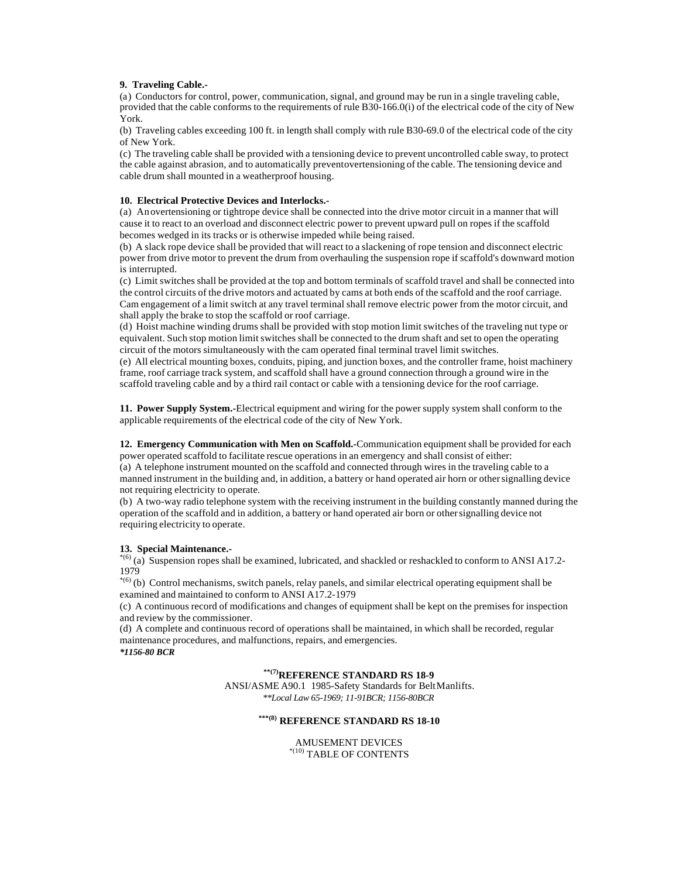**9. Traveling Cable.-**

(a) Conductors for control, power, communication, signal, and ground may be run in a single traveling cable, provided that the cable conforms to the requirements of rule B30-166.0(i) of the electrical code of the city of New York.

(b) Traveling cables exceeding 100 ft. in length shall comply with rule B30-69.0 of the electrical code of the city of New York.

(c) The traveling cable shall be provided with a tensioning device to prevent uncontrolled cable sway, to protect the cable against abrasion, and to automatically preventovertensioning of the cable. The tensioning device and cable drum shall mounted in a weatherproof housing.

**10. Electrical Protective Devices and Interlocks.-**

(a) Anovertensioning or tightrope device shall be connected into the drive motor circuit in a manner that will cause it to react to an overload and disconnect electric power to prevent upward pull on ropes if the scaffold becomes wedged in its tracks or is otherwise impeded while being raised.

(b) A slack rope device shall be provided that will react to a slackening of rope tension and disconnect electric power from drive motor to prevent the drum from overhauling the suspension rope if scaffold's downward motion is interrupted.

(c) Limit switches shall be provided at the top and bottom terminals of scaffold travel and shall be connected into the control circuits of the drive motors and actuated by cams at both ends of the scaffold and the roof carriage. Cam engagement of a limit switch at any travel terminal shall remove electric power from the motor circuit, and shall apply the brake to stop the scaffold or roof carriage.

(d) Hoist machine winding drums shall be provided with stop motion limit switches of the traveling nut type or equivalent. Such stop motion limit switches shall be connected to the drum shaft and set to open the operating circuit of the motors simultaneously with the cam operated final terminal travel limit switches.

(e) All electrical mounting boxes, conduits, piping, and junction boxes, and the controller frame, hoist machinery frame, roof carriage track system, and scaffold shall have a ground connection through a ground wire in the scaffold traveling cable and by a third rail contact or cable with a tensioning device for the roof carriage.

**11. Power Supply System.-**Electrical equipment and wiring for the power supply system shall conform to the applicable requirements of the electrical code of the city of New York.

**12. Emergency Communication with Men on Scaffold.-**Communication equipment shall be provided for each power operated scaffold to facilitate rescue operations in an emergency and shall consist of either:

(a) A telephone instrument mounted on the scaffold and connected through wires in the traveling cable to a manned instrument in the building and, in addition, a battery or hand operated air horn or other signalling device not requiring electricity to operate.

(b) A two-way radio telephone system with the receiving instrument in the building constantly manned during the operation of the scaffold and in addition, a battery or hand operated air born or other signalling device not requiring electricity to operate.

**13. Special Maintenance.-**

*(6) (a) Suspension ropes shall be examined, lubricated, and shackled or reshackled to conform to ANSI A17.2-1979

*(6) (b) Control mechanisms, switch panels, relay panels, and similar electrical operating equipment shall be examined and maintained to conform to ANSI A17.2-1979

(c) A continuous record of modifications and changes of equipment shall be kept on the premises for inspection and review by the commissioner.

(d) A complete and continuous record of operations shall be maintained, in which shall be recorded, regular maintenance procedures, and malfunctions, repairs, and emergencies.

***1156-80 BCR***

## **(7)REFERENCE STANDARD RS 18-9

ANSI/ASME A90.1 1985-Safety Standards for BeltManlifts.

*\*\*Local Law 65-1969; 11-91BCR; 1156-80BCR*

## ***(8) REFERENCE STANDARD RS 18-10

AMUSEMENT DEVICES

*(10) TABLE OF CONTENTS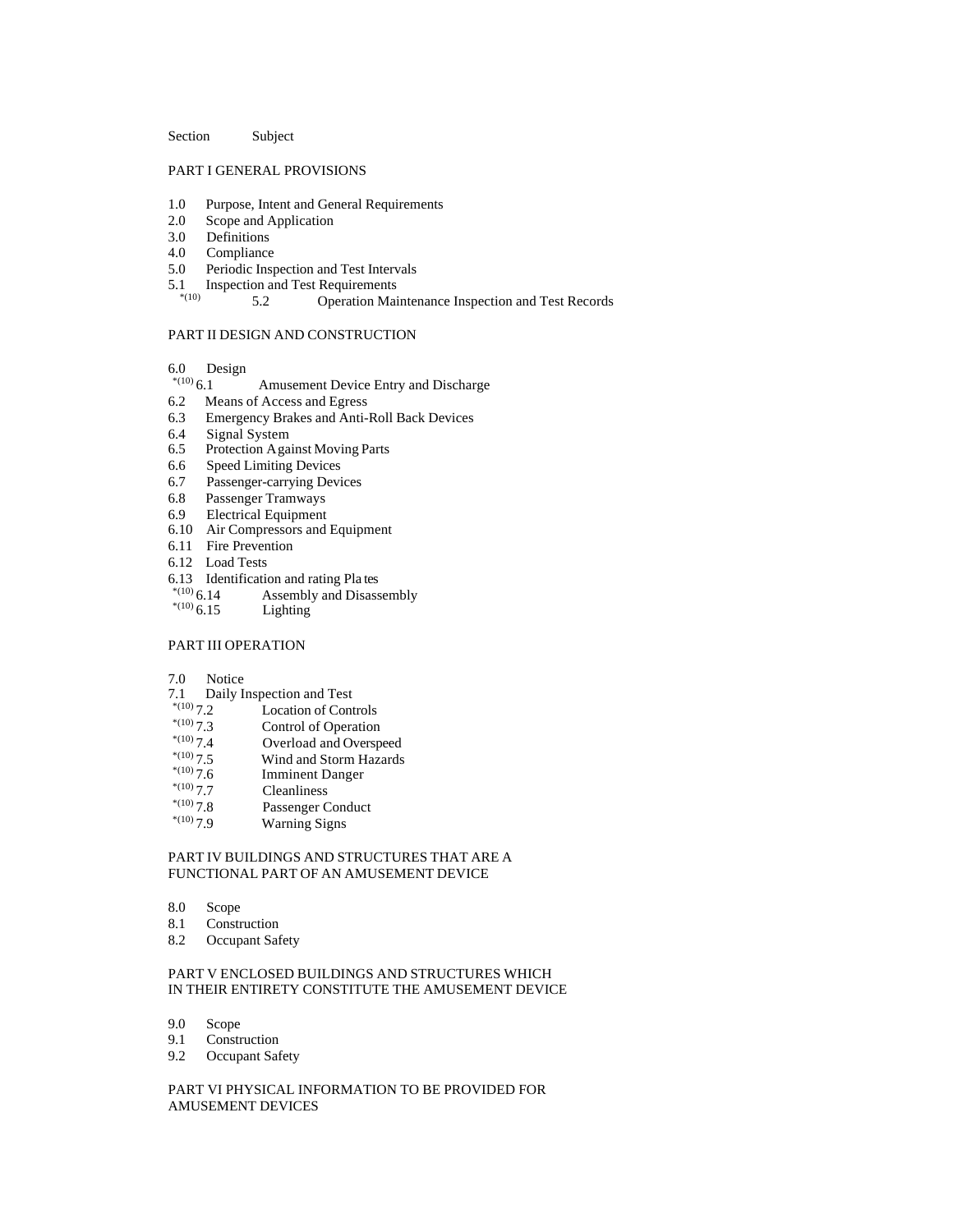Section Subject

PART I GENERAL PROVISIONS

1.0 Purpose, Intent and General Requirements
2.0 Scope and Application
3.0 Definitions
4.0 Compliance
5.0 Periodic Inspection and Test Intervals
5.1 Inspection and Test Requirements
*(10) 5.2 Operation Maintenance Inspection and Test Records

PART II DESIGN AND CONSTRUCTION

6.0 Design
*(10) 6.1 Amusement Device Entry and Discharge
6.2 Means of Access and Egress
6.3 Emergency Brakes and Anti-Roll Back Devices
6.4 Signal System
6.5 Protection Against Moving Parts
6.6 Speed Limiting Devices
6.7 Passenger-carrying Devices
6.8 Passenger Tramways
6.9 Electrical Equipment
6.10 Air Compressors and Equipment
6.11 Fire Prevention
6.12 Load Tests
6.13 Identification and rating Plates
*(10) 6.14 Assembly and Disassembly
*(10) 6.15 Lighting

PART III OPERATION

7.0 Notice
7.1 Daily Inspection and Test
*(10) 7.2 Location of Controls
*(10) 7.3 Control of Operation
*(10) 7.4 Overload and Overspeed
*(10) 7.5 Wind and Storm Hazards
*(10) 7.6 Imminent Danger
*(10) 7.7 Cleanliness
*(10) 7.8 Passenger Conduct
*(10) 7.9 Warning Signs

PART IV BUILDINGS AND STRUCTURES THAT ARE A FUNCTIONAL PART OF AN AMUSEMENT DEVICE

8.0 Scope
8.1 Construction
8.2 Occupant Safety

PART V ENCLOSED BUILDINGS AND STRUCTURES WHICH IN THEIR ENTIRETY CONSTITUTE THE AMUSEMENT DEVICE

9.0 Scope
9.1 Construction
9.2 Occupant Safety

PART VI PHYSICAL INFORMATION TO BE PROVIDED FOR AMUSEMENT DEVICES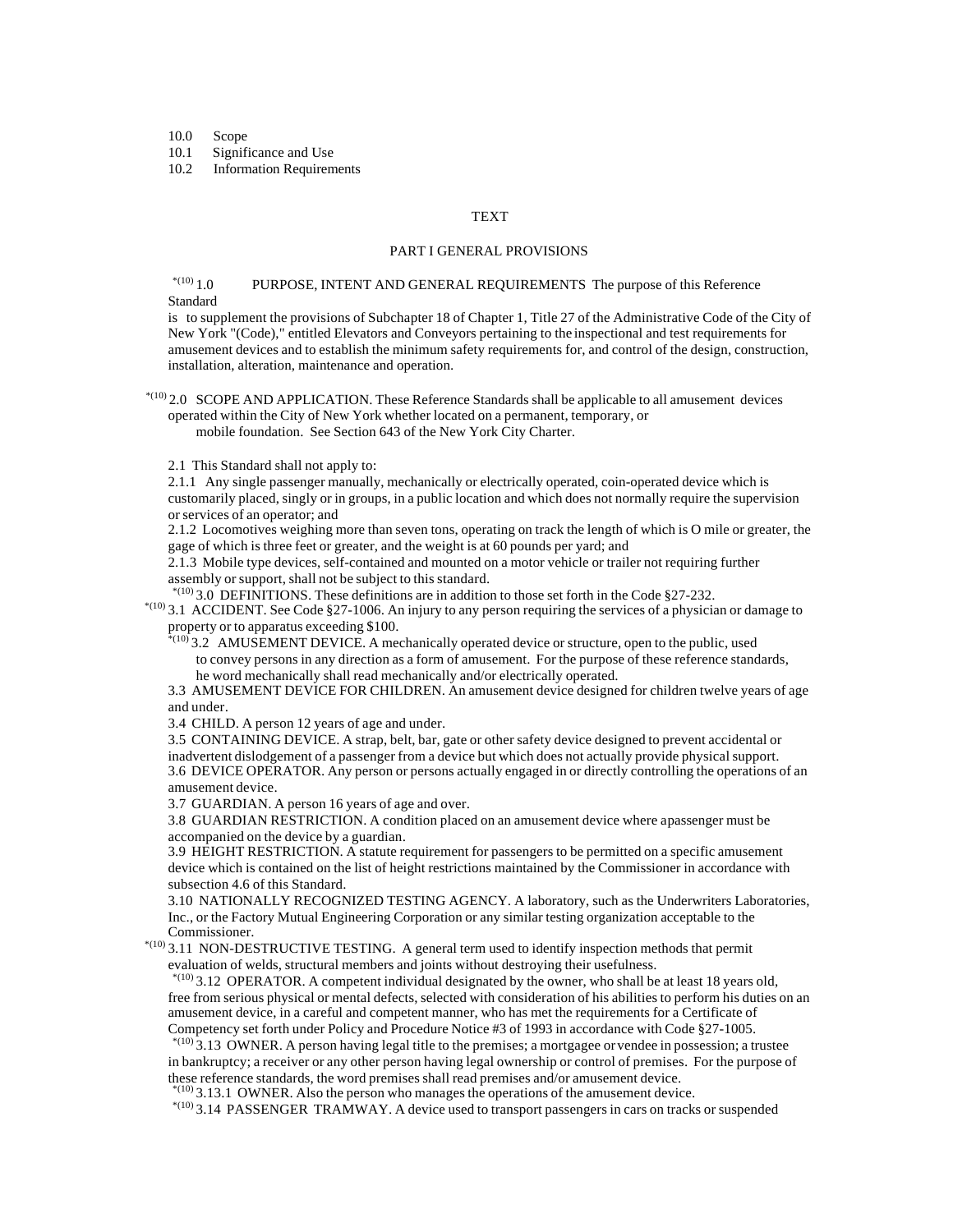10.0 Scope
10.1 Significance and Use
10.2 Information Requirements

TEXT

PART I GENERAL PROVISIONS

*(10) 1.0 PURPOSE, INTENT AND GENERAL REQUIREMENTS The purpose of this Reference Standard is to supplement the provisions of Subchapter 18 of Chapter 1, Title 27 of the Administrative Code of the City of New York "(Code)," entitled Elevators and Conveyors pertaining to the inspectional and test requirements for amusement devices and to establish the minimum safety requirements for, and control of the design, construction, installation, alteration, maintenance and operation.

*(10) 2.0 SCOPE AND APPLICATION. These Reference Standards shall be applicable to all amusement devices operated within the City of New York whether located on a permanent, temporary, or mobile foundation. See Section 643 of the New York City Charter.

2.1 This Standard shall not apply to:

2.1.1 Any single passenger manually, mechanically or electrically operated, coin-operated device which is customarily placed, singly or in groups, in a public location and which does not normally require the supervision or services of an operator; and

2.1.2 Locomotives weighing more than seven tons, operating on track the length of which is O mile or greater, the gage of which is three feet or greater, and the weight is at 60 pounds per yard; and

2.1.3 Mobile type devices, self-contained and mounted on a motor vehicle or trailer not requiring further assembly or support, shall not be subject to this standard.

*(10) 3.0 DEFINITIONS. These definitions are in addition to those set forth in the Code §27-232.

*(10) 3.1 ACCIDENT. See Code §27-1006. An injury to any person requiring the services of a physician or damage to property or to apparatus exceeding $100.

*(10) 3.2 AMUSEMENT DEVICE. A mechanically operated device or structure, open to the public, used to convey persons in any direction as a form of amusement. For the purpose of these reference standards, he word mechanically shall read mechanically and/or electrically operated.

3.3 AMUSEMENT DEVICE FOR CHILDREN. An amusement device designed for children twelve years of age and under.

3.4 CHILD. A person 12 years of age and under.

3.5 CONTAINING DEVICE. A strap, belt, bar, gate or other safety device designed to prevent accidental or inadvertent dislodgement of a passenger from a device but which does not actually provide physical support.

3.6 DEVICE OPERATOR. Any person or persons actually engaged in or directly controlling the operations of an amusement device.

3.7 GUARDIAN. A person 16 years of age and over.

3.8 GUARDIAN RESTRICTION. A condition placed on an amusement device where apassenger must be accompanied on the device by a guardian.

3.9 HEIGHT RESTRICTION. A statute requirement for passengers to be permitted on a specific amusement device which is contained on the list of height restrictions maintained by the Commissioner in accordance with subsection 4.6 of this Standard.

3.10 NATIONALLY RECOGNIZED TESTING AGENCY. A laboratory, such as the Underwriters Laboratories, Inc., or the Factory Mutual Engineering Corporation or any similar testing organization acceptable to the Commissioner.

*(10) 3.11 NON-DESTRUCTIVE TESTING. A general term used to identify inspection methods that permit evaluation of welds, structural members and joints without destroying their usefulness.

*(10) 3.12 OPERATOR. A competent individual designated by the owner, who shall be at least 18 years old, free from serious physical or mental defects, selected with consideration of his abilities to perform his duties on an amusement device, in a careful and competent manner, who has met the requirements for a Certificate of Competency set forth under Policy and Procedure Notice #3 of 1993 in accordance with Code §27-1005.

*(10) 3.13 OWNER. A person having legal title to the premises; a mortgagee or vendee in possession; a trustee in bankruptcy; a receiver or any other person having legal ownership or control of premises. For the purpose of these reference standards, the word premises shall read premises and/or amusement device.

*(10) 3.13.1 OWNER. Also the person who manages the operations of the amusement device.

*(10) 3.14 PASSENGER TRAMWAY. A device used to transport passengers in cars on tracks or suspended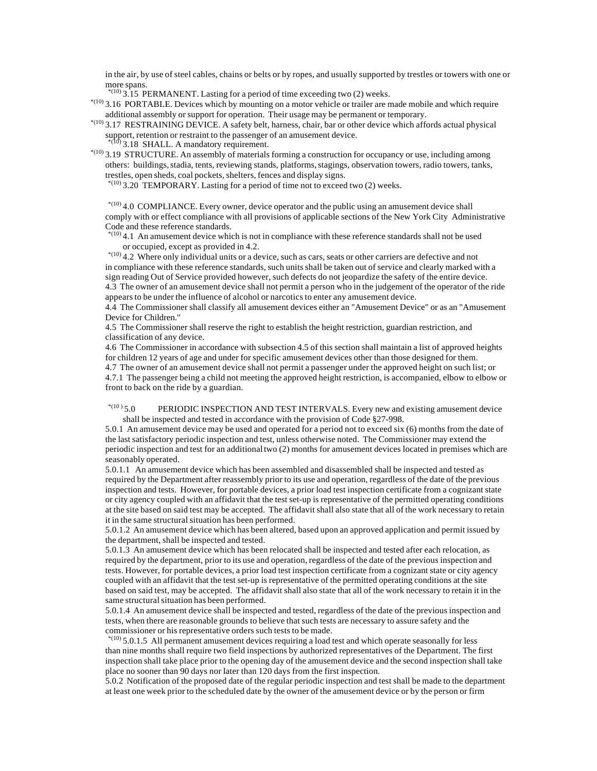in the air, by use of steel cables, chains or belts or by ropes, and usually supported by trestles or towers with one or more spans.

*(10) 3.15 PERMANENT. Lasting for a period of time exceeding two (2) weeks.

*(10) 3.16 PORTABLE. Devices which by mounting on a motor vehicle or trailer are made mobile and which require additional assembly or support for operation. Their usage may be permanent or temporary.

*(10) 3.17 RESTRAINING DEVICE. A safety belt, harness, chair, bar or other device which affords actual physical support, retention or restraint to the passenger of an amusement device.

*(10) 3.18 SHALL. A mandatory requirement.

*(10) 3.19 STRUCTURE. An assembly of materials forming a construction for occupancy or use, including among others: buildings, stadia, tents, reviewing stands, platforms, stagings, observation towers, radio towers, tanks, trestles, open sheds, coal pockets, shelters, fences and display signs.

*(10) 3.20 TEMPORARY. Lasting for a period of time not to exceed two (2) weeks.

*(10) 4.0 COMPLIANCE. Every owner, device operator and the public using an amusement device shall comply with or effect compliance with all provisions of applicable sections of the New York City Administrative Code and these reference standards.

*(10) 4.1 An amusement device which is not in compliance with these reference standards shall not be used or occupied, except as provided in 4.2.

*(10) 4.2 Where only individual units or a device, such as cars, seats or other carriers are defective and not in compliance with these reference standards, such units shall be taken out of service and clearly marked with a sign reading Out of Service provided however, such defects do not jeopardize the safety of the entire device.

4.3 The owner of an amusement device shall not permit a person who in the judgement of the operator of the ride appears to be under the influence of alcohol or narcotics to enter any amusement device.

4.4 The Commissioner shall classify all amusement devices either an "Amusement Device" or as an "Amusement Device for Children."

4.5 The Commissioner shall reserve the right to establish the height restriction, guardian restriction, and classification of any device.

4.6 The Commissioner in accordance with subsection 4.5 of this section shall maintain a list of approved heights for children 12 years of age and under for specific amusement devices other than those designed for them.

4.7 The owner of an amusement device shall not permit a passenger under the approved height on such list; or

4.7.1 The passenger being a child not meeting the approved height restriction, is accompanied, elbow to elbow or front to back on the ride by a guardian.

*(10) 5.0 PERIODIC INSPECTION AND TEST INTERVALS. Every new and existing amusement device shall be inspected and tested in accordance with the provision of Code §27-998.

5.0.1 An amusement device may be used and operated for a period not to exceed six (6) months from the date of the last satisfactory periodic inspection and test, unless otherwise noted. The Commissioner may extend the periodic inspection and test for an additional two (2) months for amusement devices located in premises which are seasonably operated.

5.0.1.1 An amusement device which has been assembled and disassembled shall be inspected and tested as required by the Department after reassembly prior to its use and operation, regardless of the date of the previous inspection and tests. However, for portable devices, a prior load test inspection certificate from a cognizant state or city agency coupled with an affidavit that the test set-up is representative of the permitted operating conditions at the site based on said test may be accepted. The affidavit shall also state that all of the work necessary to retain it in the same structural situation has been performed.

5.0.1.2 An amusement device which has been altered, based upon an approved application and permit issued by the department, shall be inspected and tested.

5.0.1.3 An amusement device which has been relocated shall be inspected and tested after each relocation, as required by the department, prior to its use and operation, regardless of the date of the previous inspection and tests. However, for portable devices, a prior load test inspection certificate from a cognizant state or city agency coupled with an affidavit that the test set-up is representative of the permitted operating conditions at the site based on said test, may be accepted. The affidavit shall also state that all of the work necessary to retain it in the same structural situation has been performed.

5.0.1.4 An amusement device shall be inspected and tested, regardless of the date of the previous inspection and tests, when there are reasonable grounds to believe that such tests are necessary to assure safety and the commissioner or his representative orders such tests to be made.

*(10) 5.0.1.5 All permanent amusement devices requiring a load test and which operate seasonally for less than nine months shall require two field inspections by authorized representatives of the Department. The first inspection shall take place prior to the opening day of the amusement device and the second inspection shall take place no sooner than 90 days nor later than 120 days from the first inspection.

5.0.2 Notification of the proposed date of the regular periodic inspection and test shall be made to the department at least one week prior to the scheduled date by the owner of the amusement device or by the person or firm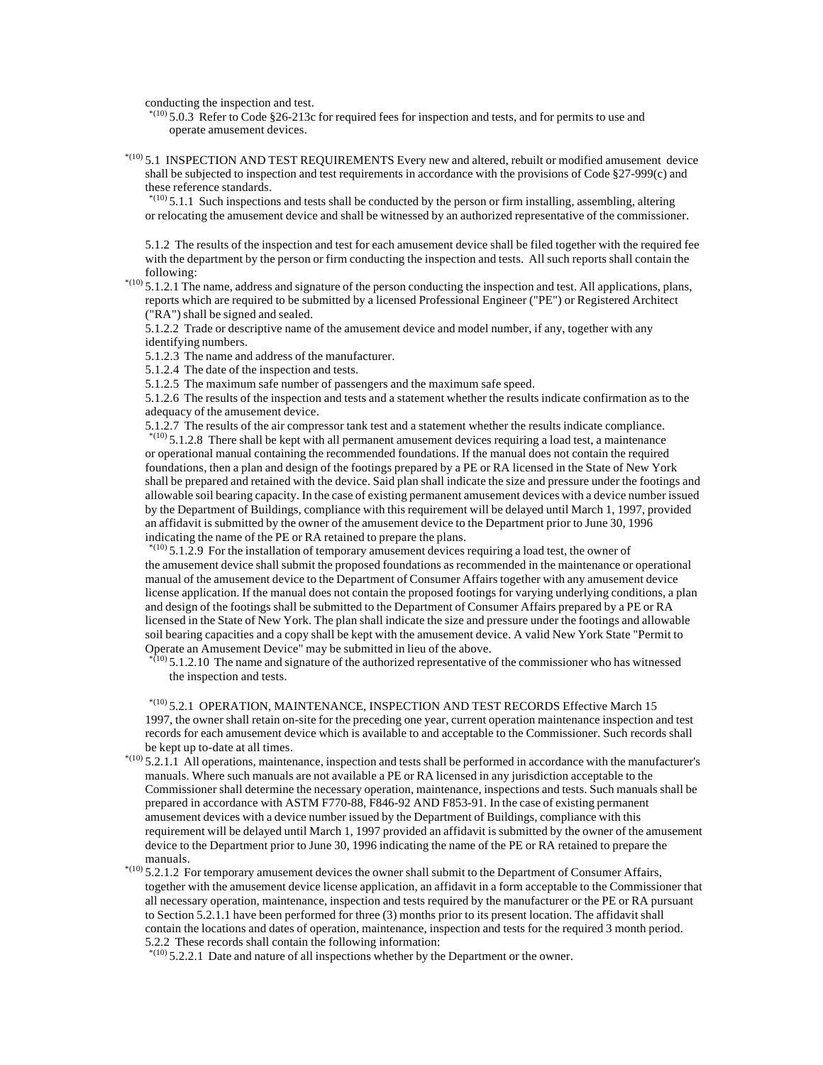conducting the inspection and test.

*(10) 5.0.3 Refer to Code §26-213c for required fees for inspection and tests, and for permits to use and operate amusement devices.

*(10) 5.1 INSPECTION AND TEST REQUIREMENTS Every new and altered, rebuilt or modified amusement device shall be subjected to inspection and test requirements in accordance with the provisions of Code §27-999(c) and these reference standards.

*(10) 5.1.1 Such inspections and tests shall be conducted by the person or firm installing, assembling, altering or relocating the amusement device and shall be witnessed by an authorized representative of the commissioner.

5.1.2 The results of the inspection and test for each amusement device shall be filed together with the required fee with the department by the person or firm conducting the inspection and tests. All such reports shall contain the following:

*(10) 5.1.2.1 The name, address and signature of the person conducting the inspection and test. All applications, plans, reports which are required to be submitted by a licensed Professional Engineer ("PE") or Registered Architect ("RA") shall be signed and sealed.

5.1.2.2 Trade or descriptive name of the amusement device and model number, if any, together with any identifying numbers.

5.1.2.3 The name and address of the manufacturer.

5.1.2.4 The date of the inspection and tests.

5.1.2.5 The maximum safe number of passengers and the maximum safe speed.

5.1.2.6 The results of the inspection and tests and a statement whether the results indicate confirmation as to the adequacy of the amusement device.

5.1.2.7 The results of the air compressor tank test and a statement whether the results indicate compliance.

*(10) 5.1.2.8 There shall be kept with all permanent amusement devices requiring a load test, a maintenance or operational manual containing the recommended foundations. If the manual does not contain the required foundations, then a plan and design of the footings prepared by a PE or RA licensed in the State of New York shall be prepared and retained with the device. Said plan shall indicate the size and pressure under the footings and allowable soil bearing capacity. In the case of existing permanent amusement devices with a device number issued by the Department of Buildings, compliance with this requirement will be delayed until March 1, 1997, provided an affidavit is submitted by the owner of the amusement device to the Department prior to June 30, 1996 indicating the name of the PE or RA retained to prepare the plans.

*(10) 5.1.2.9 For the installation of temporary amusement devices requiring a load test, the owner of the amusement device shall submit the proposed foundations as recommended in the maintenance or operational manual of the amusement device to the Department of Consumer Affairs together with any amusement device license application. If the manual does not contain the proposed footings for varying underlying conditions, a plan and design of the footings shall be submitted to the Department of Consumer Affairs prepared by a PE or RA licensed in the State of New York. The plan shall indicate the size and pressure under the footings and allowable soil bearing capacities and a copy shall be kept with the amusement device. A valid New York State "Permit to Operate an Amusement Device" may be submitted in lieu of the above.

*(10) 5.1.2.10 The name and signature of the authorized representative of the commissioner who has witnessed the inspection and tests.

*(10) 5.2.1 OPERATION, MAINTENANCE, INSPECTION AND TEST RECORDS Effective March 15 1997, the owner shall retain on-site for the preceding one year, current operation maintenance inspection and test records for each amusement device which is available to and acceptable to the Commissioner. Such records shall be kept up to-date at all times.

*(10) 5.2.1.1 All operations, maintenance, inspection and tests shall be performed in accordance with the manufacturer's manuals. Where such manuals are not available a PE or RA licensed in any jurisdiction acceptable to the Commissioner shall determine the necessary operation, maintenance, inspections and tests. Such manuals shall be prepared in accordance with ASTM F770-88, F846-92 AND F853-91. In the case of existing permanent amusement devices with a device number issued by the Department of Buildings, compliance with this requirement will be delayed until March 1, 1997 provided an affidavit is submitted by the owner of the amusement device to the Department prior to June 30, 1996 indicating the name of the PE or RA retained to prepare the manuals.

*(10) 5.2.1.2 For temporary amusement devices the owner shall submit to the Department of Consumer Affairs, together with the amusement device license application, an affidavit in a form acceptable to the Commissioner that all necessary operation, maintenance, inspection and tests required by the manufacturer or the PE or RA pursuant to Section 5.2.1.1 have been performed for three (3) months prior to its present location. The affidavit shall contain the locations and dates of operation, maintenance, inspection and tests for the required 3 month period.

5.2.2 These records shall contain the following information:

*(10) 5.2.2.1 Date and nature of all inspections whether by the Department or the owner.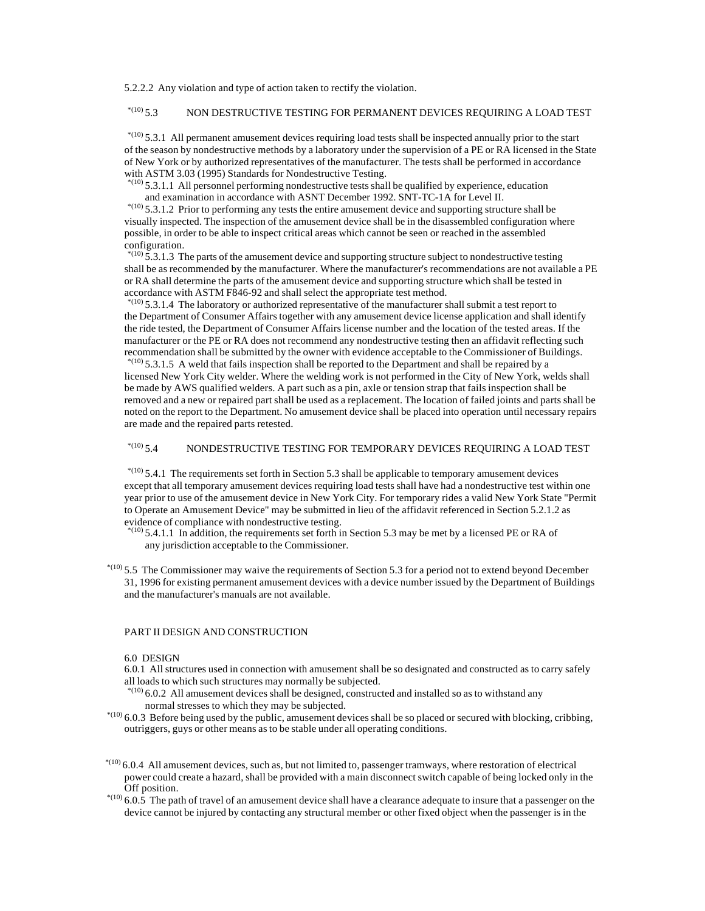5.2.2.2 Any violation and type of action taken to rectify the violation.

*(10) 5.3 NON DESTRUCTIVE TESTING FOR PERMANENT DEVICES REQUIRING A LOAD TEST

*(10) 5.3.1 All permanent amusement devices requiring load tests shall be inspected annually prior to the start of the season by nondestructive methods by a laboratory under the supervision of a PE or RA licensed in the State of New York or by authorized representatives of the manufacturer. The tests shall be performed in accordance with ASTM 3.03 (1995) Standards for Nondestructive Testing.

*(10) 5.3.1.1 All personnel performing nondestructive tests shall be qualified by experience, education and examination in accordance with ASNT December 1992. SNT-TC-1A for Level II.

*(10) 5.3.1.2 Prior to performing any tests the entire amusement device and supporting structure shall be visually inspected. The inspection of the amusement device shall be in the disassembled configuration where possible, in order to be able to inspect critical areas which cannot be seen or reached in the assembled configuration.

*(10) 5.3.1.3 The parts of the amusement device and supporting structure subject to nondestructive testing shall be as recommended by the manufacturer. Where the manufacturer's recommendations are not available a PE or RA shall determine the parts of the amusement device and supporting structure which shall be tested in accordance with ASTM F846-92 and shall select the appropriate test method.

*(10) 5.3.1.4 The laboratory or authorized representative of the manufacturer shall submit a test report to the Department of Consumer Affairs together with any amusement device license application and shall identify the ride tested, the Department of Consumer Affairs license number and the location of the tested areas. If the manufacturer or the PE or RA does not recommend any nondestructive testing then an affidavit reflecting such recommendation shall be submitted by the owner with evidence acceptable to the Commissioner of Buildings.

*(10) 5.3.1.5 A weld that fails inspection shall be reported to the Department and shall be repaired by a licensed New York City welder. Where the welding work is not performed in the City of New York, welds shall be made by AWS qualified welders. A part such as a pin, axle or tension strap that fails inspection shall be removed and a new or repaired part shall be used as a replacement. The location of failed joints and parts shall be noted on the report to the Department. No amusement device shall be placed into operation until necessary repairs are made and the repaired parts retested.

*(10) 5.4 NONDESTRUCTIVE TESTING FOR TEMPORARY DEVICES REQUIRING A LOAD TEST

*(10) 5.4.1 The requirements set forth in Section 5.3 shall be applicable to temporary amusement devices except that all temporary amusement devices requiring load tests shall have had a nondestructive test within one year prior to use of the amusement device in New York City. For temporary rides a valid New York State "Permit to Operate an Amusement Device" may be submitted in lieu of the affidavit referenced in Section 5.2.1.2 as evidence of compliance with nondestructive testing.

*(10) 5.4.1.1 In addition, the requirements set forth in Section 5.3 may be met by a licensed PE or RA of any jurisdiction acceptable to the Commissioner.

*(10) 5.5 The Commissioner may waive the requirements of Section 5.3 for a period not to extend beyond December 31, 1996 for existing permanent amusement devices with a device number issued by the Department of Buildings and the manufacturer's manuals are not available.

## PART II DESIGN AND CONSTRUCTION

### 6.0 DESIGN

6.0.1 All structures used in connection with amusement shall be so designated and constructed as to carry safely all loads to which such structures may normally be subjected.

*(10) 6.0.2 All amusement devices shall be designed, constructed and installed so as to withstand any normal stresses to which they may be subjected.

*(10) 6.0.3 Before being used by the public, amusement devices shall be so placed or secured with blocking, cribbing, outriggers, guys or other means as to be stable under all operating conditions.

*(10) 6.0.4 All amusement devices, such as, but not limited to, passenger tramways, where restoration of electrical power could create a hazard, shall be provided with a main disconnect switch capable of being locked only in the Off position.

*(10) 6.0.5 The path of travel of an amusement device shall have a clearance adequate to insure that a passenger on the device cannot be injured by contacting any structural member or other fixed object when the passenger is in the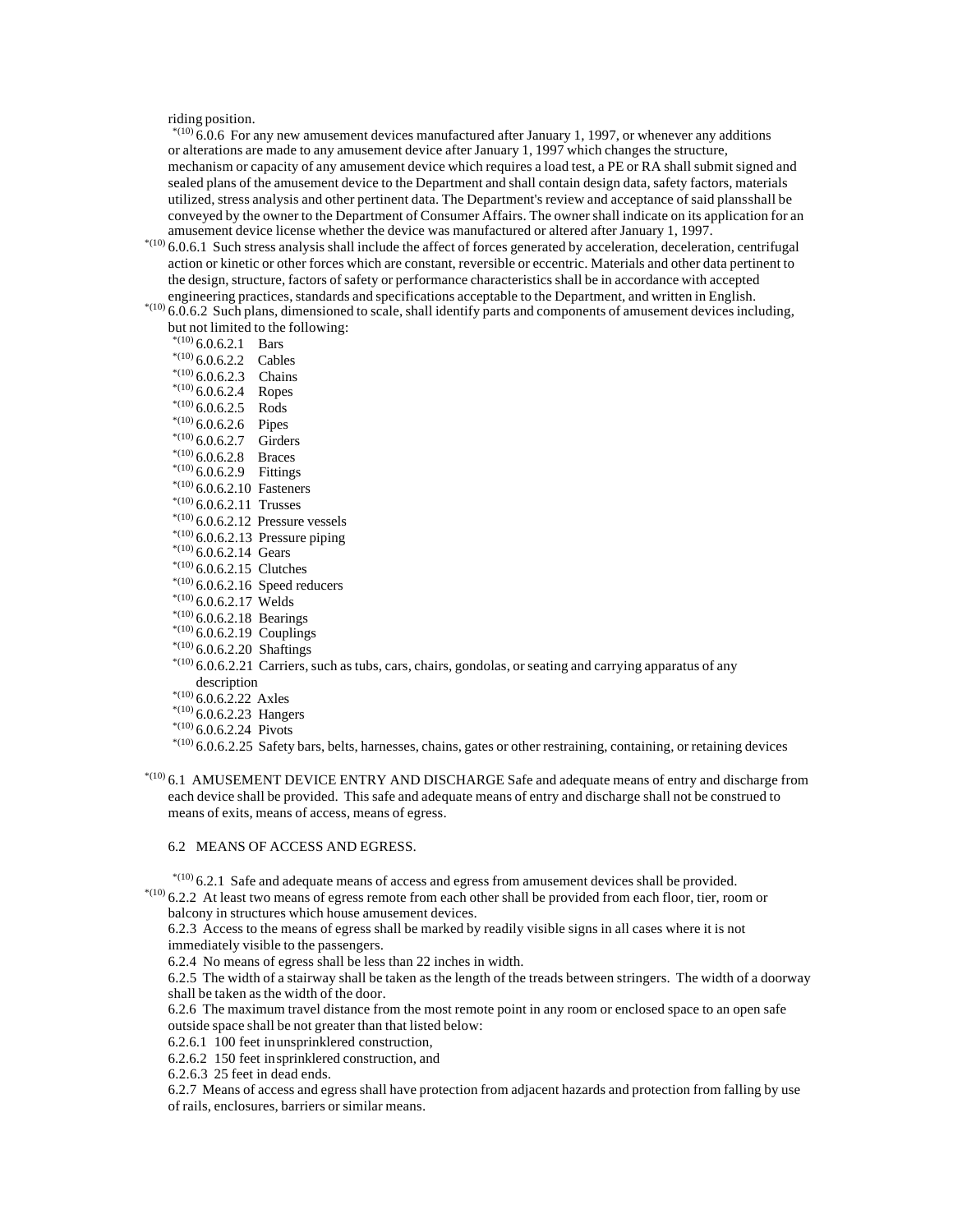riding position.

*(10) 6.0.6 For any new amusement devices manufactured after January 1, 1997, or whenever any additions or alterations are made to any amusement device after January 1, 1997 which changes the structure, mechanism or capacity of any amusement device which requires a load test, a PE or RA shall submit signed and sealed plans of the amusement device to the Department and shall contain design data, safety factors, materials utilized, stress analysis and other pertinent data. The Department's review and acceptance of said plansshall be conveyed by the owner to the Department of Consumer Affairs. The owner shall indicate on its application for an amusement device license whether the device was manufactured or altered after January 1, 1997.

*(10) 6.0.6.1 Such stress analysis shall include the affect of forces generated by acceleration, deceleration, centrifugal action or kinetic or other forces which are constant, reversible or eccentric. Materials and other data pertinent to the design, structure, factors of safety or performance characteristics shall be in accordance with accepted engineering practices, standards and specifications acceptable to the Department, and written in English.

*(10) 6.0.6.2 Such plans, dimensioned to scale, shall identify parts and components of amusement devices including, but not limited to the following:

- *(10) 6.0.6.2.1 Bars
- *(10) 6.0.6.2.2 Cables
- *(10) 6.0.6.2.3 Chains
- *(10) 6.0.6.2.4 Ropes
- *(10) 6.0.6.2.5 Rods
- *(10) 6.0.6.2.6 Pipes
- *(10) 6.0.6.2.7 Girders
- *(10) 6.0.6.2.8 Braces
- *(10) 6.0.6.2.9 Fittings
- *(10) 6.0.6.2.10 Fasteners
- *(10) 6.0.6.2.11 Trusses
- *(10) 6.0.6.2.12 Pressure vessels
- *(10) 6.0.6.2.13 Pressure piping
- *(10) 6.0.6.2.14 Gears
- *(10) 6.0.6.2.15 Clutches
- *(10) 6.0.6.2.16 Speed reducers
- *(10) 6.0.6.2.17 Welds
- *(10) 6.0.6.2.18 Bearings
- *(10) 6.0.6.2.19 Couplings
- *(10) 6.0.6.2.20 Shaftings
- *(10) 6.0.6.2.21 Carriers, such as tubs, cars, chairs, gondolas, or seating and carrying apparatus of any description
- *(10) 6.0.6.2.22 Axles
- *(10) 6.0.6.2.23 Hangers
- *(10) 6.0.6.2.24 Pivots
- *(10) 6.0.6.2.25 Safety bars, belts, harnesses, chains, gates or other restraining, containing, or retaining devices

*(10) 6.1 AMUSEMENT DEVICE ENTRY AND DISCHARGE Safe and adequate means of entry and discharge from each device shall be provided. This safe and adequate means of entry and discharge shall not be construed to means of exits, means of access, means of egress.

## 6.2 MEANS OF ACCESS AND EGRESS.

*(10) 6.2.1 Safe and adequate means of access and egress from amusement devices shall be provided.

*(10) 6.2.2 At least two means of egress remote from each other shall be provided from each floor, tier, room or balcony in structures which house amusement devices.

6.2.3 Access to the means of egress shall be marked by readily visible signs in all cases where it is not immediately visible to the passengers.

6.2.4 No means of egress shall be less than 22 inches in width.

6.2.5 The width of a stairway shall be taken as the length of the treads between stringers. The width of a doorway shall be taken as the width of the door.

6.2.6 The maximum travel distance from the most remote point in any room or enclosed space to an open safe outside space shall be not greater than that listed below:

6.2.6.1 100 feet in unsprinklered construction,

6.2.6.2 150 feet in sprinklered construction, and

6.2.6.3 25 feet in dead ends.

6.2.7 Means of access and egress shall have protection from adjacent hazards and protection from falling by use of rails, enclosures, barriers or similar means.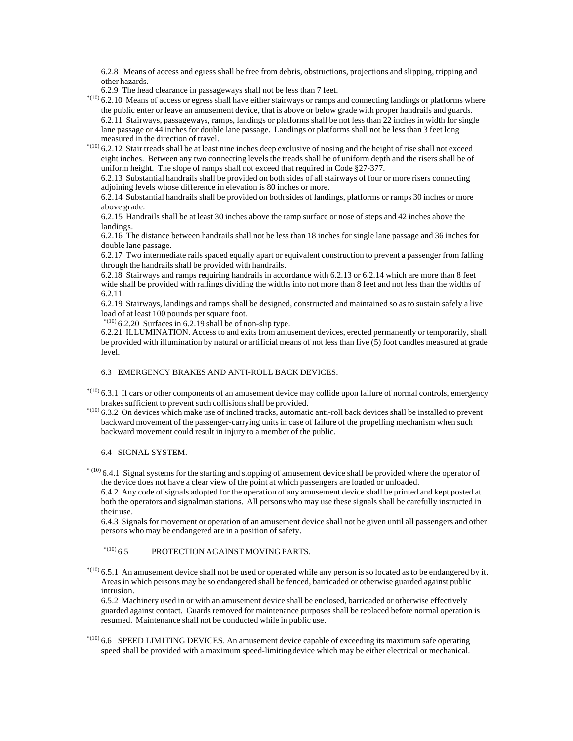6.2.8 Means of access and egress shall be free from debris, obstructions, projections and slipping, tripping and other hazards.

6.2.9 The head clearance in passageways shall not be less than 7 feet.

*(10) 6.2.10 Means of access or egress shall have either stairways or ramps and connecting landings or platforms where the public enter or leave an amusement device, that is above or below grade with proper handrails and guards.

6.2.11 Stairways, passageways, ramps, landings or platforms shall be not less than 22 inches in width for single lane passage or 44 inches for double lane passage. Landings or platforms shall not be less than 3 feet long measured in the direction of travel.

*(10) 6.2.12 Stair treads shall be at least nine inches deep exclusive of nosing and the height of rise shall not exceed eight inches. Between any two connecting levels the treads shall be of uniform depth and the risers shall be of uniform height. The slope of ramps shall not exceed that required in Code §27-377.

6.2.13 Substantial handrails shall be provided on both sides of all stairways of four or more risers connecting adjoining levels whose difference in elevation is 80 inches or more.

6.2.14 Substantial handrails shall be provided on both sides of landings, platforms or ramps 30 inches or more above grade.

6.2.15 Handrails shall be at least 30 inches above the ramp surface or nose of steps and 42 inches above the landings.

6.2.16 The distance between handrails shall not be less than 18 inches for single lane passage and 36 inches for double lane passage.

6.2.17 Two intermediate rails spaced equally apart or equivalent construction to prevent a passenger from falling through the handrails shall be provided with handrails.

6.2.18 Stairways and ramps requiring handrails in accordance with 6.2.13 or 6.2.14 which are more than 8 feet wide shall be provided with railings dividing the widths into not more than 8 feet and not less than the widths of 6.2.11.

6.2.19 Stairways, landings and ramps shall be designed, constructed and maintained so as to sustain safely a live load of at least 100 pounds per square foot.

*(10) 6.2.20 Surfaces in 6.2.19 shall be of non-slip type.

6.2.21 ILLUMINATION. Access to and exits from amusement devices, erected permanently or temporarily, shall be provided with illumination by natural or artificial means of not less than five (5) foot candles measured at grade level.

6.3 EMERGENCY BRAKES AND ANTI-ROLL BACK DEVICES.

*(10) 6.3.1 If cars or other components of an amusement device may collide upon failure of normal controls, emergency brakes sufficient to prevent such collisions shall be provided.

*(10) 6.3.2 On devices which make use of inclined tracks, automatic anti-roll back devices shall be installed to prevent backward movement of the passenger-carrying units in case of failure of the propelling mechanism when such backward movement could result in injury to a member of the public.

6.4 SIGNAL SYSTEM.

* (10) 6.4.1 Signal systems for the starting and stopping of amusement device shall be provided where the operator of the device does not have a clear view of the point at which passengers are loaded or unloaded.

6.4.2 Any code of signals adopted for the operation of any amusement device shall be printed and kept posted at both the operators and signalman stations. All persons who may use these signals shall be carefully instructed in their use.

6.4.3 Signals for movement or operation of an amusement device shall not be given until all passengers and other persons who may be endangered are in a position of safety.

*(10) 6.5 PROTECTION AGAINST MOVING PARTS.

*(10) 6.5.1 An amusement device shall not be used or operated while any person is so located as to be endangered by it. Areas in which persons may be so endangered shall be fenced, barricaded or otherwise guarded against public intrusion.

6.5.2 Machinery used in or with an amusement device shall be enclosed, barricaded or otherwise effectively guarded against contact. Guards removed for maintenance purposes shall be replaced before normal operation is resumed. Maintenance shall not be conducted while in public use.

*(10) 6.6 SPEED LIMITING DEVICES. An amusement device capable of exceeding its maximum safe operating speed shall be provided with a maximum speed-limiting device which may be either electrical or mechanical.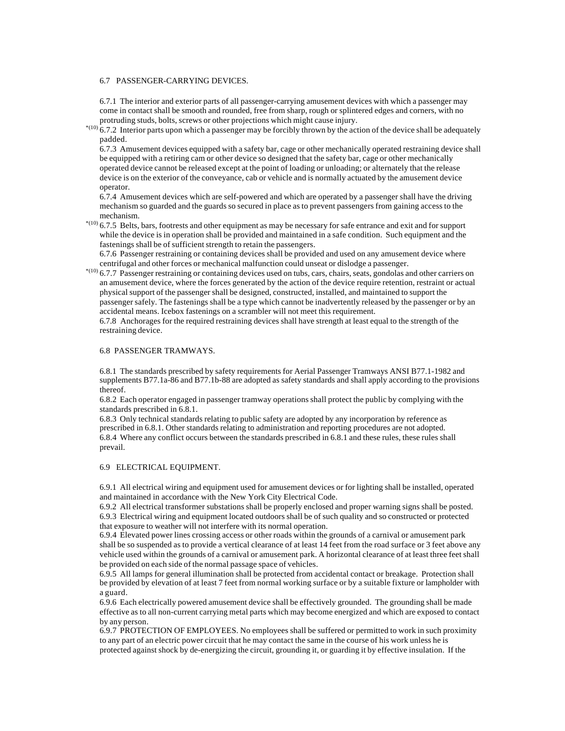6.7 PASSENGER-CARRYING DEVICES.

6.7.1 The interior and exterior parts of all passenger-carrying amusement devices with which a passenger may come in contact shall be smooth and rounded, free from sharp, rough or splintered edges and corners, with no protruding studs, bolts, screws or other projections which might cause injury.

*(10) 6.7.2 Interior parts upon which a passenger may be forcibly thrown by the action of the device shall be adequately padded.

6.7.3 Amusement devices equipped with a safety bar, cage or other mechanically operated restraining device shall be equipped with a retiring cam or other device so designed that the safety bar, cage or other mechanically operated device cannot be released except at the point of loading or unloading; or alternately that the release device is on the exterior of the conveyance, cab or vehicle and is normally actuated by the amusement device operator.

6.7.4 Amusement devices which are self-powered and which are operated by a passenger shall have the driving mechanism so guarded and the guards so secured in place as to prevent passengers from gaining access to the mechanism.

*(10) 6.7.5 Belts, bars, footrests and other equipment as may be necessary for safe entrance and exit and for support while the device is in operation shall be provided and maintained in a safe condition. Such equipment and the fastenings shall be of sufficient strength to retain the passengers.

6.7.6 Passenger restraining or containing devices shall be provided and used on any amusement device where centrifugal and other forces or mechanical malfunction could unseat or dislodge a passenger.

*(10) 6.7.7 Passenger restraining or containing devices used on tubs, cars, chairs, seats, gondolas and other carriers on an amusement device, where the forces generated by the action of the device require retention, restraint or actual physical support of the passenger shall be designed, constructed, installed, and maintained to support the passenger safely. The fastenings shall be a type which cannot be inadvertently released by the passenger or by an accidental means. Icebox fastenings on a scrambler will not meet this requirement.

6.7.8 Anchorages for the required restraining devices shall have strength at least equal to the strength of the restraining device.

6.8 PASSENGER TRAMWAYS.

6.8.1 The standards prescribed by safety requirements for Aerial Passenger Tramways ANSI B77.1-1982 and supplements B77.1a-86 and B77.1b-88 are adopted as safety standards and shall apply according to the provisions thereof.

6.8.2 Each operator engaged in passenger tramway operations shall protect the public by complying with the standards prescribed in 6.8.1.

6.8.3 Only technical standards relating to public safety are adopted by any incorporation by reference as prescribed in 6.8.1. Other standards relating to administration and reporting procedures are not adopted.

6.8.4 Where any conflict occurs between the standards prescribed in 6.8.1 and these rules, these rules shall prevail.

6.9 ELECTRICAL EQUIPMENT.

6.9.1 All electrical wiring and equipment used for amusement devices or for lighting shall be installed, operated and maintained in accordance with the New York City Electrical Code.

6.9.2 All electrical transformer substations shall be properly enclosed and proper warning signs shall be posted.

6.9.3 Electrical wiring and equipment located outdoors shall be of such quality and so constructed or protected that exposure to weather will not interfere with its normal operation.

6.9.4 Elevated power lines crossing access or other roads within the grounds of a carnival or amusement park shall be so suspended as to provide a vertical clearance of at least 14 feet from the road surface or 3 feet above any vehicle used within the grounds of a carnival or amusement park. A horizontal clearance of at least three feet shall be provided on each side of the normal passage space of vehicles.

6.9.5 All lamps for general illumination shall be protected from accidental contact or breakage. Protection shall be provided by elevation of at least 7 feet from normal working surface or by a suitable fixture or lampholder with a guard.

6.9.6 Each electrically powered amusement device shall be effectively grounded. The grounding shall be made effective as to all non-current carrying metal parts which may become energized and which are exposed to contact by any person.

6.9.7 PROTECTION OF EMPLOYEES. No employees shall be suffered or permitted to work in such proximity to any part of an electric power circuit that he may contact the same in the course of his work unless he is protected against shock by de-energizing the circuit, grounding it, or guarding it by effective insulation. If the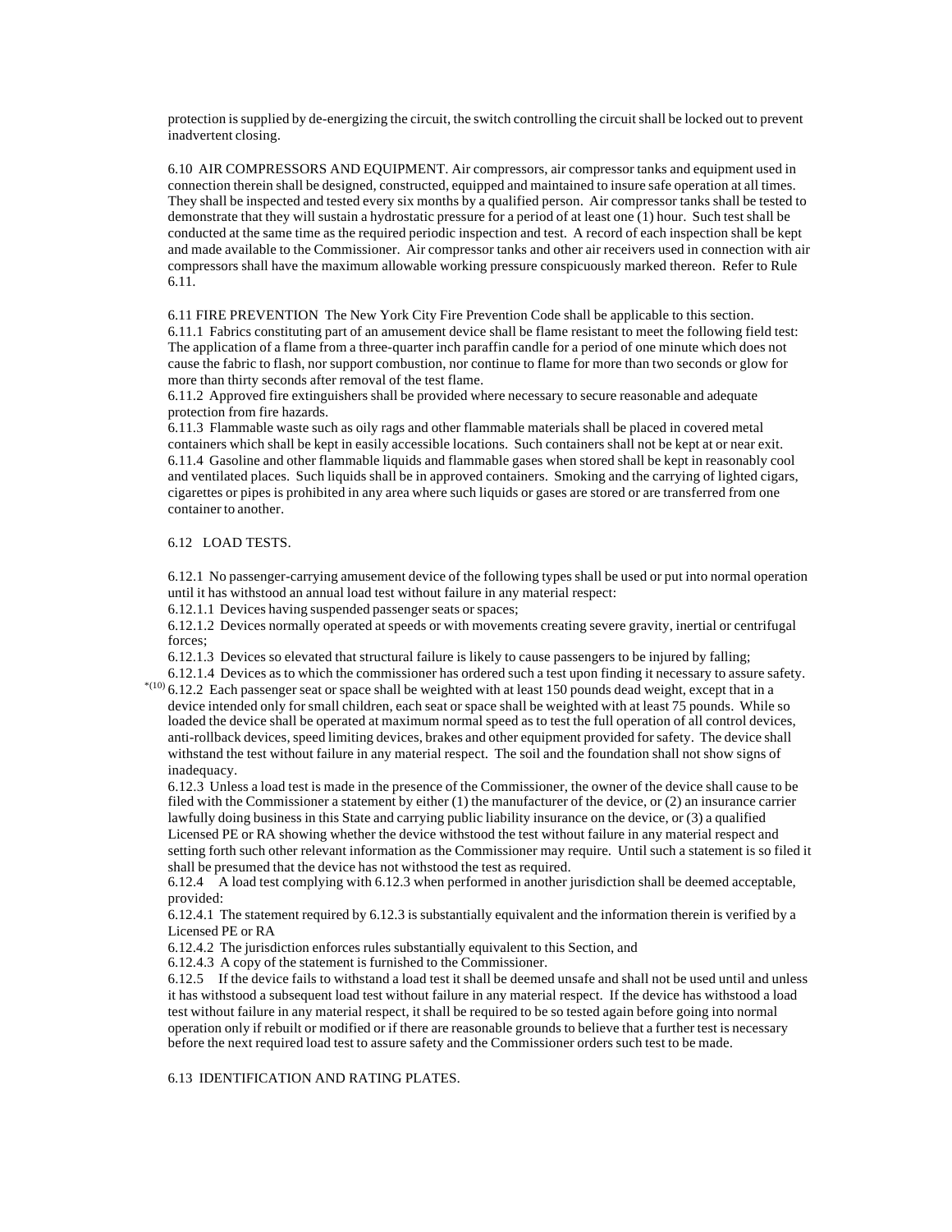protection is supplied by de-energizing the circuit, the switch controlling the circuit shall be locked out to prevent inadvertent closing.

6.10 AIR COMPRESSORS AND EQUIPMENT. Air compressors, air compressor tanks and equipment used in connection therein shall be designed, constructed, equipped and maintained to insure safe operation at all times. They shall be inspected and tested every six months by a qualified person. Air compressor tanks shall be tested to demonstrate that they will sustain a hydrostatic pressure for a period of at least one (1) hour. Such test shall be conducted at the same time as the required periodic inspection and test. A record of each inspection shall be kept and made available to the Commissioner. Air compressor tanks and other air receivers used in connection with air compressors shall have the maximum allowable working pressure conspicuously marked thereon. Refer to Rule 6.11.

6.11 FIRE PREVENTION The New York City Fire Prevention Code shall be applicable to this section.
6.11.1 Fabrics constituting part of an amusement device shall be flame resistant to meet the following field test: The application of a flame from a three-quarter inch paraffin candle for a period of one minute which does not cause the fabric to flash, nor support combustion, nor continue to flame for more than two seconds or glow for more than thirty seconds after removal of the test flame.
6.11.2 Approved fire extinguishers shall be provided where necessary to secure reasonable and adequate protection from fire hazards.
6.11.3 Flammable waste such as oily rags and other flammable materials shall be placed in covered metal containers which shall be kept in easily accessible locations. Such containers shall not be kept at or near exit.
6.11.4 Gasoline and other flammable liquids and flammable gases when stored shall be kept in reasonably cool and ventilated places. Such liquids shall be in approved containers. Smoking and the carrying of lighted cigars, cigarettes or pipes is prohibited in any area where such liquids or gases are stored or are transferred from one container to another.

6.12 LOAD TESTS.

6.12.1 No passenger-carrying amusement device of the following types shall be used or put into normal operation until it has withstood an annual load test without failure in any material respect:
6.12.1.1 Devices having suspended passenger seats or spaces;
6.12.1.2 Devices normally operated at speeds or with movements creating severe gravity, inertial or centrifugal forces;
6.12.1.3 Devices so elevated that structural failure is likely to cause passengers to be injured by falling;
6.12.1.4 Devices as to which the commissioner has ordered such a test upon finding it necessary to assure safety.
*(10) 6.12.2 Each passenger seat or space shall be weighted with at least 150 pounds dead weight, except that in a device intended only for small children, each seat or space shall be weighted with at least 75 pounds. While so loaded the device shall be operated at maximum normal speed as to test the full operation of all control devices, anti-rollback devices, speed limiting devices, brakes and other equipment provided for safety. The device shall withstand the test without failure in any material respect. The soil and the foundation shall not show signs of inadequacy.
6.12.3 Unless a load test is made in the presence of the Commissioner, the owner of the device shall cause to be filed with the Commissioner a statement by either (1) the manufacturer of the device, or (2) an insurance carrier lawfully doing business in this State and carrying public liability insurance on the device, or (3) a qualified Licensed PE or RA showing whether the device withstood the test without failure in any material respect and setting forth such other relevant information as the Commissioner may require. Until such a statement is so filed it shall be presumed that the device has not withstood the test as required.
6.12.4 A load test complying with 6.12.3 when performed in another jurisdiction shall be deemed acceptable, provided:
6.12.4.1 The statement required by 6.12.3 is substantially equivalent and the information therein is verified by a Licensed PE or RA
6.12.4.2 The jurisdiction enforces rules substantially equivalent to this Section, and
6.12.4.3 A copy of the statement is furnished to the Commissioner.
6.12.5 If the device fails to withstand a load test it shall be deemed unsafe and shall not be used until and unless it has withstood a subsequent load test without failure in any material respect. If the device has withstood a load test without failure in any material respect, it shall be required to be so tested again before going into normal operation only if rebuilt or modified or if there are reasonable grounds to believe that a further test is necessary before the next required load test to assure safety and the Commissioner orders such test to be made.

6.13 IDENTIFICATION AND RATING PLATES.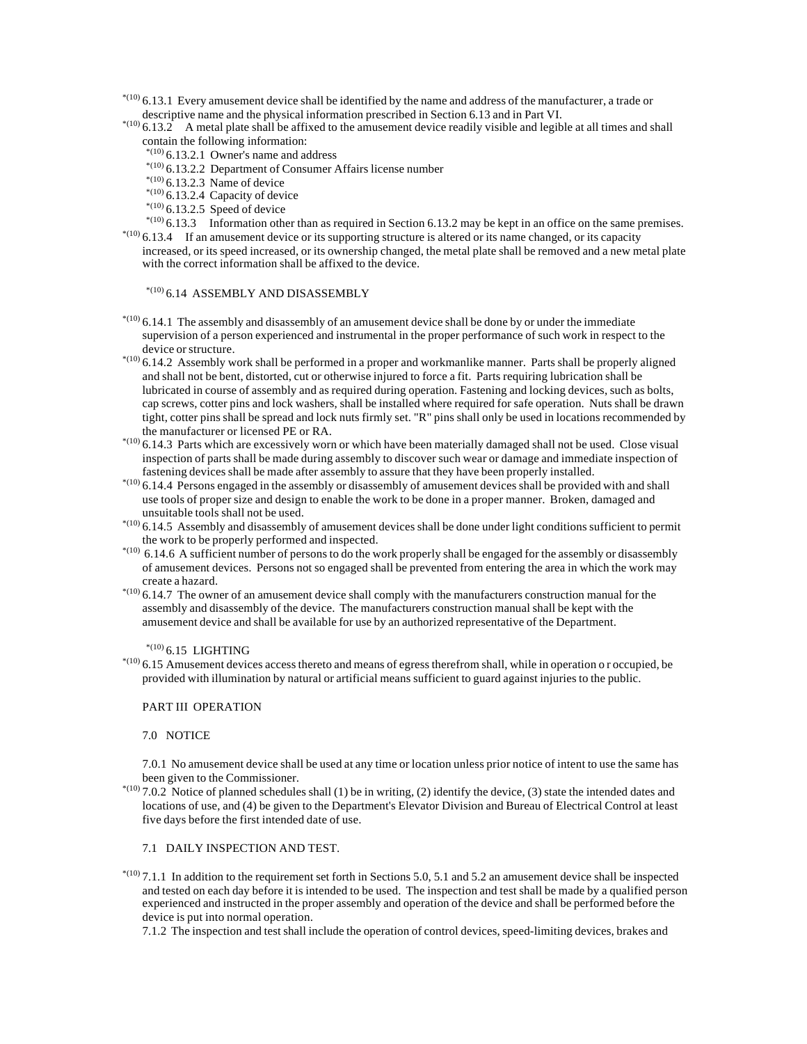*(10) 6.13.1 Every amusement device shall be identified by the name and address of the manufacturer, a trade or descriptive name and the physical information prescribed in Section 6.13 and in Part VI.

*(10) 6.13.2 A metal plate shall be affixed to the amusement device readily visible and legible at all times and shall contain the following information:

- *(10) 6.13.2.1 Owner's name and address
- *(10) 6.13.2.2 Department of Consumer Affairs license number
- *(10) 6.13.2.3 Name of device
- *(10) 6.13.2.4 Capacity of device
- *(10) 6.13.2.5 Speed of device

*(10) 6.13.3 Information other than as required in Section 6.13.2 may be kept in an office on the same premises.

*(10) 6.13.4 If an amusement device or its supporting structure is altered or its name changed, or its capacity increased, or its speed increased, or its ownership changed, the metal plate shall be removed and a new metal plate with the correct information shall be affixed to the device.

### *(10) 6.14 ASSEMBLY AND DISASSEMBLY

*(10) 6.14.1 The assembly and disassembly of an amusement device shall be done by or under the immediate supervision of a person experienced and instrumental in the proper performance of such work in respect to the device or structure.

*(10) 6.14.2 Assembly work shall be performed in a proper and workmanlike manner. Parts shall be properly aligned and shall not be bent, distorted, cut or otherwise injured to force a fit. Parts requiring lubrication shall be lubricated in course of assembly and as required during operation. Fastening and locking devices, such as bolts, cap screws, cotter pins and lock washers, shall be installed where required for safe operation. Nuts shall be drawn tight, cotter pins shall be spread and lock nuts firmly set. "R" pins shall only be used in locations recommended by the manufacturer or licensed PE or RA.

*(10) 6.14.3 Parts which are excessively worn or which have been materially damaged shall not be used. Close visual inspection of parts shall be made during assembly to discover such wear or damage and immediate inspection of fastening devices shall be made after assembly to assure that they have been properly installed.

*(10) 6.14.4 Persons engaged in the assembly or disassembly of amusement devices shall be provided with and shall use tools of proper size and design to enable the work to be done in a proper manner. Broken, damaged and unsuitable tools shall not be used.

*(10) 6.14.5 Assembly and disassembly of amusement devices shall be done under light conditions sufficient to permit the work to be properly performed and inspected.

*(10) 6.14.6 A sufficient number of persons to do the work properly shall be engaged for the assembly or disassembly of amusement devices. Persons not so engaged shall be prevented from entering the area in which the work may create a hazard.

*(10) 6.14.7 The owner of an amusement device shall comply with the manufacturers construction manual for the assembly and disassembly of the device. The manufacturers construction manual shall be kept with the amusement device and shall be available for use by an authorized representative of the Department.

### *(10) 6.15 LIGHTING

*(10) 6.15 Amusement devices access thereto and means of egress therefrom shall, while in operation o r occupied, be provided with illumination by natural or artificial means sufficient to guard against injuries to the public.

## PART III OPERATION

### 7.0 NOTICE

7.0.1 No amusement device shall be used at any time or location unless prior notice of intent to use the same has been given to the Commissioner.

*(10) 7.0.2 Notice of planned schedules shall (1) be in writing, (2) identify the device, (3) state the intended dates and locations of use, and (4) be given to the Department's Elevator Division and Bureau of Electrical Control at least five days before the first intended date of use.

### 7.1 DAILY INSPECTION AND TEST.

*(10) 7.1.1 In addition to the requirement set forth in Sections 5.0, 5.1 and 5.2 an amusement device shall be inspected and tested on each day before it is intended to be used. The inspection and test shall be made by a qualified person experienced and instructed in the proper assembly and operation of the device and shall be performed before the device is put into normal operation.

7.1.2 The inspection and test shall include the operation of control devices, speed-limiting devices, brakes and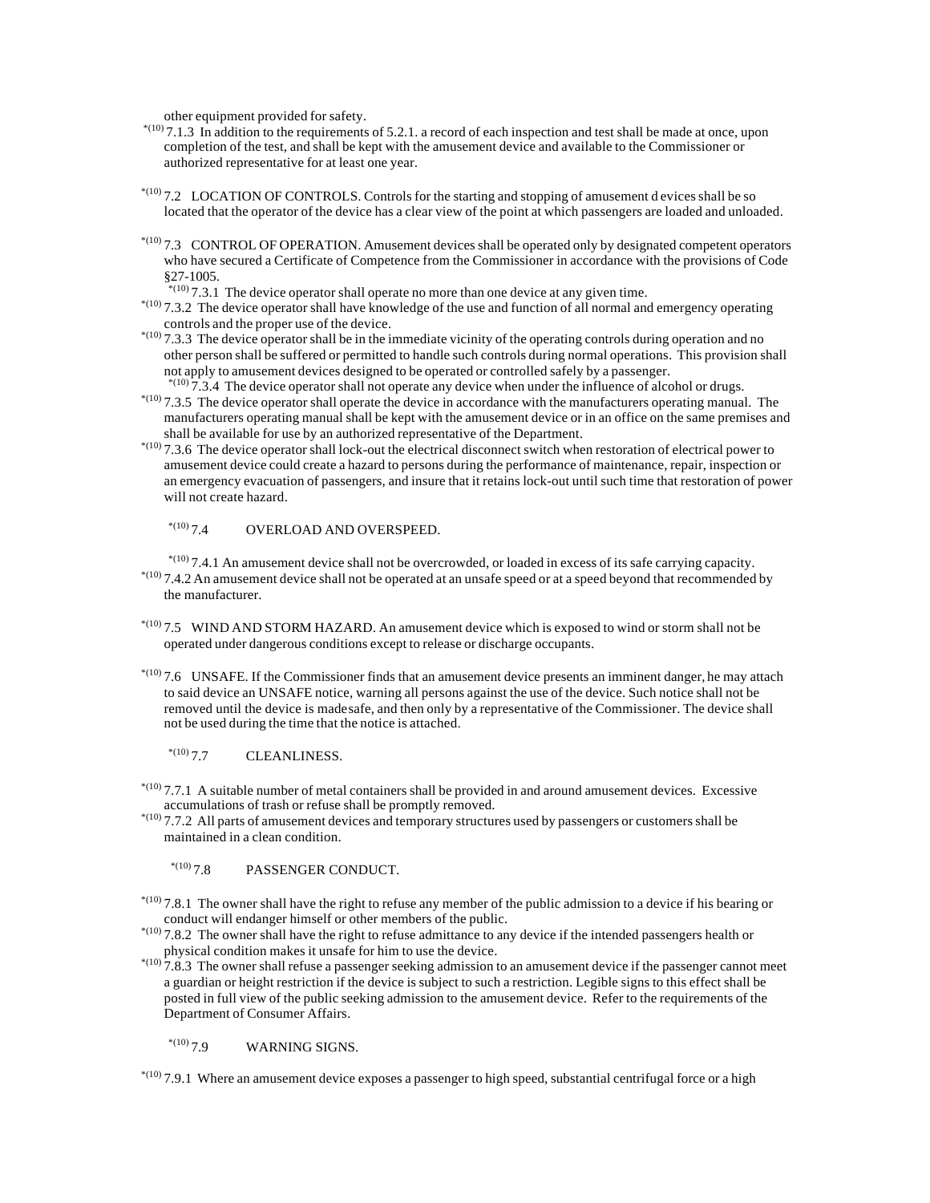other equipment provided for safety.

*(10) 7.1.3 In addition to the requirements of 5.2.1. a record of each inspection and test shall be made at once, upon completion of the test, and shall be kept with the amusement device and available to the Commissioner or authorized representative for at least one year.

*(10) 7.2 LOCATION OF CONTROLS. Controls for the starting and stopping of amusement d evices shall be so located that the operator of the device has a clear view of the point at which passengers are loaded and unloaded.

*(10) 7.3 CONTROL OF OPERATION. Amusement devices shall be operated only by designated competent operators who have secured a Certificate of Competence from the Commissioner in accordance with the provisions of Code §27-1005.

*(10) 7.3.1 The device operator shall operate no more than one device at any given time.

*(10) 7.3.2 The device operator shall have knowledge of the use and function of all normal and emergency operating controls and the proper use of the device.

*(10) 7.3.3 The device operator shall be in the immediate vicinity of the operating controls during operation and no other person shall be suffered or permitted to handle such controls during normal operations. This provision shall not apply to amusement devices designed to be operated or controlled safely by a passenger.

*(10) 7.3.4 The device operator shall not operate any device when under the influence of alcohol or drugs.

*(10) 7.3.5 The device operator shall operate the device in accordance with the manufacturers operating manual. The manufacturers operating manual shall be kept with the amusement device or in an office on the same premises and shall be available for use by an authorized representative of the Department.

*(10) 7.3.6 The device operator shall lock-out the electrical disconnect switch when restoration of electrical power to amusement device could create a hazard to persons during the performance of maintenance, repair, inspection or an emergency evacuation of passengers, and insure that it retains lock-out until such time that restoration of power will not create hazard.

*(10) 7.4 OVERLOAD AND OVERSPEED.

*(10) 7.4.1 An amusement device shall not be overcrowded, or loaded in excess of its safe carrying capacity.

*(10) 7.4.2 An amusement device shall not be operated at an unsafe speed or at a speed beyond that recommended by the manufacturer.

*(10) 7.5 WIND AND STORM HAZARD. An amusement device which is exposed to wind or storm shall not be operated under dangerous conditions except to release or discharge occupants.

*(10) 7.6 UNSAFE. If the Commissioner finds that an amusement device presents an imminent danger, he may attach to said device an UNSAFE notice, warning all persons against the use of the device. Such notice shall not be removed until the device is madesafe, and then only by a representative of the Commissioner. The device shall not be used during the time that the notice is attached.

*(10) 7.7 CLEANLINESS.

*(10) 7.7.1 A suitable number of metal containers shall be provided in and around amusement devices. Excessive accumulations of trash or refuse shall be promptly removed.

*(10) 7.7.2 All parts of amusement devices and temporary structures used by passengers or customers shall be maintained in a clean condition.

*(10) 7.8 PASSENGER CONDUCT.

*(10) 7.8.1 The owner shall have the right to refuse any member of the public admission to a device if his bearing or conduct will endanger himself or other members of the public.

*(10) 7.8.2 The owner shall have the right to refuse admittance to any device if the intended passengers health or physical condition makes it unsafe for him to use the device.

*(10) 7.8.3 The owner shall refuse a passenger seeking admission to an amusement device if the passenger cannot meet a guardian or height restriction if the device is subject to such a restriction. Legible signs to this effect shall be posted in full view of the public seeking admission to the amusement device. Refer to the requirements of the Department of Consumer Affairs.

*(10) 7.9 WARNING SIGNS.

*(10) 7.9.1 Where an amusement device exposes a passenger to high speed, substantial centrifugal force or a high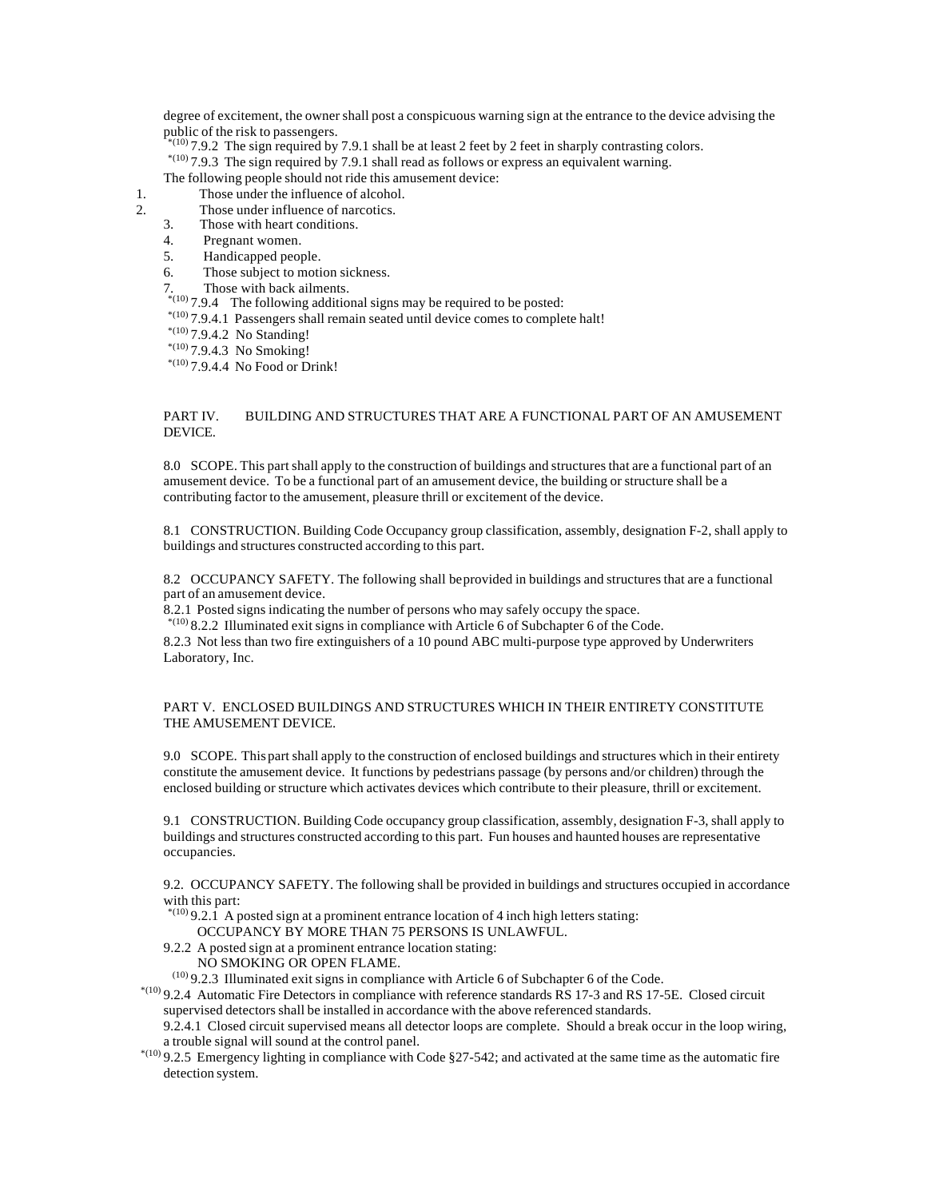degree of excitement, the owner shall post a conspicuous warning sign at the entrance to the device advising the public of the risk to passengers.

*(10) 7.9.2 The sign required by 7.9.1 shall be at least 2 feet by 2 feet in sharply contrasting colors.

*(10) 7.9.3 The sign required by 7.9.1 shall read as follows or express an equivalent warning.

The following people should not ride this amusement device:

1. Those under the influence of alcohol.
2. Those under influence of narcotics.
3. Those with heart conditions.
4. Pregnant women.
5. Handicapped people.
6. Those subject to motion sickness.
7. Those with back ailments.

*(10) 7.9.4 The following additional signs may be required to be posted:

*(10) 7.9.4.1 Passengers shall remain seated until device comes to complete halt!

*(10) 7.9.4.2 No Standing!

*(10) 7.9.4.3 No Smoking!

*(10) 7.9.4.4 No Food or Drink!

## PART IV. BUILDING AND STRUCTURES THAT ARE A FUNCTIONAL PART OF AN AMUSEMENT DEVICE.

8.0 SCOPE. This part shall apply to the construction of buildings and structures that are a functional part of an amusement device. To be a functional part of an amusement device, the building or structure shall be a contributing factor to the amusement, pleasure thrill or excitement of the device.

8.1 CONSTRUCTION. Building Code Occupancy group classification, assembly, designation F-2, shall apply to buildings and structures constructed according to this part.

8.2 OCCUPANCY SAFETY. The following shall be provided in buildings and structures that are a functional part of an amusement device.

8.2.1 Posted signs indicating the number of persons who may safely occupy the space.

*(10) 8.2.2 Illuminated exit signs in compliance with Article 6 of Subchapter 6 of the Code.

8.2.3 Not less than two fire extinguishers of a 10 pound ABC multi-purpose type approved by Underwriters Laboratory, Inc.

## PART V. ENCLOSED BUILDINGS AND STRUCTURES WHICH IN THEIR ENTIRETY CONSTITUTE THE AMUSEMENT DEVICE.

9.0 SCOPE. This part shall apply to the construction of enclosed buildings and structures which in their entirety constitute the amusement device. It functions by pedestrians passage (by persons and/or children) through the enclosed building or structure which activates devices which contribute to their pleasure, thrill or excitement.

9.1 CONSTRUCTION. Building Code occupancy group classification, assembly, designation F-3, shall apply to buildings and structures constructed according to this part. Fun houses and haunted houses are representative occupancies.

9.2. OCCUPANCY SAFETY. The following shall be provided in buildings and structures occupied in accordance with this part:

*(10) 9.2.1 A posted sign at a prominent entrance location of 4 inch high letters stating:
OCCUPANCY BY MORE THAN 75 PERSONS IS UNLAWFUL.

9.2.2 A posted sign at a prominent entrance location stating:
NO SMOKING OR OPEN FLAME.

(10) 9.2.3 Illuminated exit signs in compliance with Article 6 of Subchapter 6 of the Code.

*(10) 9.2.4 Automatic Fire Detectors in compliance with reference standards RS 17-3 and RS 17-5E. Closed circuit supervised detectors shall be installed in accordance with the above referenced standards.

9.2.4.1 Closed circuit supervised means all detector loops are complete. Should a break occur in the loop wiring, a trouble signal will sound at the control panel.

*(10) 9.2.5 Emergency lighting in compliance with Code §27-542; and activated at the same time as the automatic fire detection system.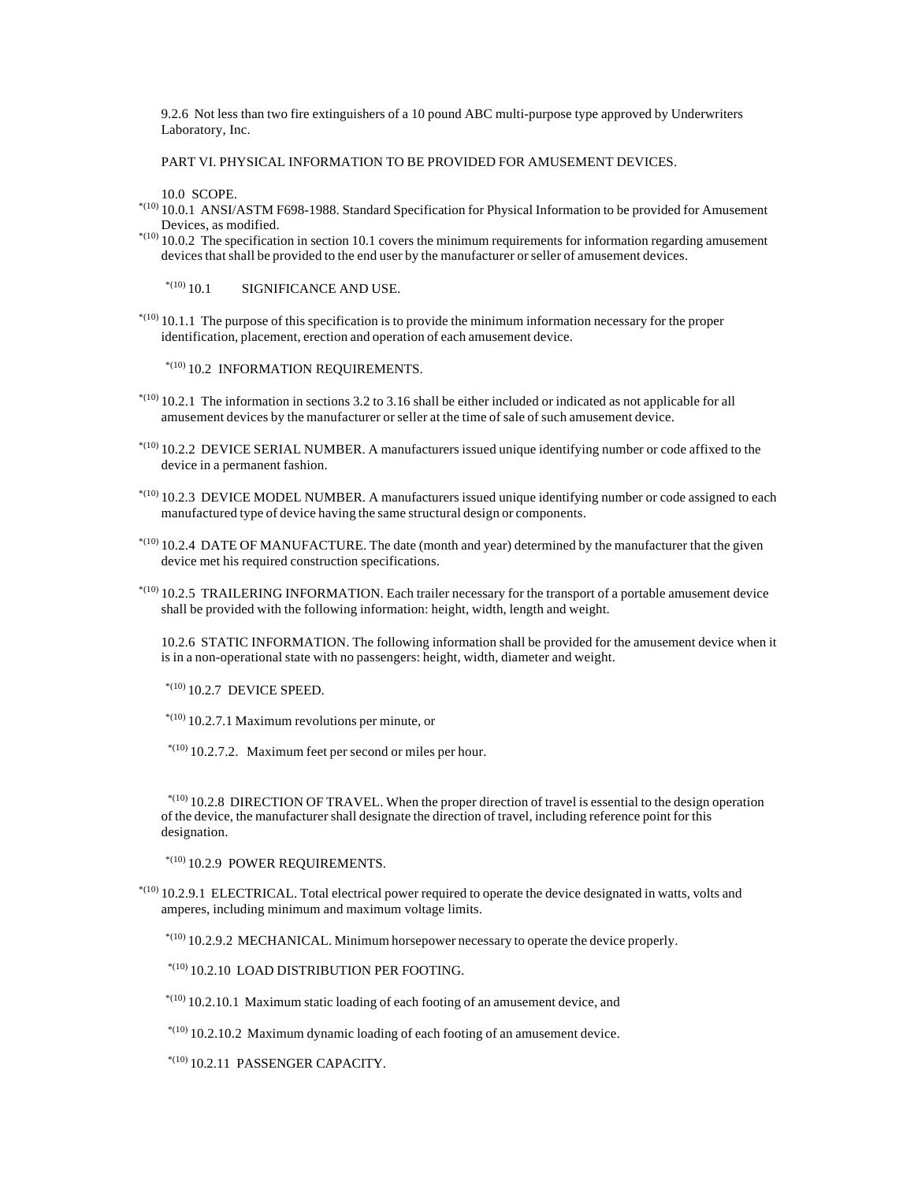9.2.6 Not less than two fire extinguishers of a 10 pound ABC multi-purpose type approved by Underwriters Laboratory, Inc.

PART VI. PHYSICAL INFORMATION TO BE PROVIDED FOR AMUSEMENT DEVICES.

10.0 SCOPE.

*(10) 10.0.1 ANSI/ASTM F698-1988. Standard Specification for Physical Information to be provided for Amusement Devices, as modified.

*(10) 10.0.2 The specification in section 10.1 covers the minimum requirements for information regarding amusement devices that shall be provided to the end user by the manufacturer or seller of amusement devices.

*(10) 10.1 SIGNIFICANCE AND USE.

*(10) 10.1.1 The purpose of this specification is to provide the minimum information necessary for the proper identification, placement, erection and operation of each amusement device.

*(10) 10.2 INFORMATION REQUIREMENTS.

*(10) 10.2.1 The information in sections 3.2 to 3.16 shall be either included or indicated as not applicable for all amusement devices by the manufacturer or seller at the time of sale of such amusement device.

*(10) 10.2.2 DEVICE SERIAL NUMBER. A manufacturers issued unique identifying number or code affixed to the device in a permanent fashion.

*(10) 10.2.3 DEVICE MODEL NUMBER. A manufacturers issued unique identifying number or code assigned to each manufactured type of device having the same structural design or components.

*(10) 10.2.4 DATE OF MANUFACTURE. The date (month and year) determined by the manufacturer that the given device met his required construction specifications.

*(10) 10.2.5 TRAILERING INFORMATION. Each trailer necessary for the transport of a portable amusement device shall be provided with the following information: height, width, length and weight.

10.2.6 STATIC INFORMATION. The following information shall be provided for the amusement device when it is in a non-operational state with no passengers: height, width, diameter and weight.

*(10) 10.2.7 DEVICE SPEED.

*(10) 10.2.7.1 Maximum revolutions per minute, or

*(10) 10.2.7.2. Maximum feet per second or miles per hour.

*(10) 10.2.8 DIRECTION OF TRAVEL. When the proper direction of travel is essential to the design operation of the device, the manufacturer shall designate the direction of travel, including reference point for this designation.

*(10) 10.2.9 POWER REQUIREMENTS.

*(10) 10.2.9.1 ELECTRICAL. Total electrical power required to operate the device designated in watts, volts and amperes, including minimum and maximum voltage limits.

*(10) 10.2.9.2 MECHANICAL. Minimum horsepower necessary to operate the device properly.

*(10) 10.2.10 LOAD DISTRIBUTION PER FOOTING.

*(10) 10.2.10.1 Maximum static loading of each footing of an amusement device, and

*(10) 10.2.10.2 Maximum dynamic loading of each footing of an amusement device.

*(10) 10.2.11 PASSENGER CAPACITY.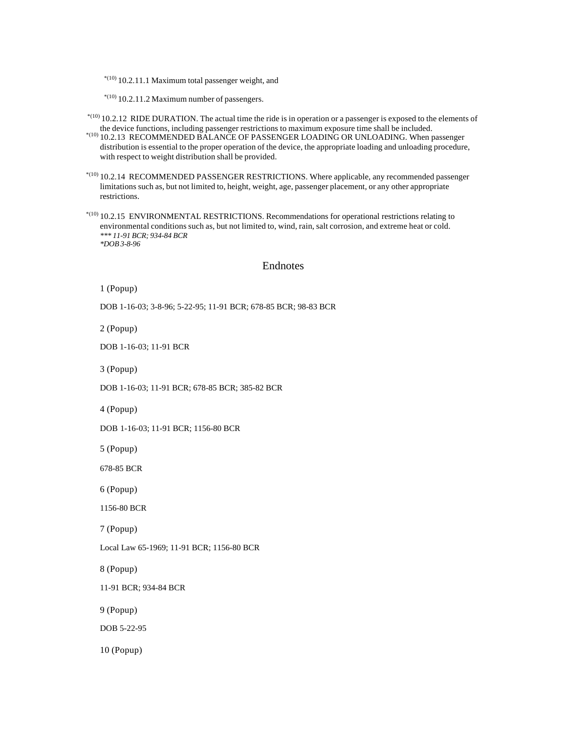*(10) 10.2.11.1 Maximum total passenger weight, and

*(10) 10.2.11.2 Maximum number of passengers.

*(10) 10.2.12 RIDE DURATION. The actual time the ride is in operation or a passenger is exposed to the elements of the device functions, including passenger restrictions to maximum exposure time shall be included.

*(10) 10.2.13 RECOMMENDED BALANCE OF PASSENGER LOADING OR UNLOADING. When passenger distribution is essential to the proper operation of the device, the appropriate loading and unloading procedure, with respect to weight distribution shall be provided.

*(10) 10.2.14 RECOMMENDED PASSENGER RESTRICTIONS. Where applicable, any recommended passenger limitations such as, but not limited to, height, weight, age, passenger placement, or any other appropriate restrictions.

*(10) 10.2.15 ENVIRONMENTAL RESTRICTIONS. Recommendations for operational restrictions relating to environmental conditions such as, but not limited to, wind, rain, salt corrosion, and extreme heat or cold.
*\*\*\* 11-91 BCR; 934-84 BCR*
*\*DOB 3-8-96*

## Endnotes

1 (Popup)

DOB 1-16-03; 3-8-96; 5-22-95; 11-91 BCR; 678-85 BCR; 98-83 BCR

2 (Popup)

DOB 1-16-03; 11-91 BCR

3 (Popup)

DOB 1-16-03; 11-91 BCR; 678-85 BCR; 385-82 BCR

4 (Popup)

DOB 1-16-03; 11-91 BCR; 1156-80 BCR

5 (Popup)

678-85 BCR

6 (Popup)

1156-80 BCR

7 (Popup)

Local Law 65-1969; 11-91 BCR; 1156-80 BCR

8 (Popup)

11-91 BCR; 934-84 BCR

9 (Popup)

DOB 5-22-95

10 (Popup)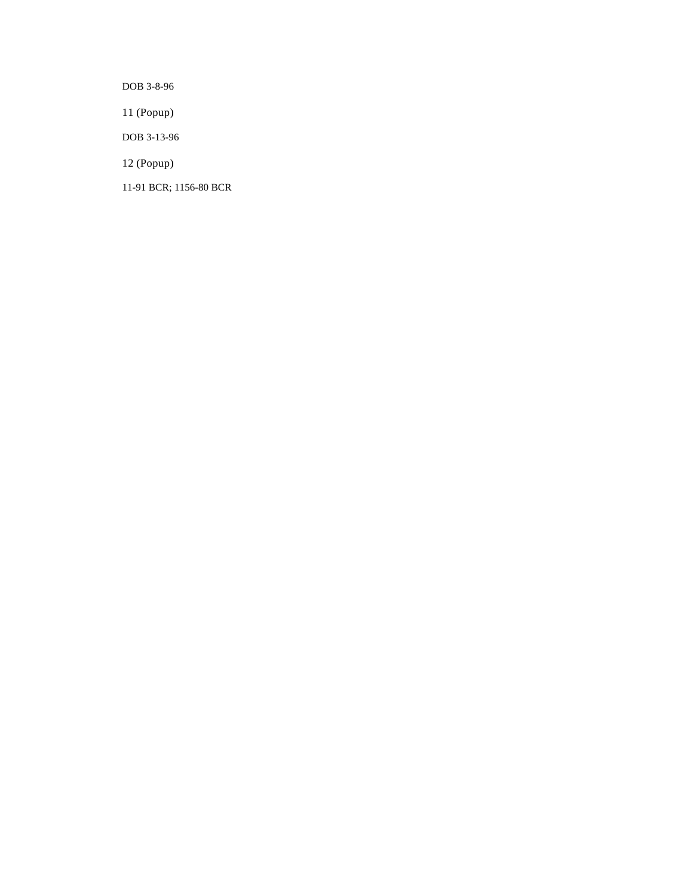DOB 3-8-96

11 (Popup)

DOB 3-13-96

12 (Popup)

11-91 BCR; 1156-80 BCR